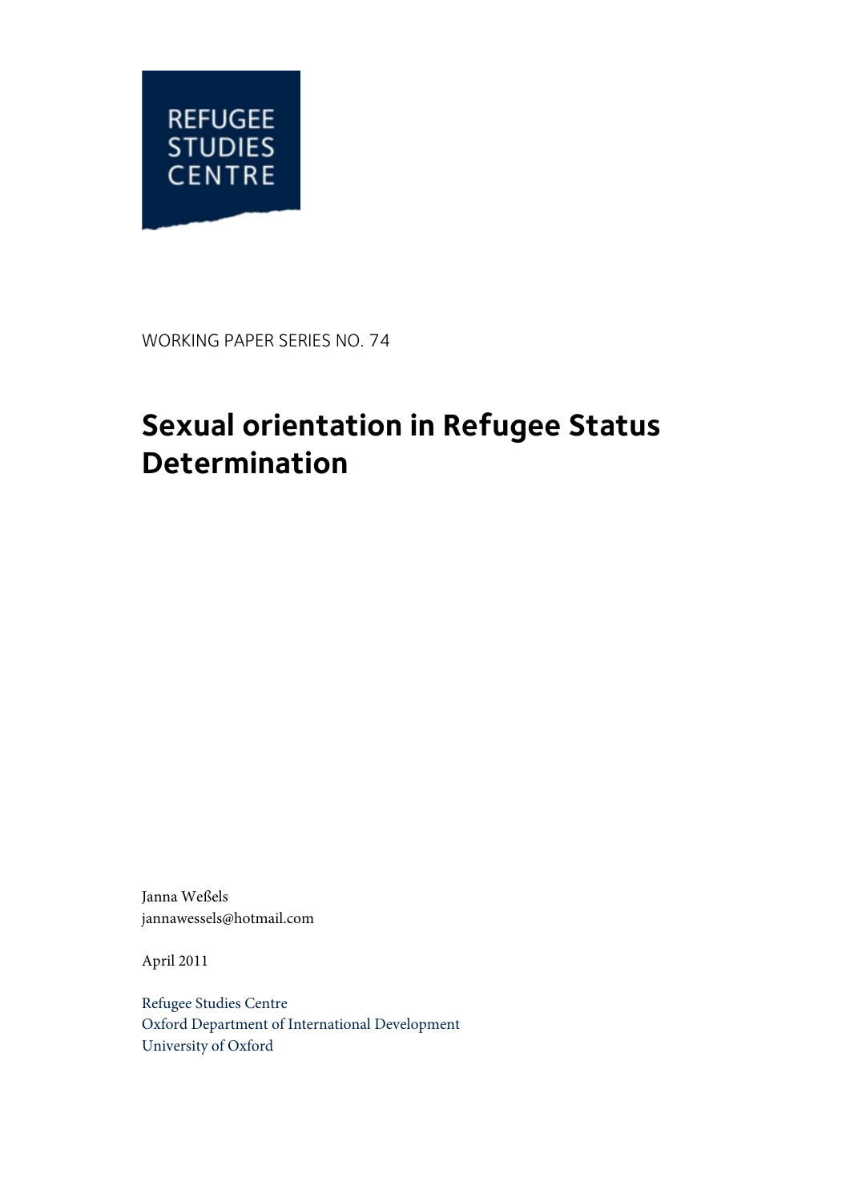REFUGEE STUDIES CENTRE

WORKING PAPER SERIES NO. 74

# Sexual orientation in Refugee Status Determination

Janna Weßels
jannawessels@hotmail.com

April 2011

Refugee Studies Centre
Oxford Department of International Development
University of Oxford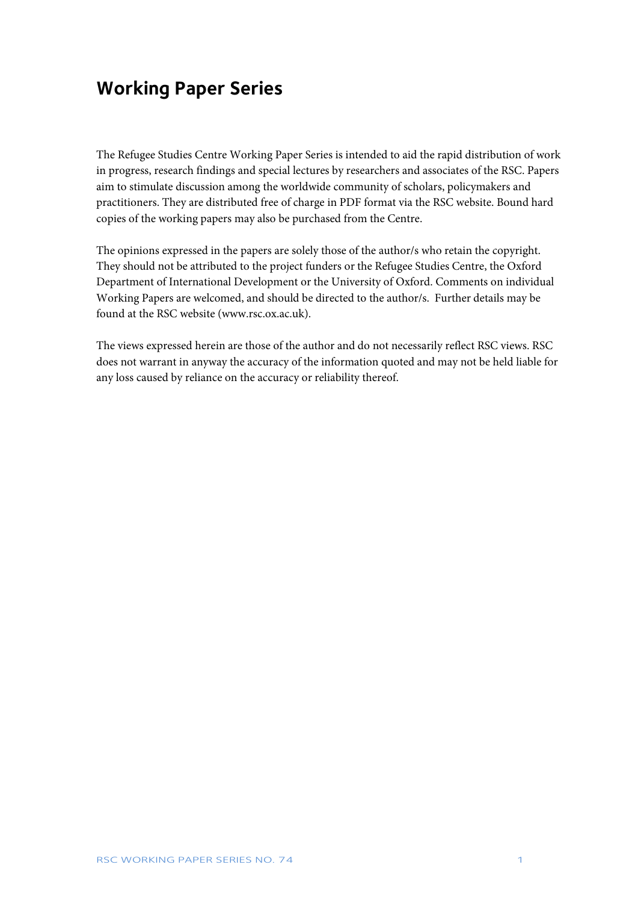## Working Paper Series

The Refugee Studies Centre Working Paper Series is intended to aid the rapid distribution of work in progress, research findings and special lectures by researchers and associates of the RSC. Papers aim to stimulate discussion among the worldwide community of scholars, policymakers and practitioners. They are distributed free of charge in PDF format via the RSC website. Bound hard copies of the working papers may also be purchased from the Centre.

The opinions expressed in the papers are solely those of the author/s who retain the copyright. They should not be attributed to the project funders or the Refugee Studies Centre, the Oxford Department of International Development or the University of Oxford. Comments on individual Working Papers are welcomed, and should be directed to the author/s. Further details may be found at the RSC website (www.rsc.ox.ac.uk).

The views expressed herein are those of the author and do not necessarily reflect RSC views. RSC does not warrant in anyway the accuracy of the information quoted and may not be held liable for any loss caused by reliance on the accuracy or reliability thereof.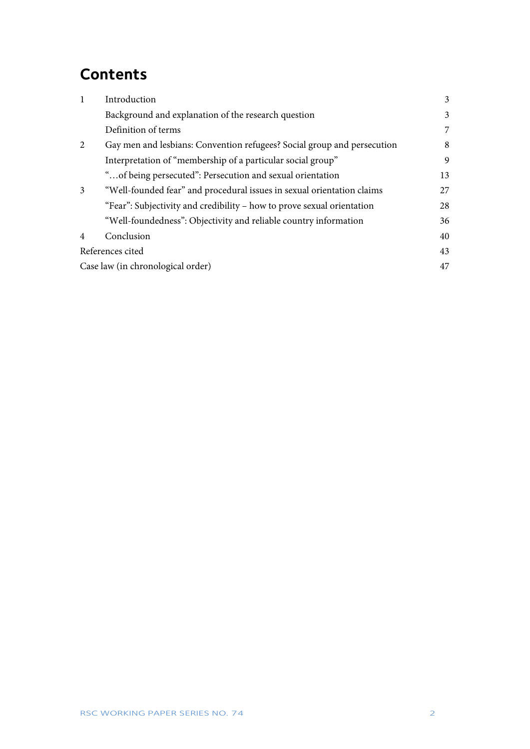# Contents

| | | |
|---|---|---|
| 1 | Introduction | 3 |
| | Background and explanation of the research question | 3 |
| | Definition of terms | 7 |
| 2 | Gay men and lesbians: Convention refugees? Social group and persecution | 8 |
| | Interpretation of "membership of a particular social group" | 9 |
| | "…of being persecuted": Persecution and sexual orientation | 13 |
| 3 | "Well-founded fear" and procedural issues in sexual orientation claims | 27 |
| | "Fear": Subjectivity and credibility – how to prove sexual orientation | 28 |
| | "Well-foundedness": Objectivity and reliable country information | 36 |
| 4 | Conclusion | 40 |
| References cited | | 43 |
| Case law (in chronological order) | | 47 |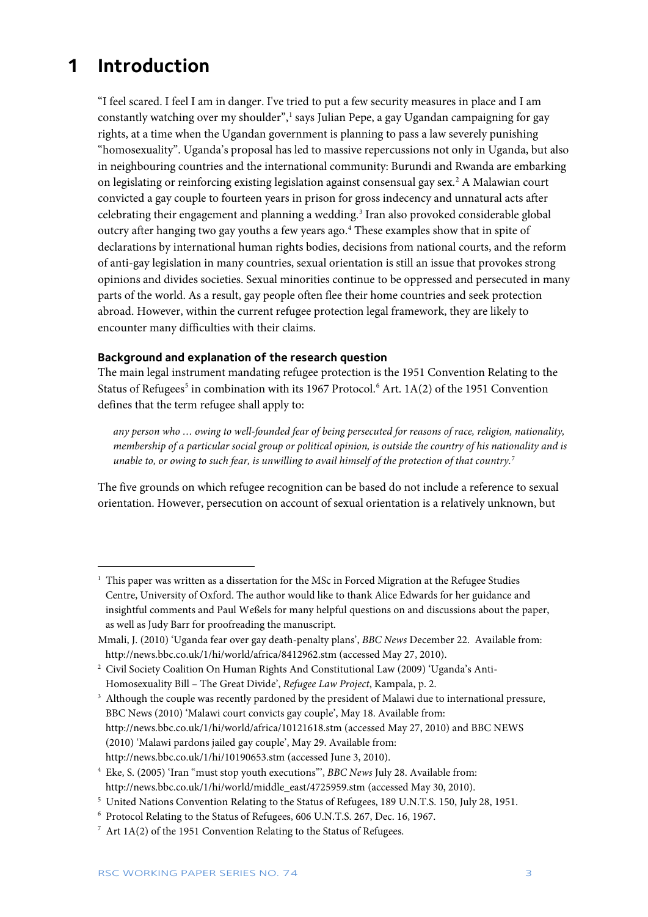# 1 Introduction

"I feel scared. I feel I am in danger. I've tried to put a few security measures in place and I am constantly watching over my shoulder",[1] says Julian Pepe, a gay Ugandan campaigning for gay rights, at a time when the Ugandan government is planning to pass a law severely punishing "homosexuality". Uganda's proposal has led to massive repercussions not only in Uganda, but also in neighbouring countries and the international community: Burundi and Rwanda are embarking on legislating or reinforcing existing legislation against consensual gay sex.[2] A Malawian court convicted a gay couple to fourteen years in prison for gross indecency and unnatural acts after celebrating their engagement and planning a wedding.[3] Iran also provoked considerable global outcry after hanging two gay youths a few years ago.[4] These examples show that in spite of declarations by international human rights bodies, decisions from national courts, and the reform of anti-gay legislation in many countries, sexual orientation is still an issue that provokes strong opinions and divides societies. Sexual minorities continue to be oppressed and persecuted in many parts of the world. As a result, gay people often flee their home countries and seek protection abroad. However, within the current refugee protection legal framework, they are likely to encounter many difficulties with their claims.

### Background and explanation of the research question

The main legal instrument mandating refugee protection is the 1951 Convention Relating to the Status of Refugees[5] in combination with its 1967 Protocol.[6] Art. 1A(2) of the 1951 Convention defines that the term refugee shall apply to:

> *any person who … owing to well-founded fear of being persecuted for reasons of race, religion, nationality, membership of a particular social group or political opinion, is outside the country of his nationality and is unable to, or owing to such fear, is unwilling to avail himself of the protection of that country.*[7]

The five grounds on which refugee recognition can be based do not include a reference to sexual orientation. However, persecution on account of sexual orientation is a relatively unknown, but

---

[1] This paper was written as a dissertation for the MSc in Forced Migration at the Refugee Studies Centre, University of Oxford. The author would like to thank Alice Edwards for her guidance and insightful comments and Paul Weßels for many helpful questions on and discussions about the paper, as well as Judy Barr for proofreading the manuscript.

Mmali, J. (2010) 'Uganda fear over gay death-penalty plans', *BBC News* December 22. Available from: http://news.bbc.co.uk/1/hi/world/africa/8412962.stm (accessed May 27, 2010).

[2] Civil Society Coalition On Human Rights And Constitutional Law (2009) 'Uganda's Anti-Homosexuality Bill – The Great Divide', *Refugee Law Project*, Kampala, p. 2.

[3] Although the couple was recently pardoned by the president of Malawi due to international pressure, BBC News (2010) 'Malawi court convicts gay couple', May 18. Available from: http://news.bbc.co.uk/1/hi/world/africa/10121618.stm (accessed May 27, 2010) and BBC NEWS (2010) 'Malawi pardons jailed gay couple', May 29. Available from: http://news.bbc.co.uk/1/hi/10190653.stm (accessed June 3, 2010).

[4] Eke, S. (2005) 'Iran "must stop youth executions"', *BBC News* July 28. Available from: http://news.bbc.co.uk/1/hi/world/middle_east/4725959.stm (accessed May 30, 2010).

[5] United Nations Convention Relating to the Status of Refugees, 189 U.N.T.S. 150, July 28, 1951.

[6] Protocol Relating to the Status of Refugees, 606 U.N.T.S. 267, Dec. 16, 1967.

[7] Art 1A(2) of the 1951 Convention Relating to the Status of Refugees.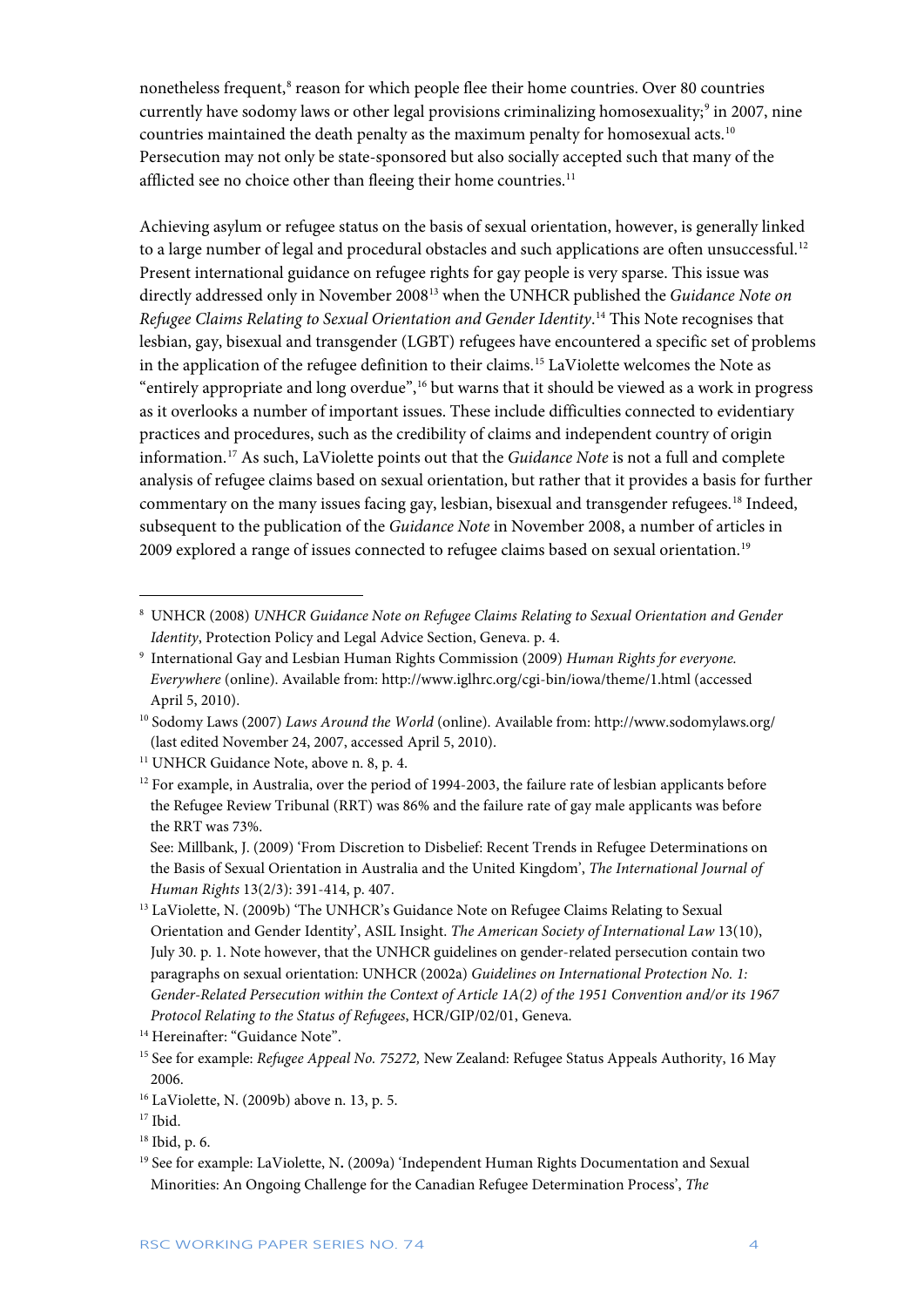nonetheless frequent,[8] reason for which people flee their home countries. Over 80 countries currently have sodomy laws or other legal provisions criminalizing homosexuality;[9] in 2007, nine countries maintained the death penalty as the maximum penalty for homosexual acts.[10] Persecution may not only be state-sponsored but also socially accepted such that many of the afflicted see no choice other than fleeing their home countries.[11]

Achieving asylum or refugee status on the basis of sexual orientation, however, is generally linked to a large number of legal and procedural obstacles and such applications are often unsuccessful.[12] Present international guidance on refugee rights for gay people is very sparse. This issue was directly addressed only in November 2008[13] when the UNHCR published the *Guidance Note on Refugee Claims Relating to Sexual Orientation and Gender Identity*.[14] This Note recognises that lesbian, gay, bisexual and transgender (LGBT) refugees have encountered a specific set of problems in the application of the refugee definition to their claims.[15] LaViolette welcomes the Note as "entirely appropriate and long overdue",[16] but warns that it should be viewed as a work in progress as it overlooks a number of important issues. These include difficulties connected to evidentiary practices and procedures, such as the credibility of claims and independent country of origin information.[17] As such, LaViolette points out that the *Guidance Note* is not a full and complete analysis of refugee claims based on sexual orientation, but rather that it provides a basis for further commentary on the many issues facing gay, lesbian, bisexual and transgender refugees.[18] Indeed, subsequent to the publication of the *Guidance Note* in November 2008, a number of articles in 2009 explored a range of issues connected to refugee claims based on sexual orientation.[19]

---

[8] UNHCR (2008) *UNHCR Guidance Note on Refugee Claims Relating to Sexual Orientation and Gender Identity*, Protection Policy and Legal Advice Section, Geneva. p. 4.

[9] International Gay and Lesbian Human Rights Commission (2009) *Human Rights for everyone. Everywhere* (online). Available from: http://www.iglhrc.org/cgi-bin/iowa/theme/1.html (accessed April 5, 2010).

[10] Sodomy Laws (2007) *Laws Around the World* (online). Available from: http://www.sodomylaws.org/ (last edited November 24, 2007, accessed April 5, 2010).

[11] UNHCR Guidance Note, above n. 8, p. 4.

[12] For example, in Australia, over the period of 1994-2003, the failure rate of lesbian applicants before the Refugee Review Tribunal (RRT) was 86% and the failure rate of gay male applicants was before the RRT was 73%.
See: Millbank, J. (2009) 'From Discretion to Disbelief: Recent Trends in Refugee Determinations on the Basis of Sexual Orientation in Australia and the United Kingdom', *The International Journal of Human Rights* 13(2/3): 391-414, p. 407.

[13] LaViolette, N. (2009b) 'The UNHCR's Guidance Note on Refugee Claims Relating to Sexual Orientation and Gender Identity', ASIL Insight. *The American Society of International Law* 13(10), July 30. p. 1. Note however, that the UNHCR guidelines on gender-related persecution contain two paragraphs on sexual orientation: UNHCR (2002a) *Guidelines on International Protection No. 1: Gender-Related Persecution within the Context of Article 1A(2) of the 1951 Convention and/or its 1967 Protocol Relating to the Status of Refugees*, HCR/GIP/02/01, Geneva.

[14] Hereinafter: "Guidance Note".

[15] See for example: *Refugee Appeal No. 75272,* New Zealand: Refugee Status Appeals Authority, 16 May 2006.

[16] LaViolette, N. (2009b) above n. 13, p. 5.

[17] Ibid.

[18] Ibid, p. 6.

[19] See for example: LaViolette, N**.** (2009a) 'Independent Human Rights Documentation and Sexual Minorities: An Ongoing Challenge for the Canadian Refugee Determination Process', *The*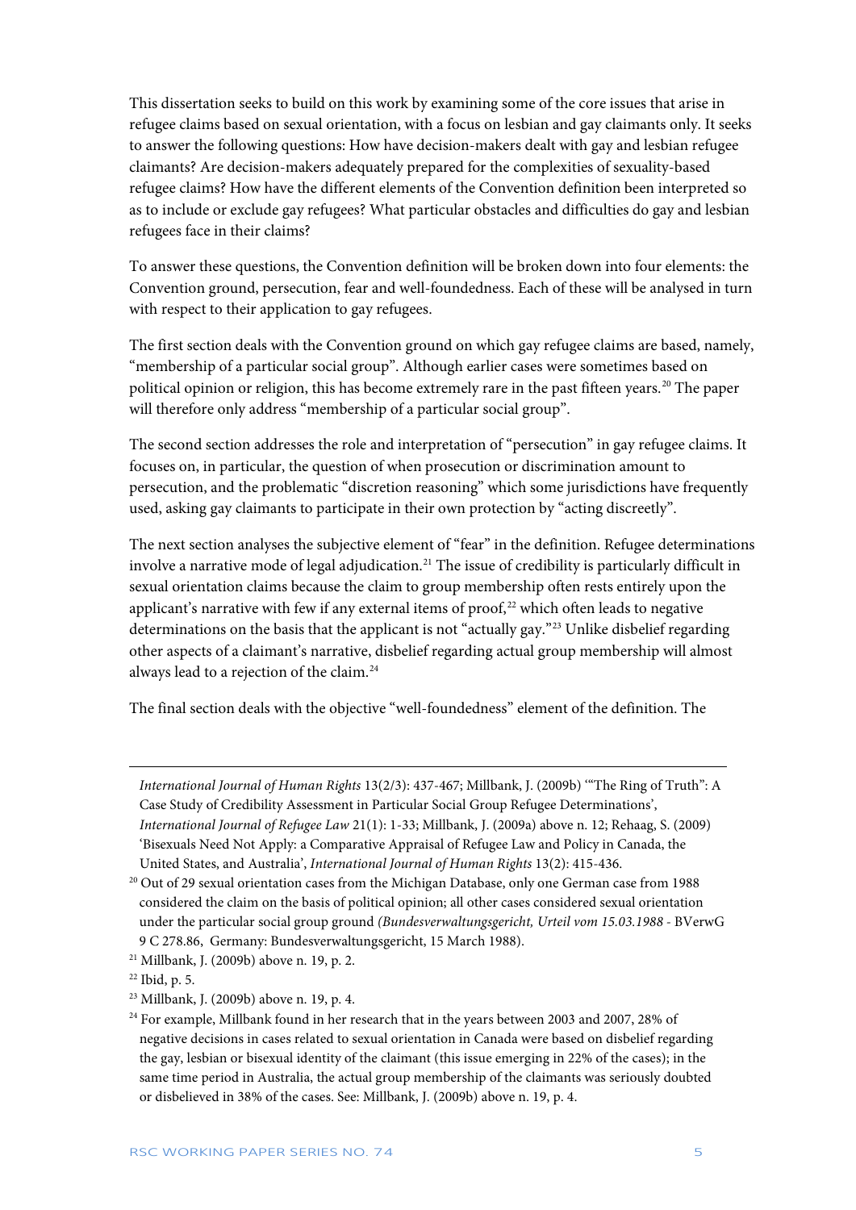This dissertation seeks to build on this work by examining some of the core issues that arise in refugee claims based on sexual orientation, with a focus on lesbian and gay claimants only. It seeks to answer the following questions: How have decision-makers dealt with gay and lesbian refugee claimants? Are decision-makers adequately prepared for the complexities of sexuality-based refugee claims? How have the different elements of the Convention definition been interpreted so as to include or exclude gay refugees? What particular obstacles and difficulties do gay and lesbian refugees face in their claims?

To answer these questions, the Convention definition will be broken down into four elements: the Convention ground, persecution, fear and well-foundedness. Each of these will be analysed in turn with respect to their application to gay refugees.

The first section deals with the Convention ground on which gay refugee claims are based, namely, "membership of a particular social group". Although earlier cases were sometimes based on political opinion or religion, this has become extremely rare in the past fifteen years.[20] The paper will therefore only address "membership of a particular social group".

The second section addresses the role and interpretation of "persecution" in gay refugee claims. It focuses on, in particular, the question of when prosecution or discrimination amount to persecution, and the problematic "discretion reasoning" which some jurisdictions have frequently used, asking gay claimants to participate in their own protection by "acting discreetly".

The next section analyses the subjective element of "fear" in the definition. Refugee determinations involve a narrative mode of legal adjudication.[21] The issue of credibility is particularly difficult in sexual orientation claims because the claim to group membership often rests entirely upon the applicant's narrative with few if any external items of proof,[22] which often leads to negative determinations on the basis that the applicant is not "actually gay."[23] Unlike disbelief regarding other aspects of a claimant's narrative, disbelief regarding actual group membership will almost always lead to a rejection of the claim.[24]

The final section deals with the objective "well-foundedness" element of the definition. The

---

*International Journal of Human Rights* 13(2/3): 437-467; Millbank, J. (2009b) '"The Ring of Truth": A Case Study of Credibility Assessment in Particular Social Group Refugee Determinations', *International Journal of Refugee Law* 21(1): 1-33; Millbank, J. (2009a) above n. 12; Rehaag, S. (2009) 'Bisexuals Need Not Apply: a Comparative Appraisal of Refugee Law and Policy in Canada, the United States, and Australia', *International Journal of Human Rights* 13(2): 415-436.

[20] Out of 29 sexual orientation cases from the Michigan Database, only one German case from 1988 considered the claim on the basis of political opinion; all other cases considered sexual orientation under the particular social group ground *(Bundesverwaltungsgericht, Urteil vom 15.03.1988* - BVerwG 9 C 278.86, Germany: Bundesverwaltungsgericht, 15 March 1988).

[21] Millbank, J. (2009b) above n. 19, p. 2.

[22] Ibid, p. 5.

[23] Millbank, J. (2009b) above n. 19, p. 4.

[24] For example, Millbank found in her research that in the years between 2003 and 2007, 28% of negative decisions in cases related to sexual orientation in Canada were based on disbelief regarding the gay, lesbian or bisexual identity of the claimant (this issue emerging in 22% of the cases); in the same time period in Australia, the actual group membership of the claimants was seriously doubted or disbelieved in 38% of the cases. See: Millbank, J. (2009b) above n. 19, p. 4.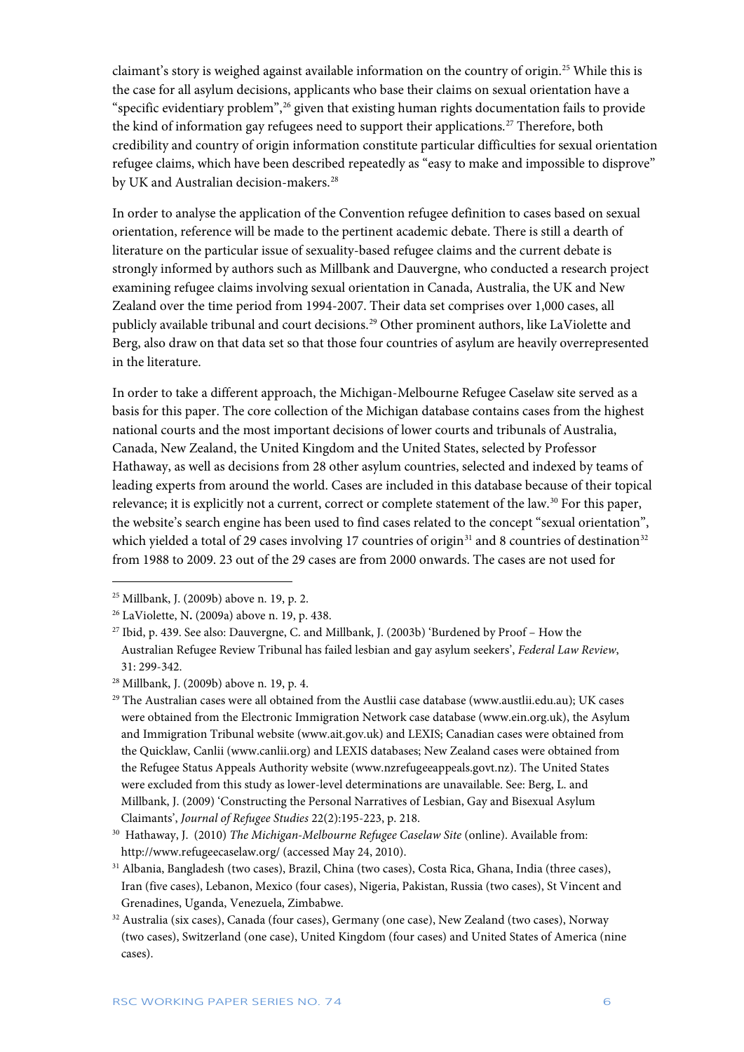claimant's story is weighed against available information on the country of origin.[25] While this is the case for all asylum decisions, applicants who base their claims on sexual orientation have a "specific evidentiary problem",[26] given that existing human rights documentation fails to provide the kind of information gay refugees need to support their applications.[27] Therefore, both credibility and country of origin information constitute particular difficulties for sexual orientation refugee claims, which have been described repeatedly as "easy to make and impossible to disprove" by UK and Australian decision-makers.[28]

In order to analyse the application of the Convention refugee definition to cases based on sexual orientation, reference will be made to the pertinent academic debate. There is still a dearth of literature on the particular issue of sexuality-based refugee claims and the current debate is strongly informed by authors such as Millbank and Dauvergne, who conducted a research project examining refugee claims involving sexual orientation in Canada, Australia, the UK and New Zealand over the time period from 1994-2007. Their data set comprises over 1,000 cases, all publicly available tribunal and court decisions.[29] Other prominent authors, like LaViolette and Berg, also draw on that data set so that those four countries of asylum are heavily overrepresented in the literature.

In order to take a different approach, the Michigan-Melbourne Refugee Caselaw site served as a basis for this paper. The core collection of the Michigan database contains cases from the highest national courts and the most important decisions of lower courts and tribunals of Australia, Canada, New Zealand, the United Kingdom and the United States, selected by Professor Hathaway, as well as decisions from 28 other asylum countries, selected and indexed by teams of leading experts from around the world. Cases are included in this database because of their topical relevance; it is explicitly not a current, correct or complete statement of the law.[30] For this paper, the website's search engine has been used to find cases related to the concept "sexual orientation", which yielded a total of 29 cases involving 17 countries of origin[31] and 8 countries of destination[32] from 1988 to 2009. 23 out of the 29 cases are from 2000 onwards. The cases are not used for

---

[25] Millbank, J. (2009b) above n. 19, p. 2.

[26] LaViolette, N. (2009a) above n. 19, p. 438.

[27] Ibid, p. 439. See also: Dauvergne, C. and Millbank, J. (2003b) 'Burdened by Proof – How the Australian Refugee Review Tribunal has failed lesbian and gay asylum seekers', *Federal Law Review*, 31: 299-342.

[28] Millbank, J. (2009b) above n. 19, p. 4.

[29] The Australian cases were all obtained from the Austlii case database (www.austlii.edu.au); UK cases were obtained from the Electronic Immigration Network case database (www.ein.org.uk), the Asylum and Immigration Tribunal website (www.ait.gov.uk) and LEXIS; Canadian cases were obtained from the Quicklaw, Canlii (www.canlii.org) and LEXIS databases; New Zealand cases were obtained from the Refugee Status Appeals Authority website (www.nzrefugeeappeals.govt.nz). The United States were excluded from this study as lower-level determinations are unavailable. See: Berg, L. and Millbank, J. (2009) 'Constructing the Personal Narratives of Lesbian, Gay and Bisexual Asylum Claimants', *Journal of Refugee Studies* 22(2):195-223, p. 218.

[30] Hathaway, J. (2010) *The Michigan-Melbourne Refugee Caselaw Site* (online). Available from: http://www.refugeecaselaw.org/ (accessed May 24, 2010).

[31] Albania, Bangladesh (two cases), Brazil, China (two cases), Costa Rica, Ghana, India (three cases), Iran (five cases), Lebanon, Mexico (four cases), Nigeria, Pakistan, Russia (two cases), St Vincent and Grenadines, Uganda, Venezuela, Zimbabwe.

[32] Australia (six cases), Canada (four cases), Germany (one case), New Zealand (two cases), Norway (two cases), Switzerland (one case), United Kingdom (four cases) and United States of America (nine cases).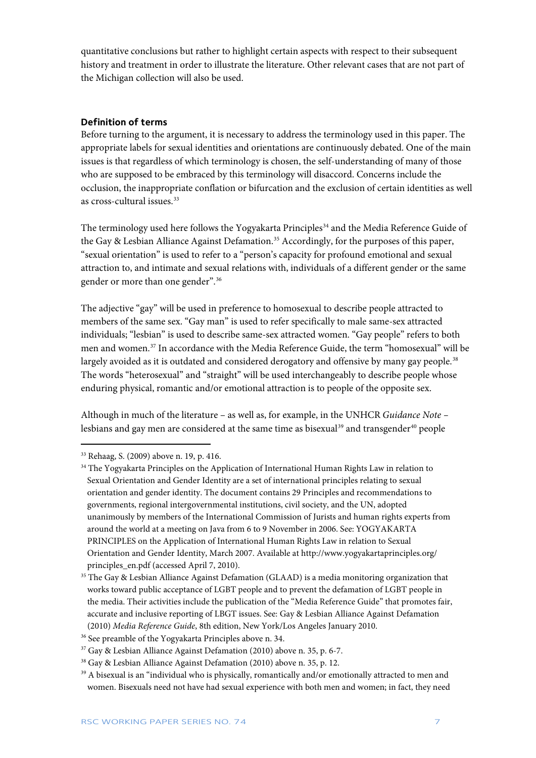quantitative conclusions but rather to highlight certain aspects with respect to their subsequent history and treatment in order to illustrate the literature. Other relevant cases that are not part of the Michigan collection will also be used.

## Definition of terms

Before turning to the argument, it is necessary to address the terminology used in this paper. The appropriate labels for sexual identities and orientations are continuously debated. One of the main issues is that regardless of which terminology is chosen, the self-understanding of many of those who are supposed to be embraced by this terminology will disaccord. Concerns include the occlusion, the inappropriate conflation or bifurcation and the exclusion of certain identities as well as cross-cultural issues.[33]

The terminology used here follows the Yogyakarta Principles[34] and the Media Reference Guide of the Gay & Lesbian Alliance Against Defamation.[35] Accordingly, for the purposes of this paper, "sexual orientation" is used to refer to a "person's capacity for profound emotional and sexual attraction to, and intimate and sexual relations with, individuals of a different gender or the same gender or more than one gender".[36]

The adjective "gay" will be used in preference to homosexual to describe people attracted to members of the same sex. "Gay man" is used to refer specifically to male same-sex attracted individuals; "lesbian" is used to describe same-sex attracted women. "Gay people" refers to both men and women.[37] In accordance with the Media Reference Guide, the term "homosexual" will be largely avoided as it is outdated and considered derogatory and offensive by many gay people.[38] The words "heterosexual" and "straight" will be used interchangeably to describe people whose enduring physical, romantic and/or emotional attraction is to people of the opposite sex.

Although in much of the literature – as well as, for example, in the UNHCR *Guidance Note* – lesbians and gay men are considered at the same time as bisexual[39] and transgender[40] people

---

[33] Rehaag, S. (2009) above n. 19, p. 416.

[34] The Yogyakarta Principles on the Application of International Human Rights Law in relation to Sexual Orientation and Gender Identity are a set of international principles relating to sexual orientation and gender identity. The document contains 29 Principles and recommendations to governments, regional intergovernmental institutions, civil society, and the UN, adopted unanimously by members of the International Commission of Jurists and human rights experts from around the world at a meeting on Java from 6 to 9 November in 2006. See: YOGYAKARTA PRINCIPLES on the Application of International Human Rights Law in relation to Sexual Orientation and Gender Identity, March 2007. Available at http://www.yogyakartaprinciples.org/principles_en.pdf (accessed April 7, 2010).

[35] The Gay & Lesbian Alliance Against Defamation (GLAAD) is a media monitoring organization that works toward public acceptance of LGBT people and to prevent the defamation of LGBT people in the media. Their activities include the publication of the "Media Reference Guide" that promotes fair, accurate and inclusive reporting of LBGT issues. See: Gay & Lesbian Alliance Against Defamation (2010) *Media Reference Guide*, 8th edition, New York/Los Angeles January 2010.

[36] See preamble of the Yogyakarta Principles above n. 34.

[37] Gay & Lesbian Alliance Against Defamation (2010) above n. 35, p. 6-7.

[38] Gay & Lesbian Alliance Against Defamation (2010) above n. 35, p. 12.

[39] A bisexual is an "individual who is physically, romantically and/or emotionally attracted to men and women. Bisexuals need not have had sexual experience with both men and women; in fact, they need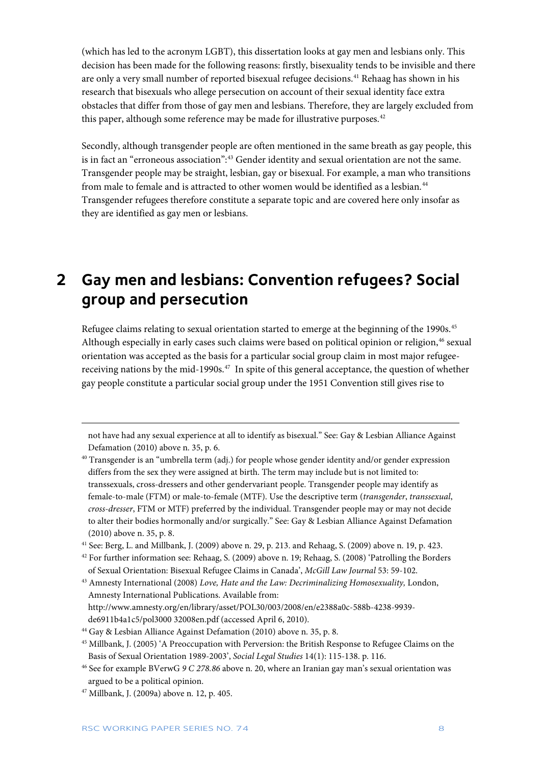(which has led to the acronym LGBT), this dissertation looks at gay men and lesbians only. This decision has been made for the following reasons: firstly, bisexuality tends to be invisible and there are only a very small number of reported bisexual refugee decisions.[41] Rehaag has shown in his research that bisexuals who allege persecution on account of their sexual identity face extra obstacles that differ from those of gay men and lesbians. Therefore, they are largely excluded from this paper, although some reference may be made for illustrative purposes.[42]

Secondly, although transgender people are often mentioned in the same breath as gay people, this is in fact an "erroneous association":[43] Gender identity and sexual orientation are not the same. Transgender people may be straight, lesbian, gay or bisexual. For example, a man who transitions from male to female and is attracted to other women would be identified as a lesbian.[44] Transgender refugees therefore constitute a separate topic and are covered here only insofar as they are identified as gay men or lesbians.

## 2 Gay men and lesbians: Convention refugees? Social group and persecution

Refugee claims relating to sexual orientation started to emerge at the beginning of the 1990s.[45] Although especially in early cases such claims were based on political opinion or religion,[46] sexual orientation was accepted as the basis for a particular social group claim in most major refugee-receiving nations by the mid-1990s.[47] In spite of this general acceptance, the question of whether gay people constitute a particular social group under the 1951 Convention still gives rise to

---

not have had any sexual experience at all to identify as bisexual." See: Gay & Lesbian Alliance Against Defamation (2010) above n. 35, p. 6.

[40] Transgender is an "umbrella term (adj.) for people whose gender identity and/or gender expression differs from the sex they were assigned at birth. The term may include but is not limited to: transsexuals, cross-dressers and other gendervariant people. Transgender people may identify as female-to-male (FTM) or male-to-female (MTF). Use the descriptive term (*transgender*, *transsexual*, *cross-dresser*, FTM or MTF) preferred by the individual. Transgender people may or may not decide to alter their bodies hormonally and/or surgically." See: Gay & Lesbian Alliance Against Defamation (2010) above n. 35, p. 8.

[41] See: Berg, L. and Millbank, J. (2009) above n. 29, p. 213. and Rehaag, S. (2009) above n. 19, p. 423.

[42] For further information see: Rehaag, S. (2009) above n. 19; Rehaag, S. (2008) 'Patrolling the Borders of Sexual Orientation: Bisexual Refugee Claims in Canada', *McGill Law Journal* 53: 59-102.

[43] Amnesty International (2008) *Love, Hate and the Law: Decriminalizing Homosexuality,* London, Amnesty International Publications. Available from: http://www.amnesty.org/en/library/asset/POL30/003/2008/en/e2388a0c-588b-4238-9939-de6911b4a1c5/pol3000 32008en.pdf (accessed April 6, 2010).

[44] Gay & Lesbian Alliance Against Defamation (2010) above n. 35, p. 8.

[45] Millbank, J. (2005) 'A Preoccupation with Perversion: the British Response to Refugee Claims on the Basis of Sexual Orientation 1989-2003', *Social Legal Studies* 14(1): 115-138. p. 116.

[46] See for example BVerwG *9 C 278.86* above n. 20, where an Iranian gay man's sexual orientation was argued to be a political opinion.

[47] Millbank, J. (2009a) above n. 12, p. 405.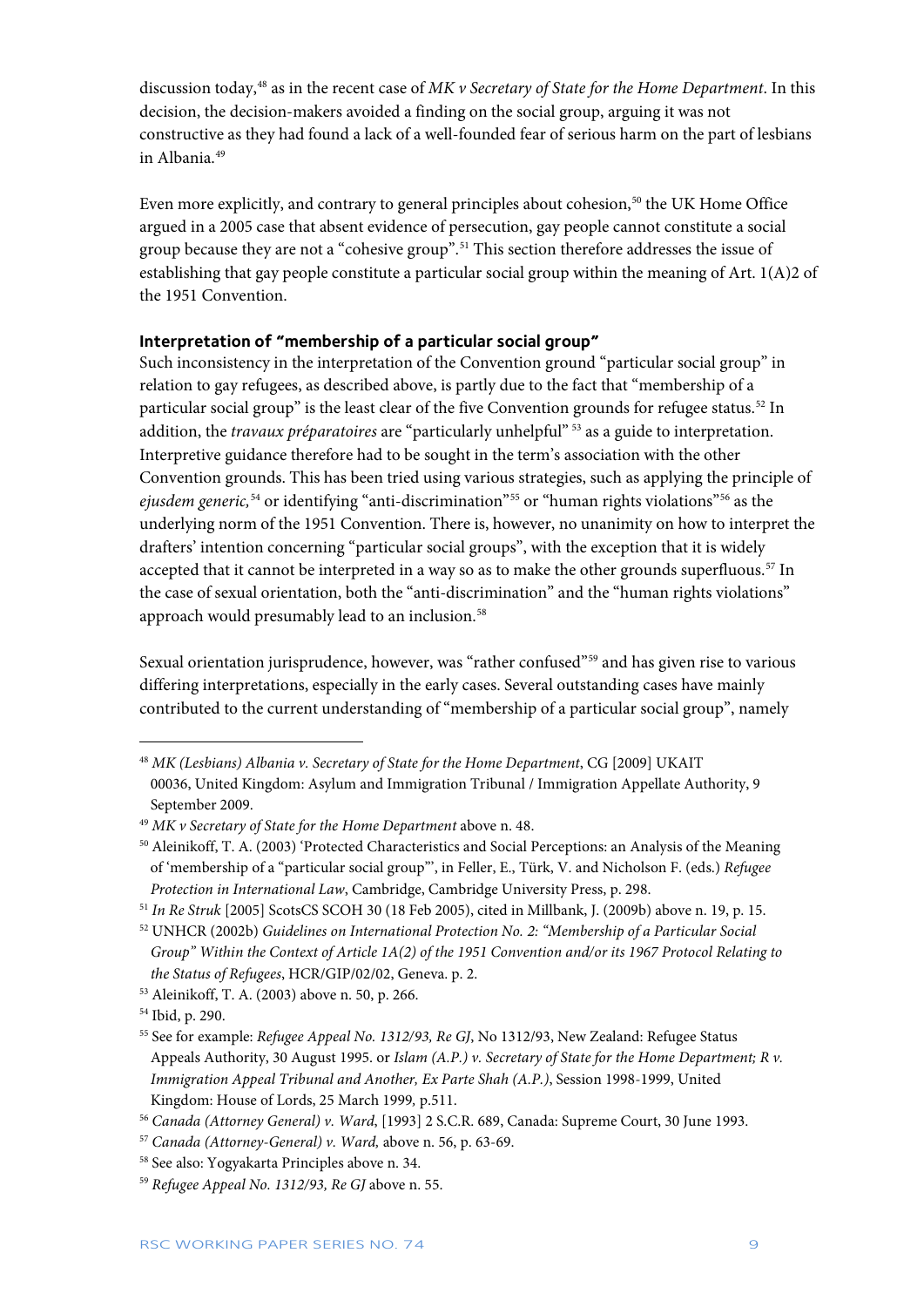discussion today,[48] as in the recent case of *MK v Secretary of State for the Home Department*. In this decision, the decision-makers avoided a finding on the social group, arguing it was not constructive as they had found a lack of a well-founded fear of serious harm on the part of lesbians in Albania.[49]

Even more explicitly, and contrary to general principles about cohesion,[50] the UK Home Office argued in a 2005 case that absent evidence of persecution, gay people cannot constitute a social group because they are not a "cohesive group".[51] This section therefore addresses the issue of establishing that gay people constitute a particular social group within the meaning of Art. 1(A)2 of the 1951 Convention.

**Interpretation of "membership of a particular social group"**

Such inconsistency in the interpretation of the Convention ground "particular social group" in relation to gay refugees, as described above, is partly due to the fact that "membership of a particular social group" is the least clear of the five Convention grounds for refugee status.[52] In addition, the *travaux préparatoires* are "particularly unhelpful" [53] as a guide to interpretation. Interpretive guidance therefore had to be sought in the term's association with the other Convention grounds. This has been tried using various strategies, such as applying the principle of *ejusdem generic,*[54] or identifying "anti-discrimination"[55] or "human rights violations"[56] as the underlying norm of the 1951 Convention. There is, however, no unanimity on how to interpret the drafters' intention concerning "particular social groups", with the exception that it is widely accepted that it cannot be interpreted in a way so as to make the other grounds superfluous.[57] In the case of sexual orientation, both the "anti-discrimination" and the "human rights violations" approach would presumably lead to an inclusion.[58]

Sexual orientation jurisprudence, however, was "rather confused"[59] and has given rise to various differing interpretations, especially in the early cases. Several outstanding cases have mainly contributed to the current understanding of "membership of a particular social group", namely

---

[48] *MK (Lesbians) Albania v. Secretary of State for the Home Department*, CG [2009] UKAIT 00036, United Kingdom: Asylum and Immigration Tribunal / Immigration Appellate Authority, 9 September 2009.

[49] *MK v Secretary of State for the Home Department* above n. 48.

[50] Aleinikoff, T. A. (2003) 'Protected Characteristics and Social Perceptions: an Analysis of the Meaning of 'membership of a "particular social group"', in Feller, E., Türk, V. and Nicholson F. (eds.) *Refugee Protection in International Law*, Cambridge, Cambridge University Press, p. 298.

[51] *In Re Struk* [2005] ScotsCS SCOH 30 (18 Feb 2005), cited in Millbank, J. (2009b) above n. 19, p. 15.

[52] UNHCR (2002b) *Guidelines on International Protection No. 2: "Membership of a Particular Social Group" Within the Context of Article 1A(2) of the 1951 Convention and/or its 1967 Protocol Relating to the Status of Refugees*, HCR/GIP/02/02, Geneva. p. 2.

[53] Aleinikoff, T. A. (2003) above n. 50, p. 266.

[54] Ibid, p. 290.

[55] See for example: *Refugee Appeal No. 1312/93, Re GJ*, No 1312/93, New Zealand: Refugee Status Appeals Authority, 30 August 1995. or *Islam (A.P.) v. Secretary of State for the Home Department; R v. Immigration Appeal Tribunal and Another, Ex Parte Shah (A.P.)*, Session 1998-1999, United Kingdom: House of Lords, 25 March 1999, p.511.

[56] *Canada (Attorney General) v. Ward*, [1993] 2 S.C.R. 689, Canada: Supreme Court, 30 June 1993.

[57] *Canada (Attorney-General) v. Ward,* above n. 56, p. 63-69.

[58] See also: Yogyakarta Principles above n. 34.

[59] *Refugee Appeal No. 1312/93, Re GJ* above n. 55.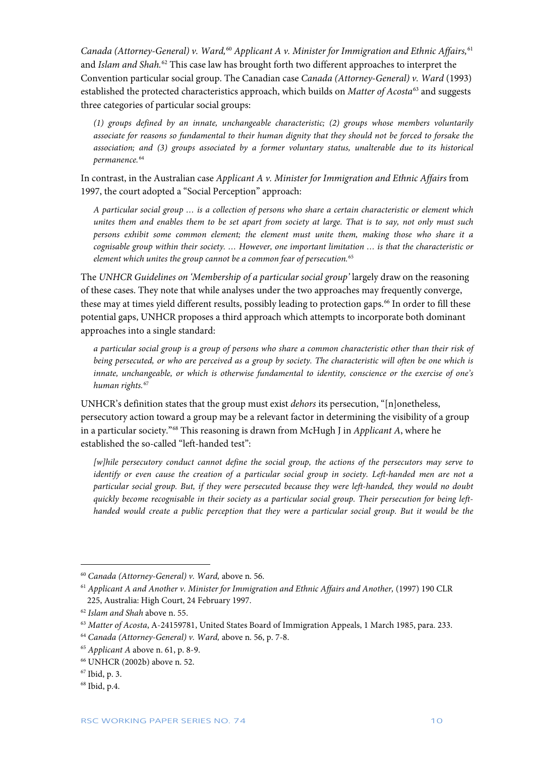*Canada (Attorney-General) v. Ward,*[60] *Applicant A v. Minister for Immigration and Ethnic Affairs,*[61] and *Islam and Shah.*[62] This case law has brought forth two different approaches to interpret the Convention particular social group. The Canadian case *Canada (Attorney-General) v. Ward* (1993) established the protected characteristics approach, which builds on *Matter of Acosta*[63] and suggests three categories of particular social groups:

> *(1) groups defined by an innate, unchangeable characteristic; (2) groups whose members voluntarily associate for reasons so fundamental to their human dignity that they should not be forced to forsake the association; and (3) groups associated by a former voluntary status, unalterable due to its historical permanence.*[64]

In contrast, in the Australian case *Applicant A v. Minister for Immigration and Ethnic Affairs* from 1997, the court adopted a "Social Perception" approach:

> *A particular social group … is a collection of persons who share a certain characteristic or element which unites them and enables them to be set apart from society at large. That is to say, not only must such persons exhibit some common element; the element must unite them, making those who share it a cognisable group within their society. … However, one important limitation … is that the characteristic or element which unites the group cannot be a common fear of persecution.*[65]

The *UNHCR Guidelines on 'Membership of a particular social group'* largely draw on the reasoning of these cases. They note that while analyses under the two approaches may frequently converge, these may at times yield different results, possibly leading to protection gaps.[66] In order to fill these potential gaps, UNHCR proposes a third approach which attempts to incorporate both dominant approaches into a single standard:

> *a particular social group is a group of persons who share a common characteristic other than their risk of being persecuted, or who are perceived as a group by society. The characteristic will often be one which is innate, unchangeable, or which is otherwise fundamental to identity, conscience or the exercise of one's human rights.*[67]

UNHCR's definition states that the group must exist *dehors* its persecution, "[n]onetheless, persecutory action toward a group may be a relevant factor in determining the visibility of a group in a particular society."[68] This reasoning is drawn from McHugh J in *Applicant A*, where he established the so-called "left-handed test":

> *[w]hile persecutory conduct cannot define the social group, the actions of the persecutors may serve to identify or even cause the creation of a particular social group in society. Left-handed men are not a particular social group. But, if they were persecuted because they were left-handed, they would no doubt quickly become recognisable in their society as a particular social group. Their persecution for being left-handed would create a public perception that they were a particular social group. But it would be the*

---

[60] *Canada (Attorney-General) v. Ward,* above n. 56.

[61] *Applicant A and Another v. Minister for Immigration and Ethnic Affairs and Another,* (1997) 190 CLR 225, Australia: High Court, 24 February 1997.

[62] *Islam and Shah* above n. 55.

[63] *Matter of Acosta*, A-24159781, United States Board of Immigration Appeals, 1 March 1985, para. 233.

[64] *Canada (Attorney-General) v. Ward,* above n. 56, p. 7-8.

[65] *Applicant A* above n. 61, p. 8-9.

[66] UNHCR (2002b) above n. 52.

[67] Ibid, p. 3.

[68] Ibid, p.4.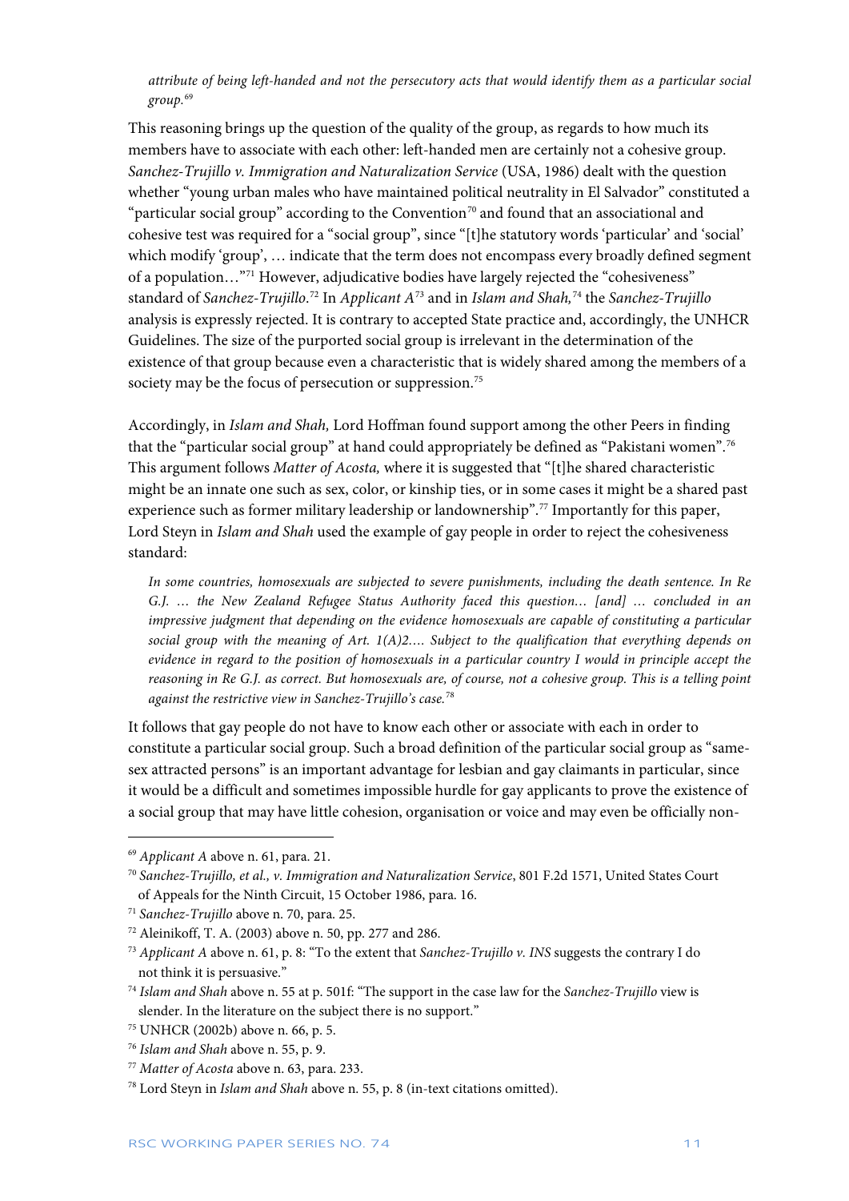> *attribute of being left-handed and not the persecutory acts that would identify them as a particular social group.*[69]

This reasoning brings up the question of the quality of the group, as regards to how much its members have to associate with each other: left-handed men are certainly not a cohesive group. *Sanchez-Trujillo v. Immigration and Naturalization Service* (USA, 1986) dealt with the question whether "young urban males who have maintained political neutrality in El Salvador" constituted a "particular social group" according to the Convention[70] and found that an associational and cohesive test was required for a "social group", since "[t]he statutory words 'particular' and 'social' which modify 'group', … indicate that the term does not encompass every broadly defined segment of a population…"[71] However, adjudicative bodies have largely rejected the "cohesiveness" standard of *Sanchez-Trujillo*.[72] In *Applicant A*[73] and in *Islam and Shah,*[74] the *Sanchez-Trujillo* analysis is expressly rejected. It is contrary to accepted State practice and, accordingly, the UNHCR Guidelines. The size of the purported social group is irrelevant in the determination of the existence of that group because even a characteristic that is widely shared among the members of a society may be the focus of persecution or suppression.[75]

Accordingly, in *Islam and Shah,* Lord Hoffman found support among the other Peers in finding that the "particular social group" at hand could appropriately be defined as "Pakistani women".[76] This argument follows *Matter of Acosta,* where it is suggested that "[t]he shared characteristic might be an innate one such as sex, color, or kinship ties, or in some cases it might be a shared past experience such as former military leadership or landownership".[77] Importantly for this paper, Lord Steyn in *Islam and Shah* used the example of gay people in order to reject the cohesiveness standard:

> *In some countries, homosexuals are subjected to severe punishments, including the death sentence. In Re G.J. … the New Zealand Refugee Status Authority faced this question… [and] … concluded in an impressive judgment that depending on the evidence homosexuals are capable of constituting a particular social group with the meaning of Art. 1(A)2…. Subject to the qualification that everything depends on evidence in regard to the position of homosexuals in a particular country I would in principle accept the reasoning in Re G.J. as correct. But homosexuals are, of course, not a cohesive group. This is a telling point against the restrictive view in Sanchez-Trujillo's case.*[78]

It follows that gay people do not have to know each other or associate with each in order to constitute a particular social group. Such a broad definition of the particular social group as "same-sex attracted persons" is an important advantage for lesbian and gay claimants in particular, since it would be a difficult and sometimes impossible hurdle for gay applicants to prove the existence of a social group that may have little cohesion, organisation or voice and may even be officially non-

---

[69] *Applicant A* above n. 61, para. 21.

[70] *Sanchez-Trujillo, et al., v. Immigration and Naturalization Service*, 801 F.2d 1571, United States Court of Appeals for the Ninth Circuit, 15 October 1986, para. 16.

[71] *Sanchez-Trujillo* above n. 70, para. 25.

[72] Aleinikoff, T. A. (2003) above n. 50, pp. 277 and 286.

[73] *Applicant A* above n. 61, p. 8: "To the extent that *Sanchez-Trujillo v. INS* suggests the contrary I do not think it is persuasive."

[74] *Islam and Shah* above n. 55 at p. 501f: "The support in the case law for the *Sanchez-Trujillo* view is slender. In the literature on the subject there is no support."

[75] UNHCR (2002b) above n. 66, p. 5.

[76] *Islam and Shah* above n. 55, p. 9.

[77] *Matter of Acosta* above n. 63, para. 233.

[78] Lord Steyn in *Islam and Shah* above n. 55, p. 8 (in-text citations omitted).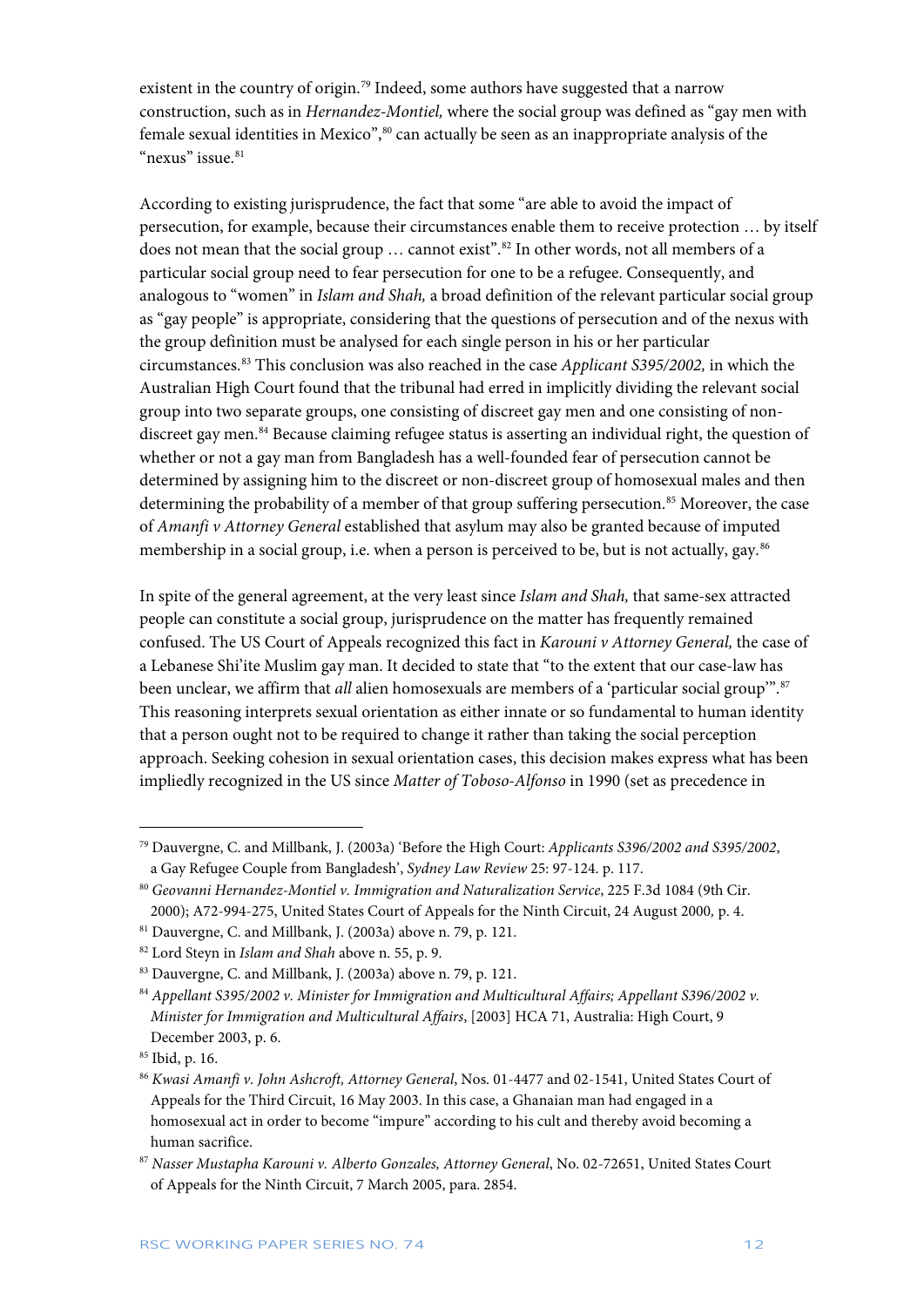existent in the country of origin.[79] Indeed, some authors have suggested that a narrow construction, such as in *Hernandez-Montiel,* where the social group was defined as "gay men with female sexual identities in Mexico",[80] can actually be seen as an inappropriate analysis of the "nexus" issue.[81]

According to existing jurisprudence, the fact that some "are able to avoid the impact of persecution, for example, because their circumstances enable them to receive protection … by itself does not mean that the social group … cannot exist".[82] In other words, not all members of a particular social group need to fear persecution for one to be a refugee. Consequently, and analogous to "women" in *Islam and Shah,* a broad definition of the relevant particular social group as "gay people" is appropriate, considering that the questions of persecution and of the nexus with the group definition must be analysed for each single person in his or her particular circumstances.[83] This conclusion was also reached in the case *Applicant S395/2002,* in which the Australian High Court found that the tribunal had erred in implicitly dividing the relevant social group into two separate groups, one consisting of discreet gay men and one consisting of non-discreet gay men.[84] Because claiming refugee status is asserting an individual right, the question of whether or not a gay man from Bangladesh has a well-founded fear of persecution cannot be determined by assigning him to the discreet or non-discreet group of homosexual males and then determining the probability of a member of that group suffering persecution.[85] Moreover, the case of *Amanfi v Attorney General* established that asylum may also be granted because of imputed membership in a social group, i.e. when a person is perceived to be, but is not actually, gay.[86]

In spite of the general agreement, at the very least since *Islam and Shah,* that same-sex attracted people can constitute a social group, jurisprudence on the matter has frequently remained confused. The US Court of Appeals recognized this fact in *Karouni v Attorney General,* the case of a Lebanese Shi'ite Muslim gay man. It decided to state that "to the extent that our case-law has been unclear, we affirm that *all* alien homosexuals are members of a 'particular social group'".[87] This reasoning interprets sexual orientation as either innate or so fundamental to human identity that a person ought not to be required to change it rather than taking the social perception approach. Seeking cohesion in sexual orientation cases, this decision makes express what has been impliedly recognized in the US since *Matter of Toboso-Alfonso* in 1990 (set as precedence in

---

[79] Dauvergne, C. and Millbank, J. (2003a) 'Before the High Court: *Applicants S396/2002 and S395/2002*, a Gay Refugee Couple from Bangladesh', *Sydney Law Review* 25: 97-124. p. 117.

[80] *Geovanni Hernandez-Montiel v. Immigration and Naturalization Service*, 225 F.3d 1084 (9th Cir. 2000); A72-994-275, United States Court of Appeals for the Ninth Circuit, 24 August 2000*,* p. 4.

[81] Dauvergne, C. and Millbank, J. (2003a) above n. 79, p. 121.

[82] Lord Steyn in *Islam and Shah* above n. 55, p. 9.

[83] Dauvergne, C. and Millbank, J. (2003a) above n. 79, p. 121.

[84] *Appellant S395/2002 v. Minister for Immigration and Multicultural Affairs; Appellant S396/2002 v. Minister for Immigration and Multicultural Affairs*, [2003] HCA 71, Australia: High Court, 9 December 2003, p. 6.

[85] Ibid, p. 16.

[86] *Kwasi Amanfi v. John Ashcroft, Attorney General*, Nos. 01-4477 and 02-1541, United States Court of Appeals for the Third Circuit, 16 May 2003. In this case, a Ghanaian man had engaged in a homosexual act in order to become "impure" according to his cult and thereby avoid becoming a human sacrifice.

[87] *Nasser Mustapha Karouni v. Alberto Gonzales, Attorney General*, No. 02-72651, United States Court of Appeals for the Ninth Circuit, 7 March 2005, para. 2854.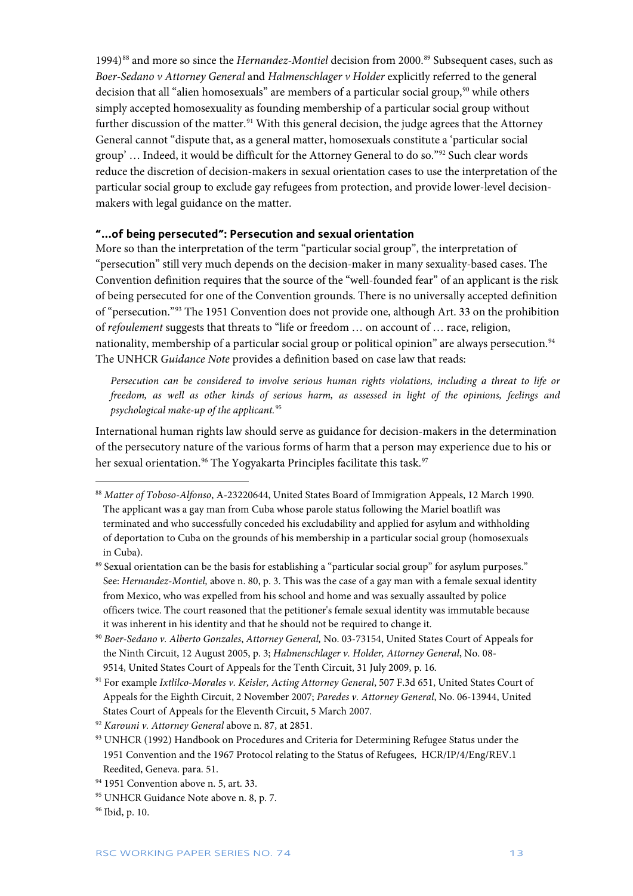1994)[88] and more so since the *Hernandez-Montiel* decision from 2000.[89] Subsequent cases, such as *Boer-Sedano v Attorney General* and *Halmenschlager v Holder* explicitly referred to the general decision that all "alien homosexuals" are members of a particular social group,[90] while others simply accepted homosexuality as founding membership of a particular social group without further discussion of the matter.[91] With this general decision, the judge agrees that the Attorney General cannot "dispute that, as a general matter, homosexuals constitute a 'particular social group' … Indeed, it would be difficult for the Attorney General to do so."[92] Such clear words reduce the discretion of decision-makers in sexual orientation cases to use the interpretation of the particular social group to exclude gay refugees from protection, and provide lower-level decision-makers with legal guidance on the matter.

### "…of being persecuted": Persecution and sexual orientation

More so than the interpretation of the term "particular social group", the interpretation of "persecution" still very much depends on the decision-maker in many sexuality-based cases. The Convention definition requires that the source of the "well-founded fear" of an applicant is the risk of being persecuted for one of the Convention grounds. There is no universally accepted definition of "persecution."[93] The 1951 Convention does not provide one, although Art. 33 on the prohibition of *refoulement* suggests that threats to "life or freedom … on account of … race, religion, nationality, membership of a particular social group or political opinion" are always persecution.[94] The UNHCR *Guidance Note* provides a definition based on case law that reads:

> *Persecution can be considered to involve serious human rights violations, including a threat to life or freedom, as well as other kinds of serious harm, as assessed in light of the opinions, feelings and psychological make-up of the applicant.*[95]

International human rights law should serve as guidance for decision-makers in the determination of the persecutory nature of the various forms of harm that a person may experience due to his or her sexual orientation.[96] The Yogyakarta Principles facilitate this task.[97]

---

[88] *Matter of Toboso-Alfonso*, A-23220644, United States Board of Immigration Appeals, 12 March 1990. The applicant was a gay man from Cuba whose parole status following the Mariel boatlift was terminated and who successfully conceded his excludability and applied for asylum and withholding of deportation to Cuba on the grounds of his membership in a particular social group (homosexuals in Cuba).

[89] Sexual orientation can be the basis for establishing a "particular social group" for asylum purposes." See: *Hernandez-Montiel,* above n. 80, p. 3. This was the case of a gay man with a female sexual identity from Mexico, who was expelled from his school and home and was sexually assaulted by police officers twice. The court reasoned that the petitioner's female sexual identity was immutable because it was inherent in his identity and that he should not be required to change it.

[90] *Boer-Sedano v. Alberto Gonzales*, *Attorney General,* No. 03-73154, United States Court of Appeals for the Ninth Circuit, 12 August 2005, p. 3; *Halmenschlager v. Holder, Attorney General*, No. 08-9514, United States Court of Appeals for the Tenth Circuit, 31 July 2009, p. 16.

[91] For example *Ixtlilco-Morales v. Keisler, Acting Attorney General*, 507 F.3d 651, United States Court of Appeals for the Eighth Circuit, 2 November 2007; *Paredes v. Attorney General*, No. 06-13944, United States Court of Appeals for the Eleventh Circuit, 5 March 2007.

[92] *Karouni v. Attorney General* above n. 87, at 2851.

[93] UNHCR (1992) Handbook on Procedures and Criteria for Determining Refugee Status under the 1951 Convention and the 1967 Protocol relating to the Status of Refugees, HCR/IP/4/Eng/REV.1 Reedited, Geneva. para. 51.

[94] 1951 Convention above n. 5, art. 33.

[95] UNHCR Guidance Note above n. 8, p. 7.

[96] Ibid, p. 10.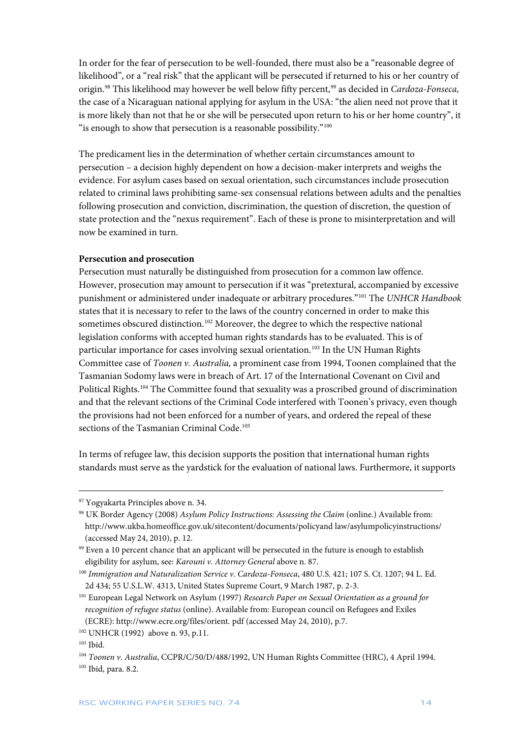In order for the fear of persecution to be well-founded, there must also be a "reasonable degree of likelihood", or a "real risk" that the applicant will be persecuted if returned to his or her country of origin.[98] This likelihood may however be well below fifty percent,[99] as decided in *Cardoza-Fonseca,* the case of a Nicaraguan national applying for asylum in the USA: "the alien need not prove that it is more likely than not that he or she will be persecuted upon return to his or her home country", it "is enough to show that persecution is a reasonable possibility."[100]

The predicament lies in the determination of whether certain circumstances amount to persecution – a decision highly dependent on how a decision-maker interprets and weighs the evidence. For asylum cases based on sexual orientation, such circumstances include prosecution related to criminal laws prohibiting same-sex consensual relations between adults and the penalties following prosecution and conviction, discrimination, the question of discretion, the question of state protection and the "nexus requirement". Each of these is prone to misinterpretation and will now be examined in turn.

**Persecution and prosecution**

Persecution must naturally be distinguished from prosecution for a common law offence. However, prosecution may amount to persecution if it was "pretextural, accompanied by excessive punishment or administered under inadequate or arbitrary procedures."[101] The *UNHCR Handbook* states that it is necessary to refer to the laws of the country concerned in order to make this sometimes obscured distinction.[102] Moreover, the degree to which the respective national legislation conforms with accepted human rights standards has to be evaluated. This is of particular importance for cases involving sexual orientation.[103] In the UN Human Rights Committee case of *Toonen v. Australia,* a prominent case from 1994, Toonen complained that the Tasmanian Sodomy laws were in breach of Art. 17 of the International Covenant on Civil and Political Rights.[104] The Committee found that sexuality was a proscribed ground of discrimination and that the relevant sections of the Criminal Code interfered with Toonen's privacy, even though the provisions had not been enforced for a number of years, and ordered the repeal of these sections of the Tasmanian Criminal Code.[105]

In terms of refugee law, this decision supports the position that international human rights standards must serve as the yardstick for the evaluation of national laws. Furthermore, it supports

---

[97] Yogyakarta Principles above n. 34.

[98] UK Border Agency (2008) *Asylum Policy Instructions: Assessing the Claim* (online.) Available from: http://www.ukba.homeoffice.gov.uk/sitecontent/documents/policyand law/asylumpolicyinstructions/ (accessed May 24, 2010), p. 12.

[99] Even a 10 percent chance that an applicant will be persecuted in the future is enough to establish eligibility for asylum, see: *Karouni v. Attorney General* above n. 87.

[100] *Immigration and Naturalization Service v. Cardoza-Fonseca*, 480 U.S. 421; 107 S. Ct. 1207; 94 L. Ed. 2d 434; 55 U.S.L.W. 4313, United States Supreme Court, 9 March 1987, p. 2-3.

[101] European Legal Network on Asylum (1997) *Research Paper on Sexual Orientation as a ground for recognition of refugee status* (online). Available from: European council on Refugees and Exiles (ECRE): http://www.ecre.org/files/orient. pdf (accessed May 24, 2010), p.7.

[102] UNHCR (1992) above n. 93, p.11.

[103] Ibid.

[104] *Toonen v. Australia*, CCPR/C/50/D/488/1992, UN Human Rights Committee (HRC), 4 April 1994.

[105] Ibid, para. 8.2.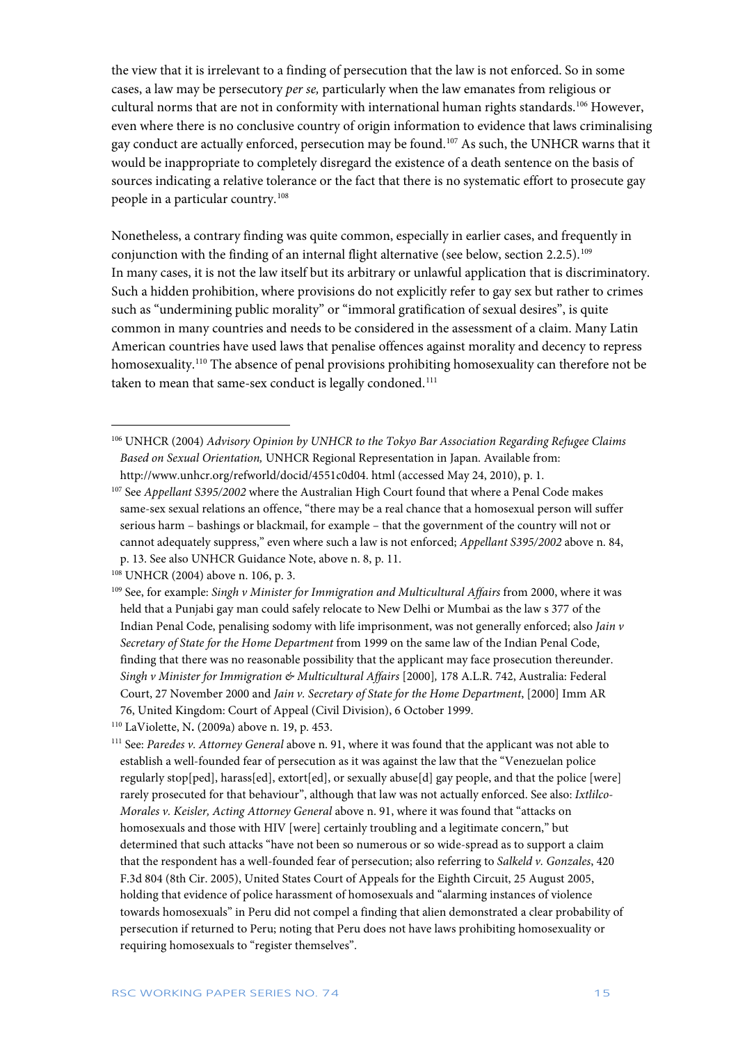the view that it is irrelevant to a finding of persecution that the law is not enforced. So in some cases, a law may be persecutory *per se,* particularly when the law emanates from religious or cultural norms that are not in conformity with international human rights standards.[106] However, even where there is no conclusive country of origin information to evidence that laws criminalising gay conduct are actually enforced, persecution may be found.[107] As such, the UNHCR warns that it would be inappropriate to completely disregard the existence of a death sentence on the basis of sources indicating a relative tolerance or the fact that there is no systematic effort to prosecute gay people in a particular country.[108]

Nonetheless, a contrary finding was quite common, especially in earlier cases, and frequently in conjunction with the finding of an internal flight alternative (see below, section 2.2.5).[109] In many cases, it is not the law itself but its arbitrary or unlawful application that is discriminatory. Such a hidden prohibition, where provisions do not explicitly refer to gay sex but rather to crimes such as "undermining public morality" or "immoral gratification of sexual desires", is quite common in many countries and needs to be considered in the assessment of a claim. Many Latin American countries have used laws that penalise offences against morality and decency to repress homosexuality.[110] The absence of penal provisions prohibiting homosexuality can therefore not be taken to mean that same-sex conduct is legally condoned.[111]

---

[106] UNHCR (2004) *Advisory Opinion by UNHCR to the Tokyo Bar Association Regarding Refugee Claims Based on Sexual Orientation,* UNHCR Regional Representation in Japan. Available from: http://www.unhcr.org/refworld/docid/4551c0d04. html (accessed May 24, 2010), p. 1.

[107] See *Appellant S395/2002* where the Australian High Court found that where a Penal Code makes same-sex sexual relations an offence, "there may be a real chance that a homosexual person will suffer serious harm – bashings or blackmail, for example – that the government of the country will not or cannot adequately suppress," even where such a law is not enforced; *Appellant S395/2002* above n. 84, p. 13. See also UNHCR Guidance Note, above n. 8, p. 11.

[108] UNHCR (2004) above n. 106, p. 3.

[109] See, for example: *Singh v Minister for Immigration and Multicultural Affairs* from 2000, where it was held that a Punjabi gay man could safely relocate to New Delhi or Mumbai as the law s 377 of the Indian Penal Code, penalising sodomy with life imprisonment, was not generally enforced; also *Jain v Secretary of State for the Home Department* from 1999 on the same law of the Indian Penal Code, finding that there was no reasonable possibility that the applicant may face prosecution thereunder. *Singh v Minister for Immigration & Multicultural Affairs* [2000]*,* 178 A.L.R. 742, Australia: Federal Court, 27 November 2000 and *Jain v. Secretary of State for the Home Department*, [2000] Imm AR 76, United Kingdom: Court of Appeal (Civil Division), 6 October 1999.

[110] LaViolette, N**.** (2009a) above n. 19, p. 453.

[111] See: *Paredes v. Attorney General* above n. 91, where it was found that the applicant was not able to establish a well-founded fear of persecution as it was against the law that the "Venezuelan police regularly stop[ped], harass[ed], extort[ed], or sexually abuse[d] gay people, and that the police [were] rarely prosecuted for that behaviour", although that law was not actually enforced. See also: *Ixtlilco-Morales v. Keisler, Acting Attorney General* above n. 91, where it was found that "attacks on homosexuals and those with HIV [were] certainly troubling and a legitimate concern," but determined that such attacks "have not been so numerous or so wide-spread as to support a claim that the respondent has a well-founded fear of persecution; also referring to *Salkeld v. Gonzales*, 420 F.3d 804 (8th Cir. 2005), United States Court of Appeals for the Eighth Circuit, 25 August 2005, holding that evidence of police harassment of homosexuals and "alarming instances of violence towards homosexuals" in Peru did not compel a finding that alien demonstrated a clear probability of persecution if returned to Peru; noting that Peru does not have laws prohibiting homosexuality or requiring homosexuals to "register themselves".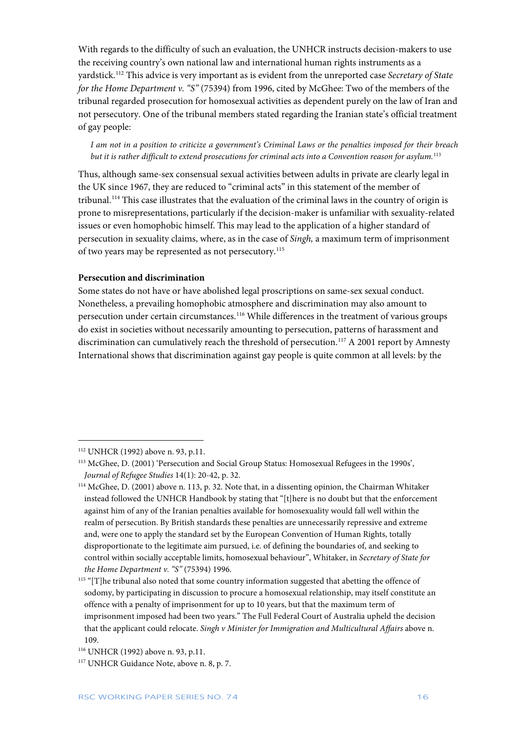With regards to the difficulty of such an evaluation, the UNHCR instructs decision-makers to use the receiving country's own national law and international human rights instruments as a yardstick.[112] This advice is very important as is evident from the unreported case *Secretary of State for the Home Department v. "S"* (75394) from 1996, cited by McGhee: Two of the members of the tribunal regarded prosecution for homosexual activities as dependent purely on the law of Iran and not persecutory. One of the tribunal members stated regarding the Iranian state's official treatment of gay people:

> *I am not in a position to criticize a government's Criminal Laws or the penalties imposed for their breach but it is rather difficult to extend prosecutions for criminal acts into a Convention reason for asylum.*[113]

Thus, although same-sex consensual sexual activities between adults in private are clearly legal in the UK since 1967, they are reduced to "criminal acts" in this statement of the member of tribunal.[114] This case illustrates that the evaluation of the criminal laws in the country of origin is prone to misrepresentations, particularly if the decision-maker is unfamiliar with sexuality-related issues or even homophobic himself. This may lead to the application of a higher standard of persecution in sexuality claims, where, as in the case of *Singh,* a maximum term of imprisonment of two years may be represented as not persecutory.[115]

**Persecution and discrimination**

Some states do not have or have abolished legal proscriptions on same-sex sexual conduct. Nonetheless, a prevailing homophobic atmosphere and discrimination may also amount to persecution under certain circumstances.[116] While differences in the treatment of various groups do exist in societies without necessarily amounting to persecution, patterns of harassment and discrimination can cumulatively reach the threshold of persecution.[117] A 2001 report by Amnesty International shows that discrimination against gay people is quite common at all levels: by the

---

[112] UNHCR (1992) above n. 93, p.11.

[113] McGhee, D. (2001) 'Persecution and Social Group Status: Homosexual Refugees in the 1990s', *Journal of Refugee Studies* 14(1): 20-42, p. 32.

[114] McGhee, D. (2001) above n. 113, p. 32. Note that, in a dissenting opinion, the Chairman Whitaker instead followed the UNHCR Handbook by stating that "[t]here is no doubt but that the enforcement against him of any of the Iranian penalties available for homosexuality would fall well within the realm of persecution. By British standards these penalties are unnecessarily repressive and extreme and, were one to apply the standard set by the European Convention of Human Rights, totally disproportionate to the legitimate aim pursued, i.e. of defining the boundaries of, and seeking to control within socially acceptable limits, homosexual behaviour", Whitaker, in *Secretary of State for the Home Department v. "S"* (75394) 1996.

[115] "[T]he tribunal also noted that some country information suggested that abetting the offence of sodomy, by participating in discussion to procure a homosexual relationship, may itself constitute an offence with a penalty of imprisonment for up to 10 years, but that the maximum term of imprisonment imposed had been two years." The Full Federal Court of Australia upheld the decision that the applicant could relocate. *Singh v Minister for Immigration and Multicultural Affairs* above n. 109.

[116] UNHCR (1992) above n. 93, p.11.

[117] UNHCR Guidance Note, above n. 8, p. 7.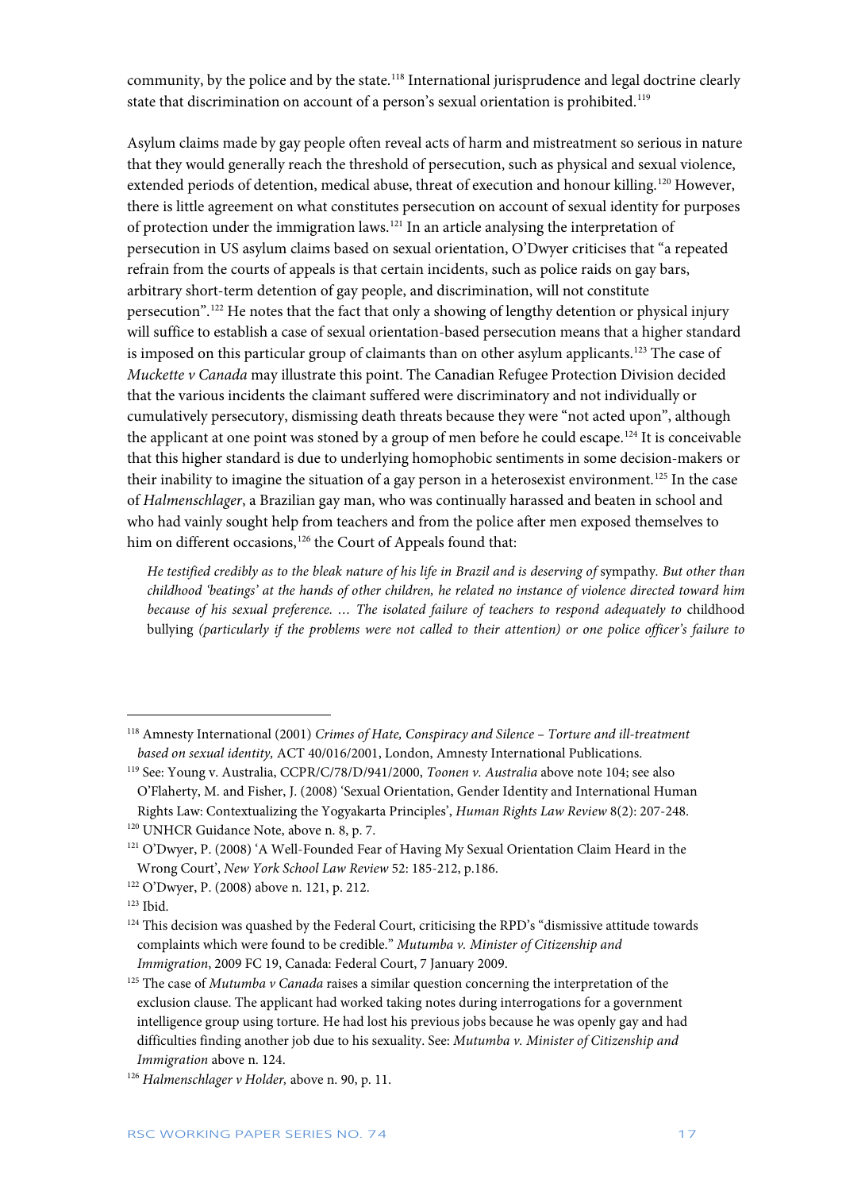community, by the police and by the state.[118] International jurisprudence and legal doctrine clearly state that discrimination on account of a person's sexual orientation is prohibited.[119]

Asylum claims made by gay people often reveal acts of harm and mistreatment so serious in nature that they would generally reach the threshold of persecution, such as physical and sexual violence, extended periods of detention, medical abuse, threat of execution and honour killing.[120] However, there is little agreement on what constitutes persecution on account of sexual identity for purposes of protection under the immigration laws.[121] In an article analysing the interpretation of persecution in US asylum claims based on sexual orientation, O'Dwyer criticises that "a repeated refrain from the courts of appeals is that certain incidents, such as police raids on gay bars, arbitrary short-term detention of gay people, and discrimination, will not constitute persecution".[122] He notes that the fact that only a showing of lengthy detention or physical injury will suffice to establish a case of sexual orientation-based persecution means that a higher standard is imposed on this particular group of claimants than on other asylum applicants.[123] The case of *Muckette v Canada* may illustrate this point. The Canadian Refugee Protection Division decided that the various incidents the claimant suffered were discriminatory and not individually or cumulatively persecutory, dismissing death threats because they were "not acted upon", although the applicant at one point was stoned by a group of men before he could escape.[124] It is conceivable that this higher standard is due to underlying homophobic sentiments in some decision-makers or their inability to imagine the situation of a gay person in a heterosexist environment.[125] In the case of *Halmenschlager*, a Brazilian gay man, who was continually harassed and beaten in school and who had vainly sought help from teachers and from the police after men exposed themselves to him on different occasions,[126] the Court of Appeals found that:

> *He testified credibly as to the bleak nature of his life in Brazil and is deserving of* sympathy. *But other than childhood 'beatings' at the hands of other children, he related no instance of violence directed toward him because of his sexual preference. … The isolated failure of teachers to respond adequately to* childhood bullying *(particularly if the problems were not called to their attention) or one police officer's failure to*

---

[118] Amnesty International (2001) *Crimes of Hate, Conspiracy and Silence – Torture and ill-treatment based on sexual identity,* ACT 40/016/2001, London, Amnesty International Publications.

[119] See: Young v. Australia, CCPR/C/78/D/941/2000, *Toonen v. Australia* above note 104; see also O'Flaherty, M. and Fisher, J. (2008) 'Sexual Orientation, Gender Identity and International Human Rights Law: Contextualizing the Yogyakarta Principles', *Human Rights Law Review* 8(2): 207-248.

[120] UNHCR Guidance Note, above n. 8, p. 7.

[121] O'Dwyer, P. (2008) 'A Well-Founded Fear of Having My Sexual Orientation Claim Heard in the Wrong Court', *New York School Law Review* 52: 185-212, p.186.

[122] O'Dwyer, P. (2008) above n. 121, p. 212.

[123] Ibid.

[124] This decision was quashed by the Federal Court, criticising the RPD's "dismissive attitude towards complaints which were found to be credible." *Mutumba v. Minister of Citizenship and Immigration*, 2009 FC 19, Canada: Federal Court, 7 January 2009.

[125] The case of *Mutumba v Canada* raises a similar question concerning the interpretation of the exclusion clause. The applicant had worked taking notes during interrogations for a government intelligence group using torture. He had lost his previous jobs because he was openly gay and had difficulties finding another job due to his sexuality. See: *Mutumba v. Minister of Citizenship and Immigration* above n. 124.

[126] *Halmenschlager v Holder,* above n. 90, p. 11.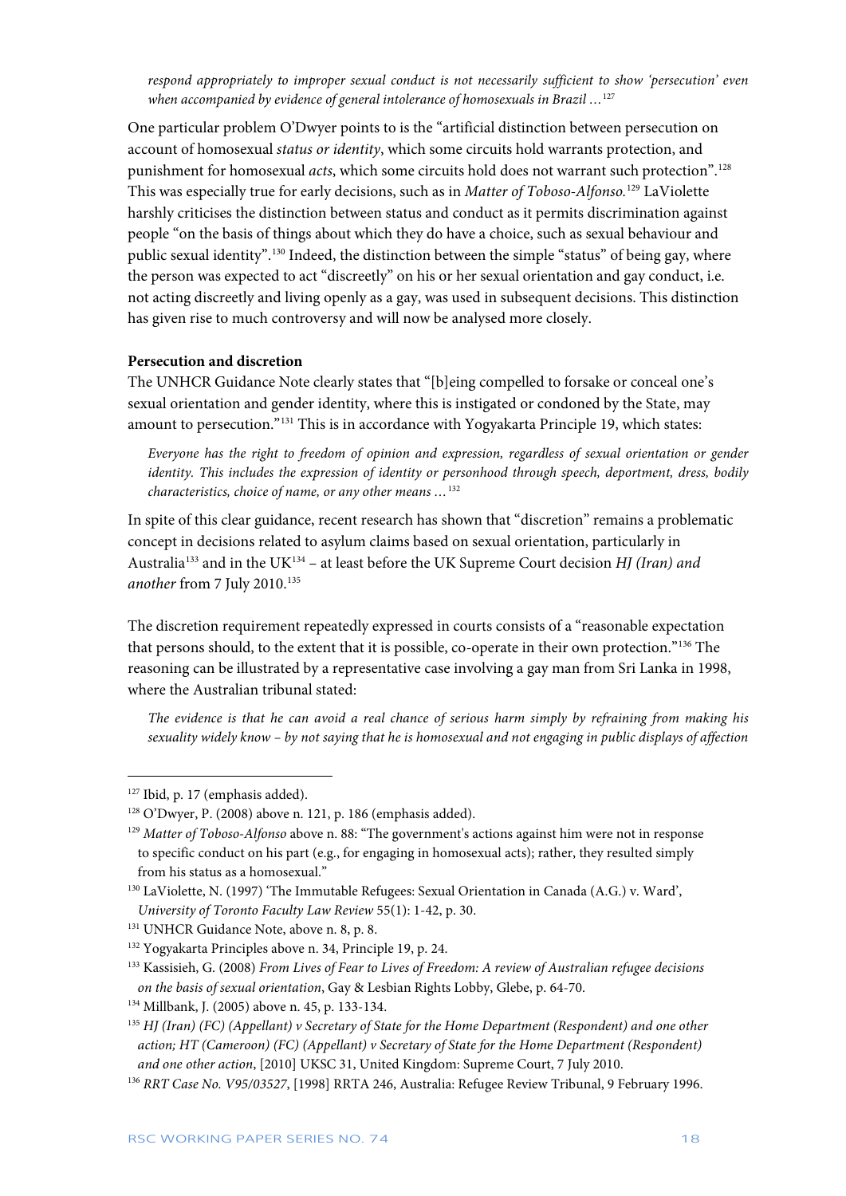> *respond appropriately to improper sexual conduct is not necessarily sufficient to show 'persecution' even when accompanied by evidence of general intolerance of homosexuals in Brazil …*[127]

One particular problem O'Dwyer points to is the "artificial distinction between persecution on account of homosexual *status or identity*, which some circuits hold warrants protection, and punishment for homosexual *acts*, which some circuits hold does not warrant such protection".[128] This was especially true for early decisions, such as in *Matter of Toboso-Alfonso.*[129] LaViolette harshly criticises the distinction between status and conduct as it permits discrimination against people "on the basis of things about which they do have a choice, such as sexual behaviour and public sexual identity".[130] Indeed, the distinction between the simple "status" of being gay, where the person was expected to act "discreetly" on his or her sexual orientation and gay conduct, i.e. not acting discreetly and living openly as a gay, was used in subsequent decisions. This distinction has given rise to much controversy and will now be analysed more closely.

**Persecution and discretion**

The UNHCR Guidance Note clearly states that "[b]eing compelled to forsake or conceal one's sexual orientation and gender identity, where this is instigated or condoned by the State, may amount to persecution."[131] This is in accordance with Yogyakarta Principle 19, which states:

> *Everyone has the right to freedom of opinion and expression, regardless of sexual orientation or gender identity. This includes the expression of identity or personhood through speech, deportment, dress, bodily characteristics, choice of name, or any other means …*[132]

In spite of this clear guidance, recent research has shown that "discretion" remains a problematic concept in decisions related to asylum claims based on sexual orientation, particularly in Australia[133] and in the UK[134] – at least before the UK Supreme Court decision *HJ (Iran) and another* from 7 July 2010.[135]

The discretion requirement repeatedly expressed in courts consists of a "reasonable expectation that persons should, to the extent that it is possible, co-operate in their own protection."[136] The reasoning can be illustrated by a representative case involving a gay man from Sri Lanka in 1998, where the Australian tribunal stated:

> *The evidence is that he can avoid a real chance of serious harm simply by refraining from making his sexuality widely know – by not saying that he is homosexual and not engaging in public displays of affection*

---

[127] Ibid, p. 17 (emphasis added).

[128] O'Dwyer, P. (2008) above n. 121, p. 186 (emphasis added).

[129] *Matter of Toboso-Alfonso* above n. 88: "The government's actions against him were not in response to specific conduct on his part (e.g., for engaging in homosexual acts); rather, they resulted simply from his status as a homosexual."

[130] LaViolette, N. (1997) 'The Immutable Refugees: Sexual Orientation in Canada (A.G.) v. Ward', *University of Toronto Faculty Law Review* 55(1): 1-42, p. 30.

[131] UNHCR Guidance Note, above n. 8, p. 8.

[132] Yogyakarta Principles above n. 34, Principle 19, p. 24.

[133] Kassisieh, G. (2008) *From Lives of Fear to Lives of Freedom: A review of Australian refugee decisions on the basis of sexual orientation*, Gay & Lesbian Rights Lobby, Glebe, p. 64-70.

[134] Millbank, J. (2005) above n. 45, p. 133-134.

[135] *HJ (Iran) (FC) (Appellant) v Secretary of State for the Home Department (Respondent) and one other action; HT (Cameroon) (FC) (Appellant) v Secretary of State for the Home Department (Respondent) and one other action*, [2010] UKSC 31, United Kingdom: Supreme Court, 7 July 2010.

[136] *RRT Case No. V95/03527*, [1998] RRTA 246, Australia: Refugee Review Tribunal, 9 February 1996.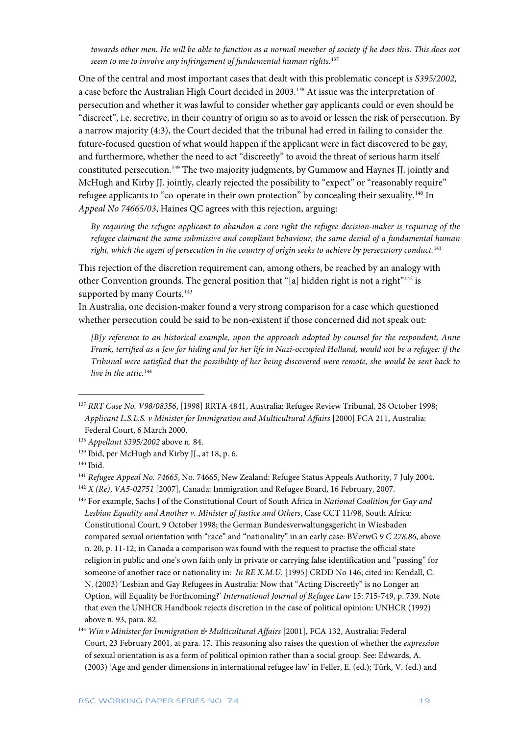> *towards other men. He will be able to function as a normal member of society if he does this. This does not seem to me to involve any infringement of fundamental human rights.*[137]

One of the central and most important cases that dealt with this problematic concept is *S395/2002,* a case before the Australian High Court decided in 2003.[138] At issue was the interpretation of persecution and whether it was lawful to consider whether gay applicants could or even should be "discreet", i.e. secretive, in their country of origin so as to avoid or lessen the risk of persecution. By a narrow majority (4:3), the Court decided that the tribunal had erred in failing to consider the future-focused question of what would happen if the applicant were in fact discovered to be gay, and furthermore, whether the need to act "discreetly" to avoid the threat of serious harm itself constituted persecution.[139] The two majority judgments, by Gummow and Haynes JJ. jointly and McHugh and Kirby JJ. jointly, clearly rejected the possibility to "expect" or "reasonably require" refugee applicants to "co-operate in their own protection" by concealing their sexuality.[140] In *Appeal No 74665/03*, Haines QC agrees with this rejection, arguing:

> *By requiring the refugee applicant to abandon a core right the refugee decision-maker is requiring of the refugee claimant the same submissive and compliant behaviour, the same denial of a fundamental human right, which the agent of persecution in the country of origin seeks to achieve by persecutory conduct.*[141]

This rejection of the discretion requirement can, among others, be reached by an analogy with other Convention grounds. The general position that "[a] hidden right is not a right"[142] is supported by many Courts.[143]

In Australia, one decision-maker found a very strong comparison for a case which questioned whether persecution could be said to be non-existent if those concerned did not speak out:

> *[B]y reference to an historical example, upon the approach adopted by counsel for the respondent, Anne Frank, terrified as a Jew for hiding and for her life in Nazi-occupied Holland, would not be a refugee: if the Tribunal were satisfied that the possibility of her being discovered were remote, she would be sent back to live in the attic.*[144]

---

[137] *RRT Case No. V98/08356*, [1998] RRTA 4841, Australia: Refugee Review Tribunal, 28 October 1998; *Applicant L.S.L.S. v Minister for Immigration and Multicultural Affairs* [2000] FCA 211, Australia: Federal Court, 6 March 2000.

[138] *Appellant S395/2002* above n. 84.

[139] Ibid, per McHugh and Kirby JJ., at 18, p. 6.

[140] Ibid.

[141] *Refugee Appeal No. 74665*, No. 74665, New Zealand: Refugee Status Appeals Authority, 7 July 2004.

[142] *X (Re)*, *VA5-02751* [2007], Canada: Immigration and Refugee Board, 16 February, 2007.

[143] For example, Sachs J of the Constitutional Court of South Africa in *National Coalition for Gay and Lesbian Equality and Another v. Minister of Justice and Others*, Case CCT 11/98, South Africa: Constitutional Court, 9 October 1998; the German Bundesverwaltungsgericht in Wiesbaden compared sexual orientation with "race" and "nationality" in an early case: BVerwG *9 C 278.86*, above n. 20, p. 11-12; in Canada a comparison was found with the request to practise the official state religion in public and one's own faith only in private or carrying false identification and "passing" for someone of another race or nationality in: *In RE X.M.U.* [1995] CRDD No 146; cited in: Kendall, C. N. (2003) 'Lesbian and Gay Refugees in Australia: Now that "Acting Discreetly" is no Longer an Option, will Equality be Forthcoming?' *International Journal of Refugee Law* 15: 715-749, p. 739. Note that even the UNHCR Handbook rejects discretion in the case of political opinion: UNHCR (1992) above n. 93, para. 82.

[144] *Win v Minister for Immigration & Multicultural Affairs* [2001], FCA 132, Australia: Federal Court, 23 February 2001, at para. 17. This reasoning also raises the question of whether the *expression* of sexual orientation is as a form of political opinion rather than a social group. See: Edwards, A. (2003) 'Age and gender dimensions in international refugee law' in Feller, E. (ed.); Türk, V. (ed.) and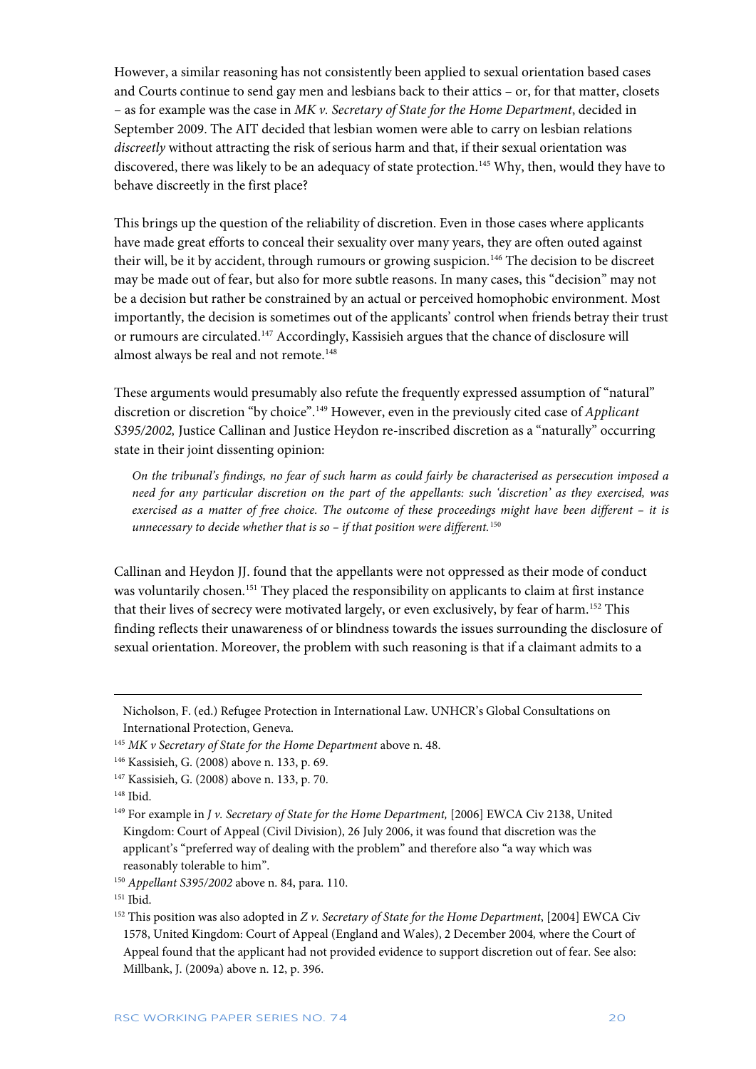However, a similar reasoning has not consistently been applied to sexual orientation based cases and Courts continue to send gay men and lesbians back to their attics – or, for that matter, closets – as for example was the case in *MK v. Secretary of State for the Home Department*, decided in September 2009. The AIT decided that lesbian women were able to carry on lesbian relations *discreetly* without attracting the risk of serious harm and that, if their sexual orientation was discovered, there was likely to be an adequacy of state protection.[145] Why, then, would they have to behave discreetly in the first place?

This brings up the question of the reliability of discretion. Even in those cases where applicants have made great efforts to conceal their sexuality over many years, they are often outed against their will, be it by accident, through rumours or growing suspicion.[146] The decision to be discreet may be made out of fear, but also for more subtle reasons. In many cases, this "decision" may not be a decision but rather be constrained by an actual or perceived homophobic environment. Most importantly, the decision is sometimes out of the applicants' control when friends betray their trust or rumours are circulated.[147] Accordingly, Kassisieh argues that the chance of disclosure will almost always be real and not remote.[148]

These arguments would presumably also refute the frequently expressed assumption of "natural" discretion or discretion "by choice".[149] However, even in the previously cited case of *Applicant S395/2002,* Justice Callinan and Justice Heydon re-inscribed discretion as a "naturally" occurring state in their joint dissenting opinion:

> *On the tribunal's findings, no fear of such harm as could fairly be characterised as persecution imposed a need for any particular discretion on the part of the appellants: such 'discretion' as they exercised, was exercised as a matter of free choice. The outcome of these proceedings might have been different – it is unnecessary to decide whether that is so – if that position were different.*[150]

Callinan and Heydon JJ. found that the appellants were not oppressed as their mode of conduct was voluntarily chosen.[151] They placed the responsibility on applicants to claim at first instance that their lives of secrecy were motivated largely, or even exclusively, by fear of harm.[152] This finding reflects their unawareness of or blindness towards the issues surrounding the disclosure of sexual orientation. Moreover, the problem with such reasoning is that if a claimant admits to a

---

Nicholson, F. (ed.) Refugee Protection in International Law. UNHCR's Global Consultations on International Protection, Geneva.

[145] *MK v Secretary of State for the Home Department* above n. 48.

[146] Kassisieh, G. (2008) above n. 133, p. 69.

[147] Kassisieh, G. (2008) above n. 133, p. 70.

[148] Ibid.

[149] For example in *J v. Secretary of State for the Home Department,* [2006] EWCA Civ 2138, United Kingdom: Court of Appeal (Civil Division), 26 July 2006, it was found that discretion was the applicant's "preferred way of dealing with the problem" and therefore also "a way which was reasonably tolerable to him".

[150] *Appellant S395/2002* above n. 84, para. 110.

[151] Ibid.

[152] This position was also adopted in *Z v. Secretary of State for the Home Department*, [2004] EWCA Civ 1578, United Kingdom: Court of Appeal (England and Wales), 2 December 2004, where the Court of Appeal found that the applicant had not provided evidence to support discretion out of fear. See also: Millbank, J. (2009a) above n. 12, p. 396.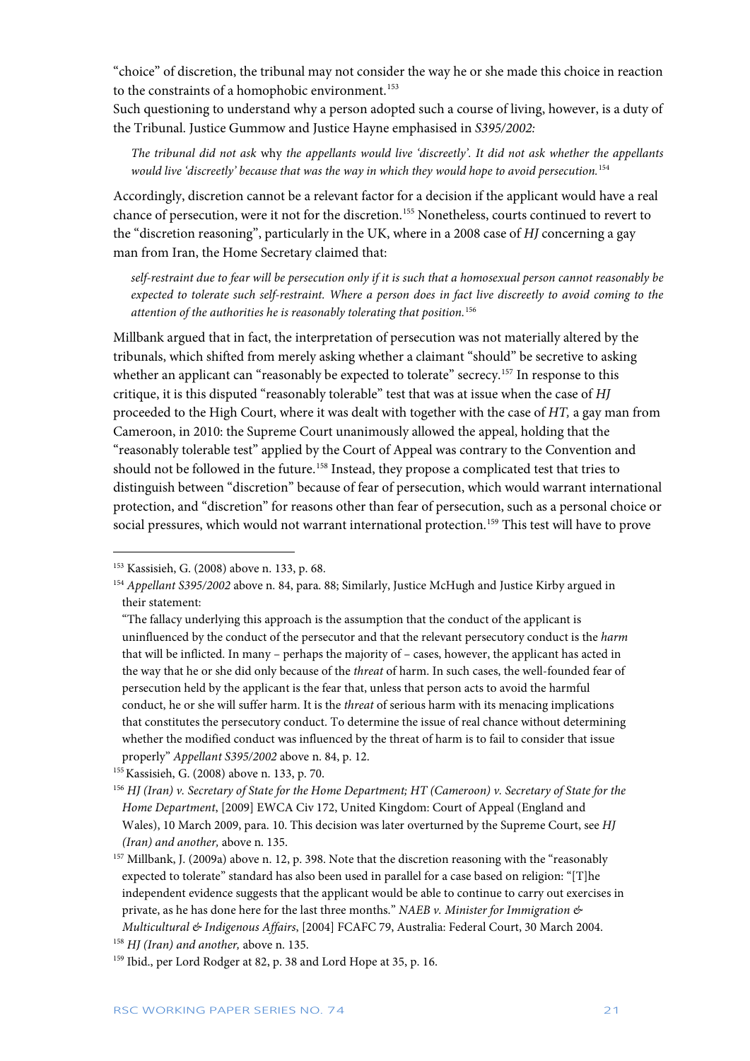"choice" of discretion, the tribunal may not consider the way he or she made this choice in reaction to the constraints of a homophobic environment.[153]

Such questioning to understand why a person adopted such a course of living, however, is a duty of the Tribunal. Justice Gummow and Justice Hayne emphasised in *S395/2002:*

> *The tribunal did not ask* why *the appellants would live 'discreetly'. It did not ask whether the appellants would live 'discreetly' because that was the way in which they would hope to avoid persecution.*[154]

Accordingly, discretion cannot be a relevant factor for a decision if the applicant would have a real chance of persecution, were it not for the discretion.[155] Nonetheless, courts continued to revert to the "discretion reasoning", particularly in the UK, where in a 2008 case of *HJ* concerning a gay man from Iran, the Home Secretary claimed that:

> *self-restraint due to fear will be persecution only if it is such that a homosexual person cannot reasonably be expected to tolerate such self-restraint. Where a person does in fact live discreetly to avoid coming to the attention of the authorities he is reasonably tolerating that position.*[156]

Millbank argued that in fact, the interpretation of persecution was not materially altered by the tribunals, which shifted from merely asking whether a claimant "should" be secretive to asking whether an applicant can "reasonably be expected to tolerate" secrecy.[157] In response to this critique, it is this disputed "reasonably tolerable" test that was at issue when the case of *HJ* proceeded to the High Court, where it was dealt with together with the case of *HT,* a gay man from Cameroon, in 2010: the Supreme Court unanimously allowed the appeal, holding that the "reasonably tolerable test" applied by the Court of Appeal was contrary to the Convention and should not be followed in the future.[158] Instead, they propose a complicated test that tries to distinguish between "discretion" because of fear of persecution, which would warrant international protection, and "discretion" for reasons other than fear of persecution, such as a personal choice or social pressures, which would not warrant international protection.[159] This test will have to prove

---

[153] Kassisieh, G. (2008) above n. 133, p. 68.

[154] *Appellant S395/2002* above n. 84, para. 88; Similarly, Justice McHugh and Justice Kirby argued in their statement:

"The fallacy underlying this approach is the assumption that the conduct of the applicant is uninfluenced by the conduct of the persecutor and that the relevant persecutory conduct is the *harm* that will be inflicted. In many – perhaps the majority of – cases, however, the applicant has acted in the way that he or she did only because of the *threat* of harm. In such cases, the well-founded fear of persecution held by the applicant is the fear that, unless that person acts to avoid the harmful conduct, he or she will suffer harm. It is the *threat* of serious harm with its menacing implications that constitutes the persecutory conduct. To determine the issue of real chance without determining whether the modified conduct was influenced by the threat of harm is to fail to consider that issue properly" *Appellant S395/2002* above n. 84, p. 12.

[155] Kassisieh, G. (2008) above n. 133, p. 70.

[156] *HJ (Iran) v. Secretary of State for the Home Department; HT (Cameroon) v. Secretary of State for the Home Department*, [2009] EWCA Civ 172, United Kingdom: Court of Appeal (England and Wales), 10 March 2009, para. 10. This decision was later overturned by the Supreme Court, see *HJ (Iran) and another,* above n. 135.

[157] Millbank, J. (2009a) above n. 12, p. 398. Note that the discretion reasoning with the "reasonably expected to tolerate" standard has also been used in parallel for a case based on religion: "[T]he independent evidence suggests that the applicant would be able to continue to carry out exercises in private, as he has done here for the last three months." *NAEB v. Minister for Immigration & Multicultural & Indigenous Affairs*, [2004] FCAFC 79, Australia: Federal Court, 30 March 2004.

[158] *HJ (Iran) and another,* above n. 135.

[159] Ibid., per Lord Rodger at 82, p. 38 and Lord Hope at 35, p. 16.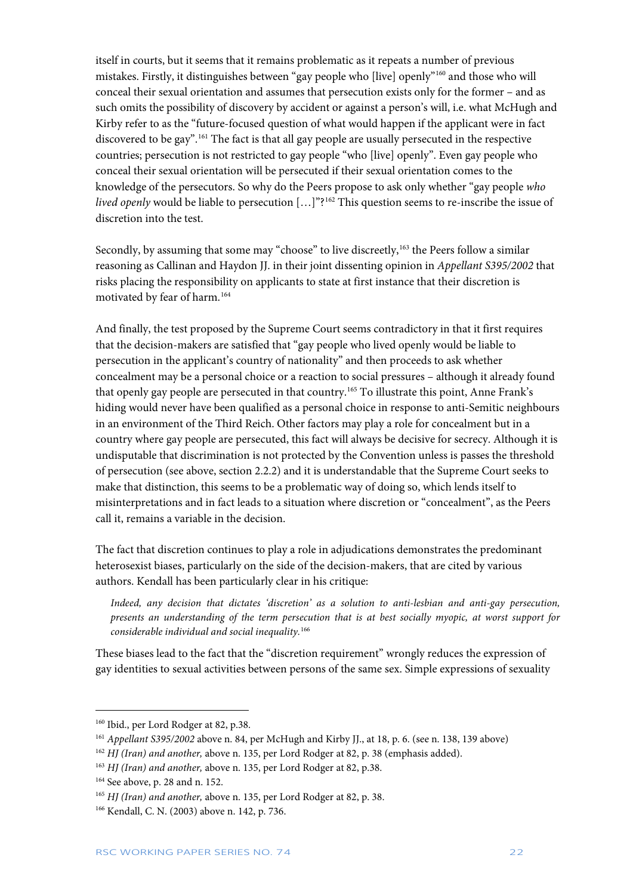itself in courts, but it seems that it remains problematic as it repeats a number of previous mistakes. Firstly, it distinguishes between "gay people who [live] openly"[160] and those who will conceal their sexual orientation and assumes that persecution exists only for the former – and as such omits the possibility of discovery by accident or against a person's will, i.e. what McHugh and Kirby refer to as the "future-focused question of what would happen if the applicant were in fact discovered to be gay".[161] The fact is that all gay people are usually persecuted in the respective countries; persecution is not restricted to gay people "who [live] openly". Even gay people who conceal their sexual orientation will be persecuted if their sexual orientation comes to the knowledge of the persecutors. So why do the Peers propose to ask only whether "gay people *who lived openly* would be liable to persecution […]"?[162] This question seems to re-inscribe the issue of discretion into the test.

Secondly, by assuming that some may "choose" to live discreetly,[163] the Peers follow a similar reasoning as Callinan and Haydon JJ. in their joint dissenting opinion in *Appellant S395/2002* that risks placing the responsibility on applicants to state at first instance that their discretion is motivated by fear of harm.[164]

And finally, the test proposed by the Supreme Court seems contradictory in that it first requires that the decision-makers are satisfied that "gay people who lived openly would be liable to persecution in the applicant's country of nationality" and then proceeds to ask whether concealment may be a personal choice or a reaction to social pressures – although it already found that openly gay people are persecuted in that country.[165] To illustrate this point, Anne Frank's hiding would never have been qualified as a personal choice in response to anti-Semitic neighbours in an environment of the Third Reich. Other factors may play a role for concealment but in a country where gay people are persecuted, this fact will always be decisive for secrecy. Although it is undisputable that discrimination is not protected by the Convention unless is passes the threshold of persecution (see above, section 2.2.2) and it is understandable that the Supreme Court seeks to make that distinction, this seems to be a problematic way of doing so, which lends itself to misinterpretations and in fact leads to a situation where discretion or "concealment", as the Peers call it, remains a variable in the decision.

The fact that discretion continues to play a role in adjudications demonstrates the predominant heterosexist biases, particularly on the side of the decision-makers, that are cited by various authors. Kendall has been particularly clear in his critique:

> *Indeed, any decision that dictates 'discretion' as a solution to anti-lesbian and anti-gay persecution, presents an understanding of the term persecution that is at best socially myopic, at worst support for considerable individual and social inequality.*[166]

These biases lead to the fact that the "discretion requirement" wrongly reduces the expression of gay identities to sexual activities between persons of the same sex. Simple expressions of sexuality

---

[160] Ibid., per Lord Rodger at 82, p.38.

[161] *Appellant S395/2002* above n. 84, per McHugh and Kirby JJ., at 18, p. 6. (see n. 138, 139 above)

[162] *HJ (Iran) and another,* above n. 135, per Lord Rodger at 82, p. 38 (emphasis added).

[163] *HJ (Iran) and another,* above n. 135, per Lord Rodger at 82, p.38.

[164] See above, p. 28 and n. 152.

[165] *HJ (Iran) and another,* above n. 135, per Lord Rodger at 82, p. 38.

[166] Kendall, C. N. (2003) above n. 142, p. 736.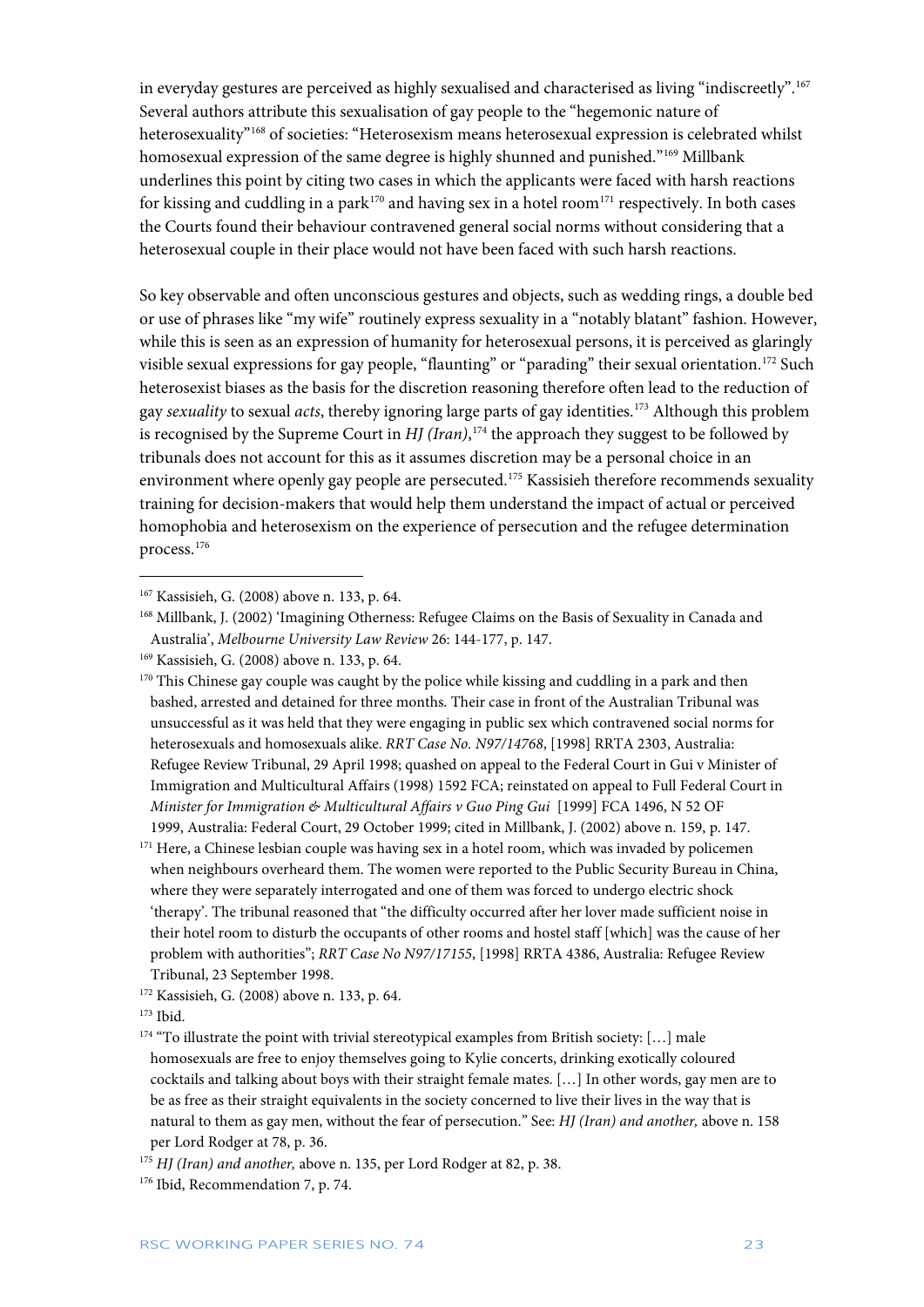in everyday gestures are perceived as highly sexualised and characterised as living "indiscreetly".[167] Several authors attribute this sexualisation of gay people to the "hegemonic nature of heterosexuality"[168] of societies: "Heterosexism means heterosexual expression is celebrated whilst homosexual expression of the same degree is highly shunned and punished."[169] Millbank underlines this point by citing two cases in which the applicants were faced with harsh reactions for kissing and cuddling in a park[170] and having sex in a hotel room[171] respectively. In both cases the Courts found their behaviour contravened general social norms without considering that a heterosexual couple in their place would not have been faced with such harsh reactions.

So key observable and often unconscious gestures and objects, such as wedding rings, a double bed or use of phrases like "my wife" routinely express sexuality in a "notably blatant" fashion. However, while this is seen as an expression of humanity for heterosexual persons, it is perceived as glaringly visible sexual expressions for gay people, "flaunting" or "parading" their sexual orientation.[172] Such heterosexist biases as the basis for the discretion reasoning therefore often lead to the reduction of gay *sexuality* to sexual *acts*, thereby ignoring large parts of gay identities.[173] Although this problem is recognised by the Supreme Court in *HJ (Iran)*,[174] the approach they suggest to be followed by tribunals does not account for this as it assumes discretion may be a personal choice in an environment where openly gay people are persecuted.[175] Kassisieh therefore recommends sexuality training for decision-makers that would help them understand the impact of actual or perceived homophobia and heterosexism on the experience of persecution and the refugee determination process.[176]

---

[167] Kassisieh, G. (2008) above n. 133, p. 64.

[168] Millbank, J. (2002) 'Imagining Otherness: Refugee Claims on the Basis of Sexuality in Canada and Australia', *Melbourne University Law Review* 26: 144-177, p. 147.

[169] Kassisieh, G. (2008) above n. 133, p. 64.

[170] This Chinese gay couple was caught by the police while kissing and cuddling in a park and then bashed, arrested and detained for three months. Their case in front of the Australian Tribunal was unsuccessful as it was held that they were engaging in public sex which contravened social norms for heterosexuals and homosexuals alike. *RRT Case No. N97/14768*, [1998] RRTA 2303, Australia: Refugee Review Tribunal, 29 April 1998; quashed on appeal to the Federal Court in Gui v Minister of Immigration and Multicultural Affairs (1998) 1592 FCA; reinstated on appeal to Full Federal Court in *Minister for Immigration & Multicultural Affairs v Guo Ping Gui* [1999] FCA 1496, N 52 OF 1999, Australia: Federal Court, 29 October 1999; cited in Millbank, J. (2002) above n. 159, p. 147.

[171] Here, a Chinese lesbian couple was having sex in a hotel room, which was invaded by policemen when neighbours overheard them. The women were reported to the Public Security Bureau in China, where they were separately interrogated and one of them was forced to undergo electric shock 'therapy'. The tribunal reasoned that "the difficulty occurred after her lover made sufficient noise in their hotel room to disturb the occupants of other rooms and hostel staff [which] was the cause of her problem with authorities"; *RRT Case No N97/17155*, [1998] RRTA 4386, Australia: Refugee Review Tribunal, 23 September 1998.

[172] Kassisieh, G. (2008) above n. 133, p. 64.

[173] Ibid.

[174] "To illustrate the point with trivial stereotypical examples from British society: […] male homosexuals are free to enjoy themselves going to Kylie concerts, drinking exotically coloured cocktails and talking about boys with their straight female mates. […] In other words, gay men are to be as free as their straight equivalents in the society concerned to live their lives in the way that is natural to them as gay men, without the fear of persecution." See: *HJ (Iran) and another,* above n. 158 per Lord Rodger at 78, p. 36.

[175] *HJ (Iran) and another,* above n. 135, per Lord Rodger at 82, p. 38.

[176] Ibid, Recommendation 7, p. 74.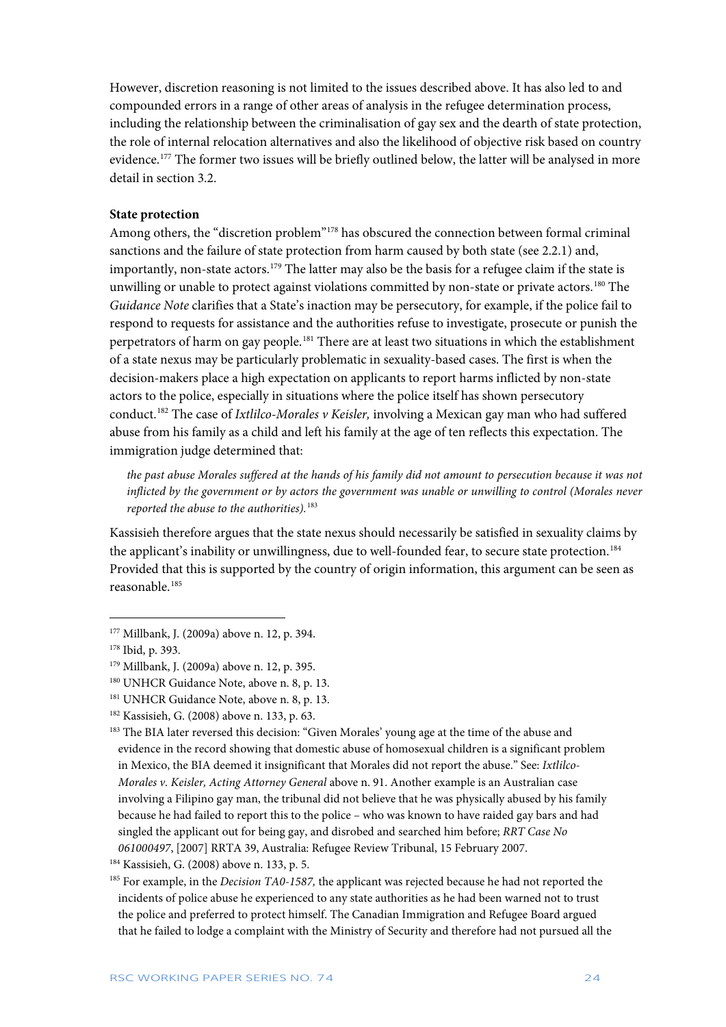However, discretion reasoning is not limited to the issues described above. It has also led to and compounded errors in a range of other areas of analysis in the refugee determination process, including the relationship between the criminalisation of gay sex and the dearth of state protection, the role of internal relocation alternatives and also the likelihood of objective risk based on country evidence.[177] The former two issues will be briefly outlined below, the latter will be analysed in more detail in section 3.2.

**State protection**

Among others, the "discretion problem"[178] has obscured the connection between formal criminal sanctions and the failure of state protection from harm caused by both state (see 2.2.1) and, importantly, non-state actors.[179] The latter may also be the basis for a refugee claim if the state is unwilling or unable to protect against violations committed by non-state or private actors.[180] The *Guidance Note* clarifies that a State's inaction may be persecutory, for example, if the police fail to respond to requests for assistance and the authorities refuse to investigate, prosecute or punish the perpetrators of harm on gay people.[181] There are at least two situations in which the establishment of a state nexus may be particularly problematic in sexuality-based cases. The first is when the decision-makers place a high expectation on applicants to report harms inflicted by non-state actors to the police, especially in situations where the police itself has shown persecutory conduct.[182] The case of *Ixtlilco-Morales v Keisler,* involving a Mexican gay man who had suffered abuse from his family as a child and left his family at the age of ten reflects this expectation. The immigration judge determined that:

> *the past abuse Morales suffered at the hands of his family did not amount to persecution because it was not inflicted by the government or by actors the government was unable or unwilling to control (Morales never reported the abuse to the authorities).*[183]

Kassisieh therefore argues that the state nexus should necessarily be satisfied in sexuality claims by the applicant's inability or unwillingness, due to well-founded fear, to secure state protection.[184] Provided that this is supported by the country of origin information, this argument can be seen as reasonable.[185]

---

[177] Millbank, J. (2009a) above n. 12, p. 394.

[178] Ibid, p. 393.

[179] Millbank, J. (2009a) above n. 12, p. 395.

[180] UNHCR Guidance Note, above n. 8, p. 13.

[181] UNHCR Guidance Note, above n. 8, p. 13.

[182] Kassisieh, G. (2008) above n. 133, p. 63.

[183] The BIA later reversed this decision: "Given Morales' young age at the time of the abuse and evidence in the record showing that domestic abuse of homosexual children is a significant problem in Mexico, the BIA deemed it insignificant that Morales did not report the abuse." See: *Ixtlilco-Morales v. Keisler, Acting Attorney General* above n. 91. Another example is an Australian case involving a Filipino gay man, the tribunal did not believe that he was physically abused by his family because he had failed to report this to the police – who was known to have raided gay bars and had singled the applicant out for being gay, and disrobed and searched him before; *RRT Case No 061000497*, [2007] RRTA 39, Australia: Refugee Review Tribunal, 15 February 2007.

[184] Kassisieh, G. (2008) above n. 133, p. 5.

[185] For example, in the *Decision TA0-1587,* the applicant was rejected because he had not reported the incidents of police abuse he experienced to any state authorities as he had been warned not to trust the police and preferred to protect himself. The Canadian Immigration and Refugee Board argued that he failed to lodge a complaint with the Ministry of Security and therefore had not pursued all the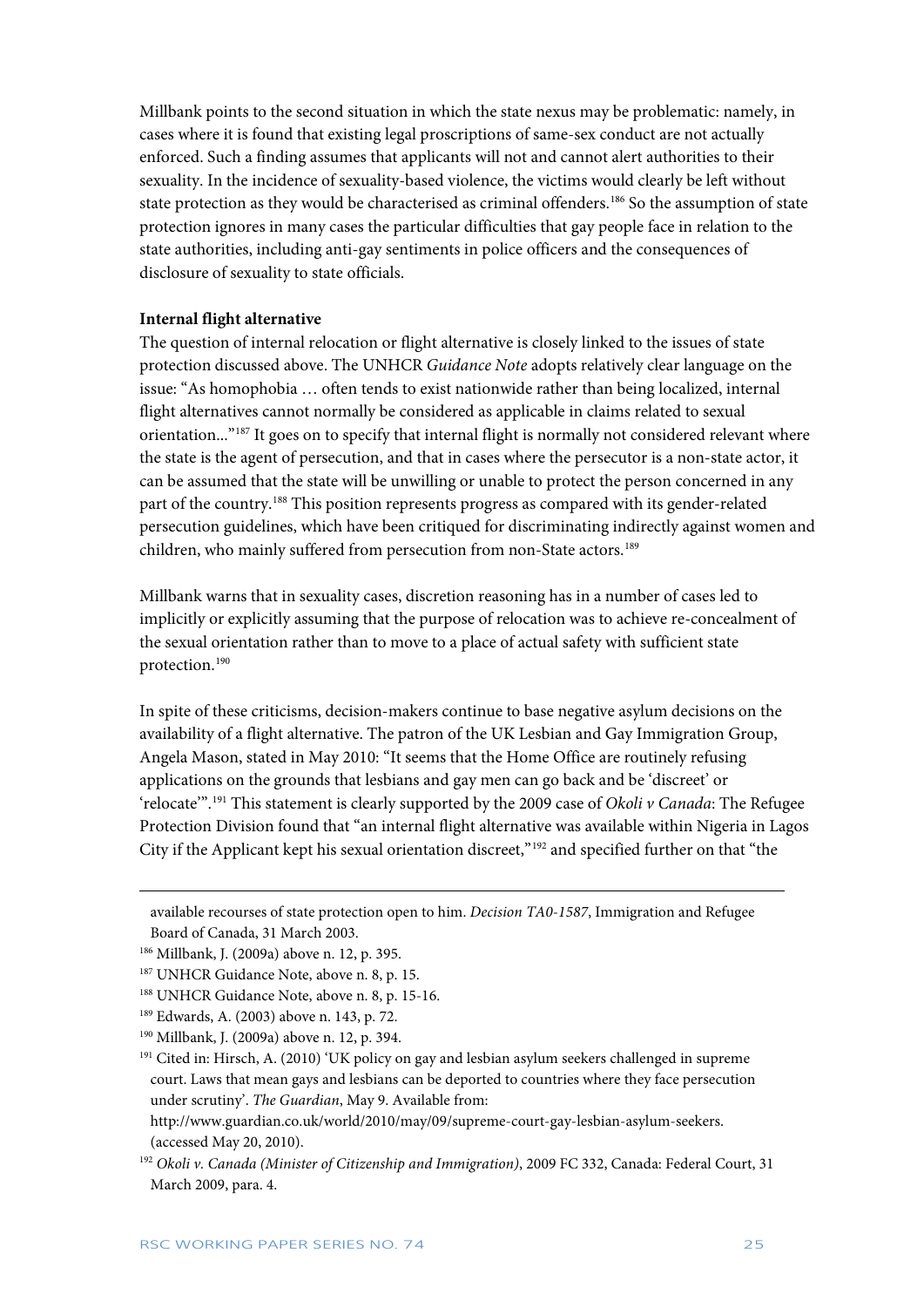Millbank points to the second situation in which the state nexus may be problematic: namely, in cases where it is found that existing legal proscriptions of same-sex conduct are not actually enforced. Such a finding assumes that applicants will not and cannot alert authorities to their sexuality. In the incidence of sexuality-based violence, the victims would clearly be left without state protection as they would be characterised as criminal offenders.[186] So the assumption of state protection ignores in many cases the particular difficulties that gay people face in relation to the state authorities, including anti-gay sentiments in police officers and the consequences of disclosure of sexuality to state officials.

**Internal flight alternative**

The question of internal relocation or flight alternative is closely linked to the issues of state protection discussed above. The UNHCR *Guidance Note* adopts relatively clear language on the issue: "As homophobia … often tends to exist nationwide rather than being localized, internal flight alternatives cannot normally be considered as applicable in claims related to sexual orientation..."[187] It goes on to specify that internal flight is normally not considered relevant where the state is the agent of persecution, and that in cases where the persecutor is a non-state actor, it can be assumed that the state will be unwilling or unable to protect the person concerned in any part of the country.[188] This position represents progress as compared with its gender-related persecution guidelines, which have been critiqued for discriminating indirectly against women and children, who mainly suffered from persecution from non-State actors.[189]

Millbank warns that in sexuality cases, discretion reasoning has in a number of cases led to implicitly or explicitly assuming that the purpose of relocation was to achieve re-concealment of the sexual orientation rather than to move to a place of actual safety with sufficient state protection.[190]

In spite of these criticisms, decision-makers continue to base negative asylum decisions on the availability of a flight alternative. The patron of the UK Lesbian and Gay Immigration Group, Angela Mason, stated in May 2010: "It seems that the Home Office are routinely refusing applications on the grounds that lesbians and gay men can go back and be 'discreet' or 'relocate'".[191] This statement is clearly supported by the 2009 case of *Okoli v Canada*: The Refugee Protection Division found that "an internal flight alternative was available within Nigeria in Lagos City if the Applicant kept his sexual orientation discreet,"[192] and specified further on that "the

---

available recourses of state protection open to him. *Decision TA0-1587*, Immigration and Refugee Board of Canada, 31 March 2003.

[186] Millbank, J. (2009a) above n. 12, p. 395.

[187] UNHCR Guidance Note, above n. 8, p. 15.

[188] UNHCR Guidance Note, above n. 8, p. 15-16.

[189] Edwards, A. (2003) above n. 143, p. 72.

[190] Millbank, J. (2009a) above n. 12, p. 394.

[191] Cited in: Hirsch, A. (2010) 'UK policy on gay and lesbian asylum seekers challenged in supreme court. Laws that mean gays and lesbians can be deported to countries where they face persecution under scrutiny'. *The Guardian*, May 9. Available from: http://www.guardian.co.uk/world/2010/may/09/supreme-court-gay-lesbian-asylum-seekers. (accessed May 20, 2010).

[192] *Okoli v. Canada (Minister of Citizenship and Immigration)*, 2009 FC 332, Canada: Federal Court, 31 March 2009, para. 4.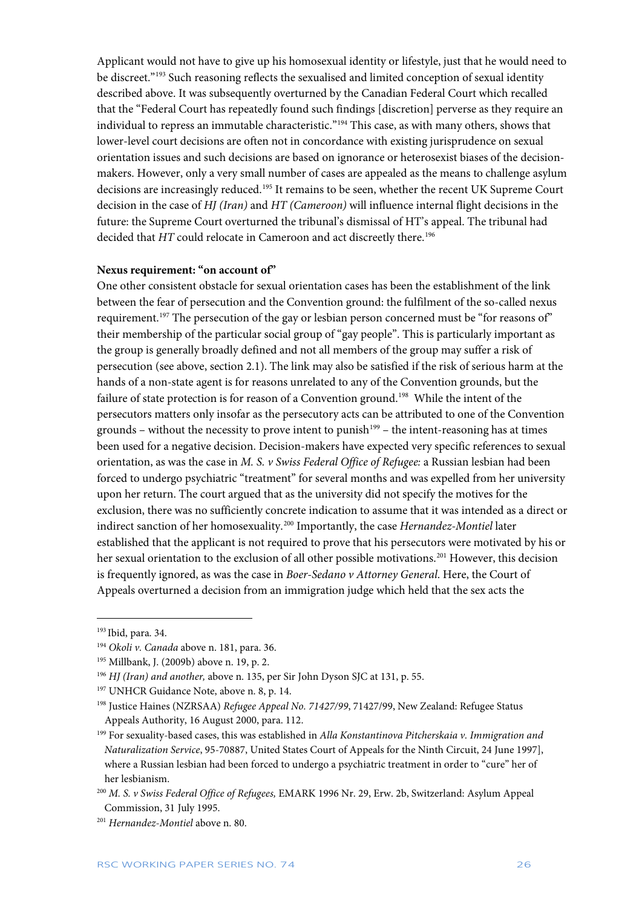Applicant would not have to give up his homosexual identity or lifestyle, just that he would need to be discreet."[193] Such reasoning reflects the sexualised and limited conception of sexual identity described above. It was subsequently overturned by the Canadian Federal Court which recalled that the "Federal Court has repeatedly found such findings [discretion] perverse as they require an individual to repress an immutable characteristic."[194] This case, as with many others, shows that lower-level court decisions are often not in concordance with existing jurisprudence on sexual orientation issues and such decisions are based on ignorance or heterosexist biases of the decision-makers. However, only a very small number of cases are appealed as the means to challenge asylum decisions are increasingly reduced.[195] It remains to be seen, whether the recent UK Supreme Court decision in the case of *HJ (Iran)* and *HT (Cameroon)* will influence internal flight decisions in the future: the Supreme Court overturned the tribunal's dismissal of HT's appeal. The tribunal had decided that *HT* could relocate in Cameroon and act discreetly there.[196]

**Nexus requirement: "on account of"**

One other consistent obstacle for sexual orientation cases has been the establishment of the link between the fear of persecution and the Convention ground: the fulfilment of the so-called nexus requirement.[197] The persecution of the gay or lesbian person concerned must be "for reasons of" their membership of the particular social group of "gay people". This is particularly important as the group is generally broadly defined and not all members of the group may suffer a risk of persecution (see above, section 2.1). The link may also be satisfied if the risk of serious harm at the hands of a non-state agent is for reasons unrelated to any of the Convention grounds, but the failure of state protection is for reason of a Convention ground.[198] While the intent of the persecutors matters only insofar as the persecutory acts can be attributed to one of the Convention grounds – without the necessity to prove intent to punish[199] – the intent-reasoning has at times been used for a negative decision. Decision-makers have expected very specific references to sexual orientation, as was the case in *M. S. v Swiss Federal Office of Refugee:* a Russian lesbian had been forced to undergo psychiatric "treatment" for several months and was expelled from her university upon her return. The court argued that as the university did not specify the motives for the exclusion, there was no sufficiently concrete indication to assume that it was intended as a direct or indirect sanction of her homosexuality.[200] Importantly, the case *Hernandez-Montiel* later established that the applicant is not required to prove that his persecutors were motivated by his or her sexual orientation to the exclusion of all other possible motivations.[201] However, this decision is frequently ignored, as was the case in *Boer-Sedano v Attorney General*. Here, the Court of Appeals overturned a decision from an immigration judge which held that the sex acts the

---

[193] Ibid, para. 34.

[194] *Okoli v. Canada* above n. 181, para. 36.

[195] Millbank, J. (2009b) above n. 19, p. 2.

[196] *HJ (Iran) and another,* above n. 135, per Sir John Dyson SJC at 131, p. 55.

[197] UNHCR Guidance Note, above n. 8, p. 14.

[198] Justice Haines (NZRSAA) *Refugee Appeal No. 71427/99*, 71427/99, New Zealand: Refugee Status Appeals Authority, 16 August 2000, para. 112.

[199] For sexuality-based cases, this was established in *Alla Konstantinova Pitcherskaia v. Immigration and Naturalization Service*, 95-70887, United States Court of Appeals for the Ninth Circuit, 24 June 1997], where a Russian lesbian had been forced to undergo a psychiatric treatment in order to "cure" her of her lesbianism.

[200] *M. S. v Swiss Federal Office of Refugees,* EMARK 1996 Nr. 29, Erw. 2b, Switzerland: Asylum Appeal Commission, 31 July 1995.

[201] *Hernandez-Montiel* above n. 80.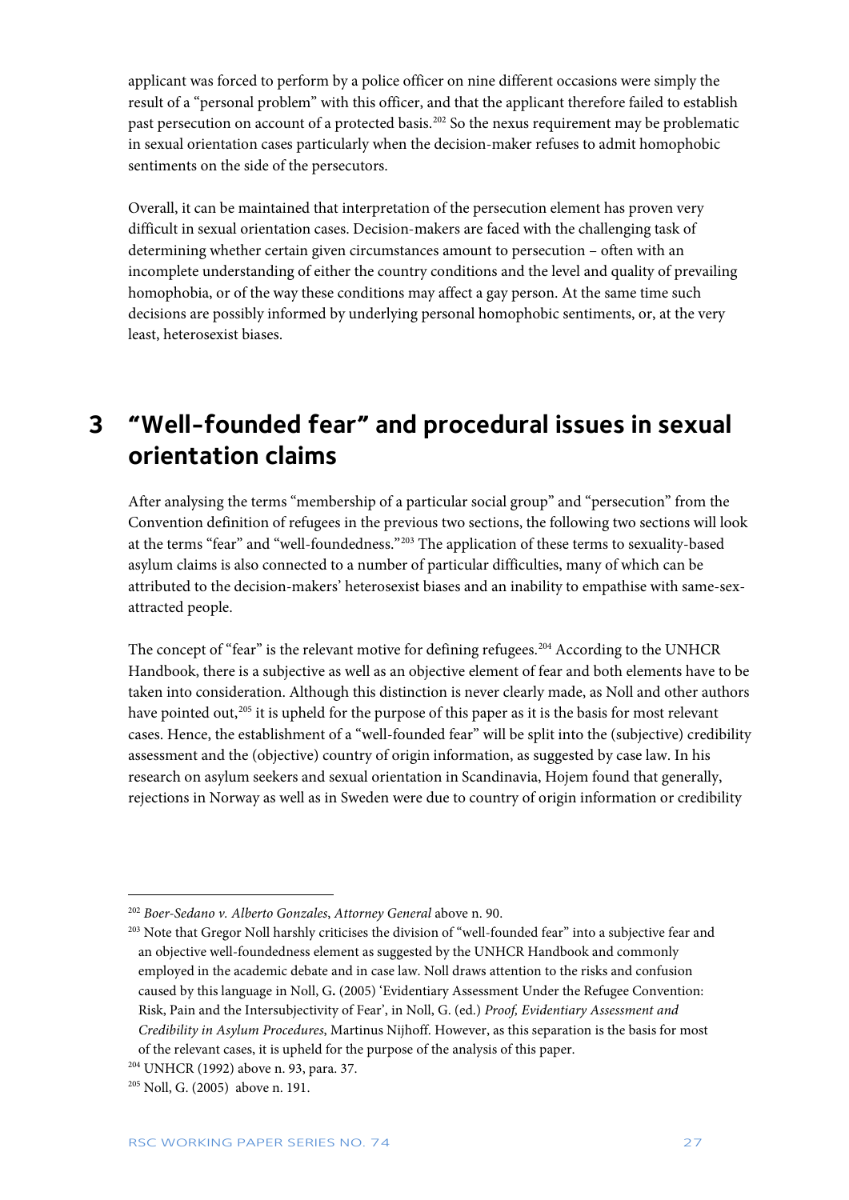applicant was forced to perform by a police officer on nine different occasions were simply the result of a "personal problem" with this officer, and that the applicant therefore failed to establish past persecution on account of a protected basis.[202] So the nexus requirement may be problematic in sexual orientation cases particularly when the decision-maker refuses to admit homophobic sentiments on the side of the persecutors.

Overall, it can be maintained that interpretation of the persecution element has proven very difficult in sexual orientation cases. Decision-makers are faced with the challenging task of determining whether certain given circumstances amount to persecution – often with an incomplete understanding of either the country conditions and the level and quality of prevailing homophobia, or of the way these conditions may affect a gay person. At the same time such decisions are possibly informed by underlying personal homophobic sentiments, or, at the very least, heterosexist biases.

# 3 "Well-founded fear" and procedural issues in sexual orientation claims

After analysing the terms "membership of a particular social group" and "persecution" from the Convention definition of refugees in the previous two sections, the following two sections will look at the terms "fear" and "well-foundedness."[203] The application of these terms to sexuality-based asylum claims is also connected to a number of particular difficulties, many of which can be attributed to the decision-makers' heterosexist biases and an inability to empathise with same-sex-attracted people.

The concept of "fear" is the relevant motive for defining refugees.[204] According to the UNHCR Handbook, there is a subjective as well as an objective element of fear and both elements have to be taken into consideration. Although this distinction is never clearly made, as Noll and other authors have pointed out,[205] it is upheld for the purpose of this paper as it is the basis for most relevant cases. Hence, the establishment of a "well-founded fear" will be split into the (subjective) credibility assessment and the (objective) country of origin information, as suggested by case law. In his research on asylum seekers and sexual orientation in Scandinavia, Hojem found that generally, rejections in Norway as well as in Sweden were due to country of origin information or credibility

---

[202] *Boer-Sedano v. Alberto Gonzales*, *Attorney General* above n. 90.

[203] Note that Gregor Noll harshly criticises the division of "well-founded fear" into a subjective fear and an objective well-foundedness element as suggested by the UNHCR Handbook and commonly employed in the academic debate and in case law. Noll draws attention to the risks and confusion caused by this language in Noll, G. (2005) 'Evidentiary Assessment Under the Refugee Convention: Risk, Pain and the Intersubjectivity of Fear', in Noll, G. (ed.) *Proof, Evidentiary Assessment and Credibility in Asylum Procedures*, Martinus Nijhoff. However, as this separation is the basis for most of the relevant cases, it is upheld for the purpose of the analysis of this paper.

[204] UNHCR (1992) above n. 93, para. 37.

[205] Noll, G. (2005) above n. 191.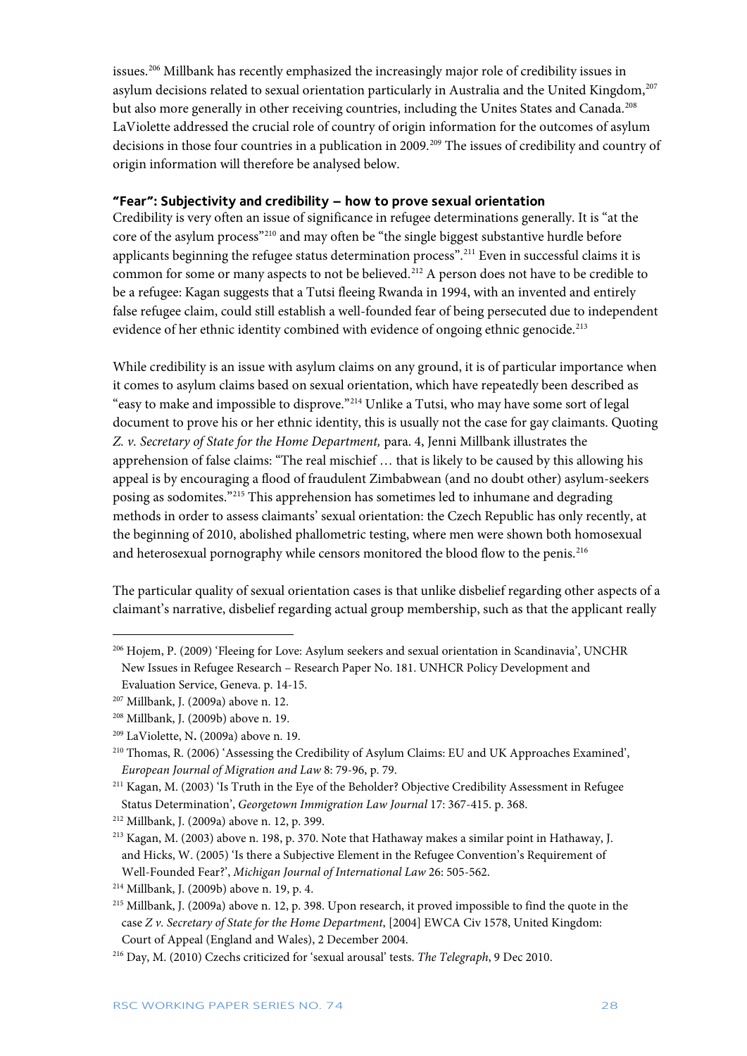issues.[206] Millbank has recently emphasized the increasingly major role of credibility issues in asylum decisions related to sexual orientation particularly in Australia and the United Kingdom,[207] but also more generally in other receiving countries, including the Unites States and Canada.[208] LaViolette addressed the crucial role of country of origin information for the outcomes of asylum decisions in those four countries in a publication in 2009.[209] The issues of credibility and country of origin information will therefore be analysed below.

**"Fear": Subjectivity and credibility – how to prove sexual orientation**

Credibility is very often an issue of significance in refugee determinations generally. It is "at the core of the asylum process"[210] and may often be "the single biggest substantive hurdle before applicants beginning the refugee status determination process".[211] Even in successful claims it is common for some or many aspects to not be believed.[212] A person does not have to be credible to be a refugee: Kagan suggests that a Tutsi fleeing Rwanda in 1994, with an invented and entirely false refugee claim, could still establish a well-founded fear of being persecuted due to independent evidence of her ethnic identity combined with evidence of ongoing ethnic genocide.[213]

While credibility is an issue with asylum claims on any ground, it is of particular importance when it comes to asylum claims based on sexual orientation, which have repeatedly been described as "easy to make and impossible to disprove."[214] Unlike a Tutsi, who may have some sort of legal document to prove his or her ethnic identity, this is usually not the case for gay claimants. Quoting *Z. v. Secretary of State for the Home Department,* para. 4, Jenni Millbank illustrates the apprehension of false claims: "The real mischief … that is likely to be caused by this allowing his appeal is by encouraging a flood of fraudulent Zimbabwean (and no doubt other) asylum-seekers posing as sodomites."[215] This apprehension has sometimes led to inhumane and degrading methods in order to assess claimants' sexual orientation: the Czech Republic has only recently, at the beginning of 2010, abolished phallometric testing, where men were shown both homosexual and heterosexual pornography while censors monitored the blood flow to the penis.[216]

The particular quality of sexual orientation cases is that unlike disbelief regarding other aspects of a claimant's narrative, disbelief regarding actual group membership, such as that the applicant really

---

[206] Hojem, P. (2009) 'Fleeing for Love: Asylum seekers and sexual orientation in Scandinavia', UNCHR New Issues in Refugee Research – Research Paper No. 181. UNHCR Policy Development and Evaluation Service, Geneva. p. 14-15.

[207] Millbank, J. (2009a) above n. 12.

[208] Millbank, J. (2009b) above n. 19.

[209] LaViolette, N. (2009a) above n. 19.

[210] Thomas, R. (2006) 'Assessing the Credibility of Asylum Claims: EU and UK Approaches Examined', *European Journal of Migration and Law* 8: 79-96, p. 79.

[211] Kagan, M. (2003) 'Is Truth in the Eye of the Beholder? Objective Credibility Assessment in Refugee Status Determination', *Georgetown Immigration Law Journal* 17: 367-415. p. 368.

[212] Millbank, J. (2009a) above n. 12, p. 399.

[213] Kagan, M. (2003) above n. 198, p. 370. Note that Hathaway makes a similar point in Hathaway, J. and Hicks, W. (2005) 'Is there a Subjective Element in the Refugee Convention's Requirement of Well-Founded Fear?', *Michigan Journal of International Law* 26: 505-562.

[214] Millbank, J. (2009b) above n. 19, p. 4.

[215] Millbank, J. (2009a) above n. 12, p. 398. Upon research, it proved impossible to find the quote in the case *Z v. Secretary of State for the Home Department*, [2004] EWCA Civ 1578, United Kingdom: Court of Appeal (England and Wales), 2 December 2004.

[216] Day, M. (2010) Czechs criticized for 'sexual arousal' tests. *The Telegraph*, 9 Dec 2010.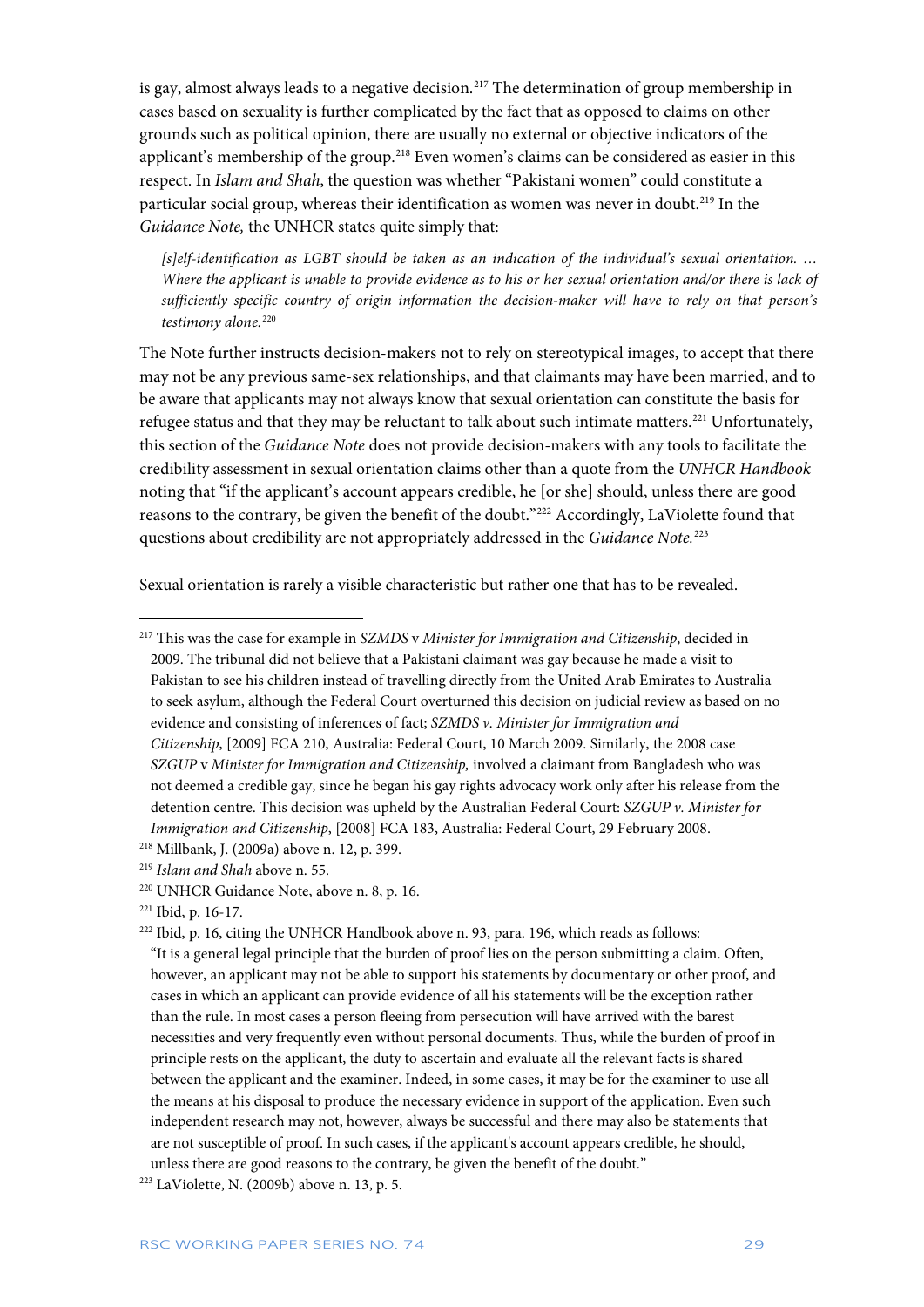is gay, almost always leads to a negative decision.[217] The determination of group membership in cases based on sexuality is further complicated by the fact that as opposed to claims on other grounds such as political opinion, there are usually no external or objective indicators of the applicant's membership of the group.[218] Even women's claims can be considered as easier in this respect. In *Islam and Shah*, the question was whether "Pakistani women" could constitute a particular social group, whereas their identification as women was never in doubt.[219] In the *Guidance Note,* the UNHCR states quite simply that:

> *[s]elf-identification as LGBT should be taken as an indication of the individual's sexual orientation. … Where the applicant is unable to provide evidence as to his or her sexual orientation and/or there is lack of sufficiently specific country of origin information the decision-maker will have to rely on that person's testimony alone.*[220]

The Note further instructs decision-makers not to rely on stereotypical images, to accept that there may not be any previous same-sex relationships, and that claimants may have been married, and to be aware that applicants may not always know that sexual orientation can constitute the basis for refugee status and that they may be reluctant to talk about such intimate matters.[221] Unfortunately, this section of the *Guidance Note* does not provide decision-makers with any tools to facilitate the credibility assessment in sexual orientation claims other than a quote from the *UNHCR Handbook* noting that "if the applicant's account appears credible, he [or she] should, unless there are good reasons to the contrary, be given the benefit of the doubt."[222] Accordingly, LaViolette found that questions about credibility are not appropriately addressed in the *Guidance Note.*[223]

Sexual orientation is rarely a visible characteristic but rather one that has to be revealed.

---

[217] This was the case for example in *SZMDS* v *Minister for Immigration and Citizenship*, decided in 2009. The tribunal did not believe that a Pakistani claimant was gay because he made a visit to Pakistan to see his children instead of travelling directly from the United Arab Emirates to Australia to seek asylum, although the Federal Court overturned this decision on judicial review as based on no evidence and consisting of inferences of fact; *SZMDS v. Minister for Immigration and Citizenship*, [2009] FCA 210, Australia: Federal Court, 10 March 2009. Similarly, the 2008 case *SZGUP* v *Minister for Immigration and Citizenship,* involved a claimant from Bangladesh who was not deemed a credible gay, since he began his gay rights advocacy work only after his release from the detention centre. This decision was upheld by the Australian Federal Court: *SZGUP v. Minister for Immigration and Citizenship*, [2008] FCA 183, Australia: Federal Court, 29 February 2008.

[218] Millbank, J. (2009a) above n. 12, p. 399.

[219] *Islam and Shah* above n. 55.

[220] UNHCR Guidance Note, above n. 8, p. 16.

[221] Ibid, p. 16-17.

[222] Ibid, p. 16, citing the UNHCR Handbook above n. 93, para. 196, which reads as follows: "It is a general legal principle that the burden of proof lies on the person submitting a claim. Often, however, an applicant may not be able to support his statements by documentary or other proof, and cases in which an applicant can provide evidence of all his statements will be the exception rather than the rule. In most cases a person fleeing from persecution will have arrived with the barest necessities and very frequently even without personal documents. Thus, while the burden of proof in principle rests on the applicant, the duty to ascertain and evaluate all the relevant facts is shared between the applicant and the examiner. Indeed, in some cases, it may be for the examiner to use all the means at his disposal to produce the necessary evidence in support of the application. Even such independent research may not, however, always be successful and there may also be statements that are not susceptible of proof. In such cases, if the applicant's account appears credible, he should, unless there are good reasons to the contrary, be given the benefit of the doubt."

[223] LaViolette, N. (2009b) above n. 13, p. 5.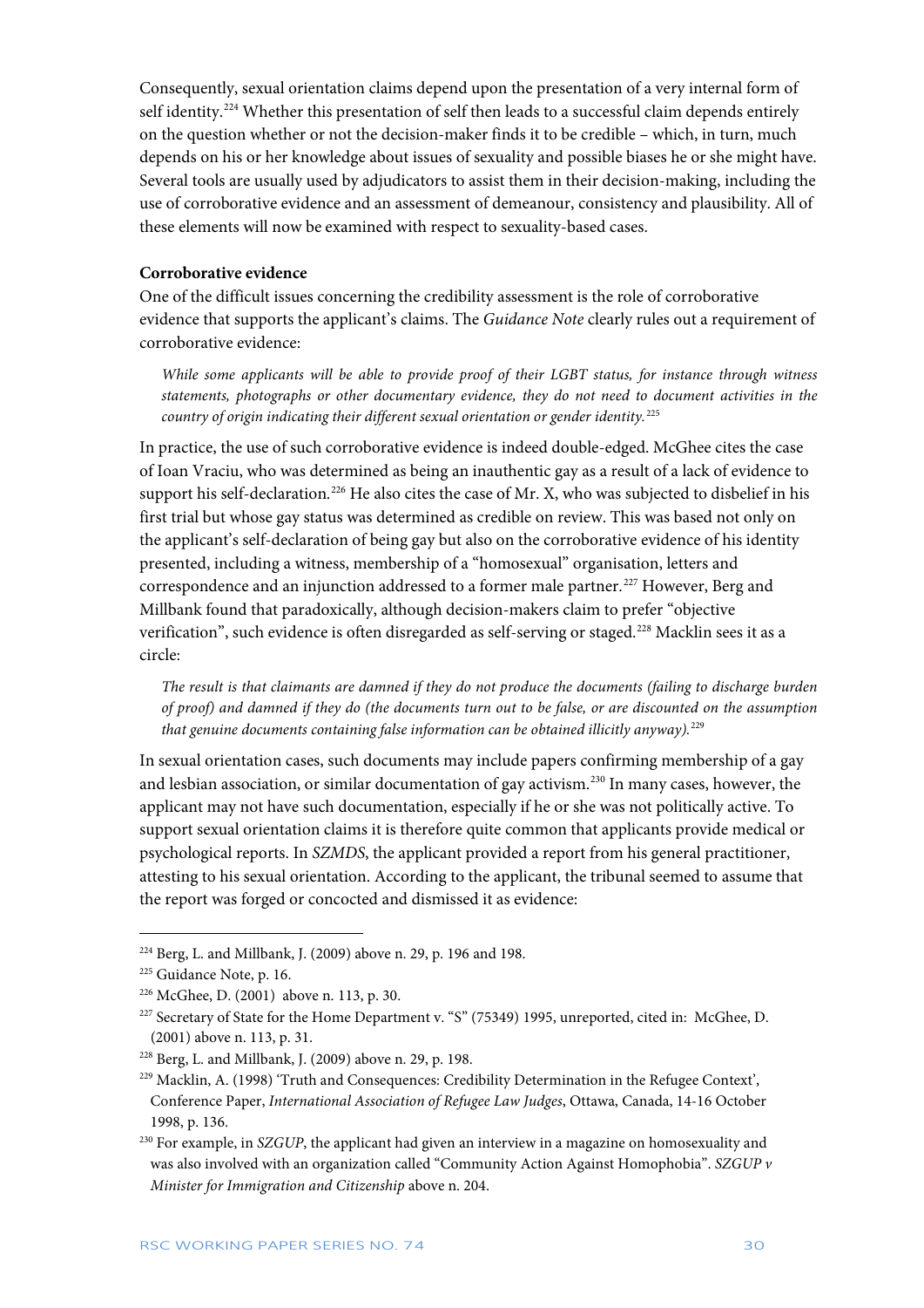Consequently, sexual orientation claims depend upon the presentation of a very internal form of self identity.[224] Whether this presentation of self then leads to a successful claim depends entirely on the question whether or not the decision-maker finds it to be credible – which, in turn, much depends on his or her knowledge about issues of sexuality and possible biases he or she might have. Several tools are usually used by adjudicators to assist them in their decision-making, including the use of corroborative evidence and an assessment of demeanour, consistency and plausibility. All of these elements will now be examined with respect to sexuality-based cases.

**Corroborative evidence**

One of the difficult issues concerning the credibility assessment is the role of corroborative evidence that supports the applicant's claims. The *Guidance Note* clearly rules out a requirement of corroborative evidence:

> *While some applicants will be able to provide proof of their LGBT status, for instance through witness statements, photographs or other documentary evidence, they do not need to document activities in the country of origin indicating their different sexual orientation or gender identity.*[225]

In practice, the use of such corroborative evidence is indeed double-edged. McGhee cites the case of Ioan Vraciu, who was determined as being an inauthentic gay as a result of a lack of evidence to support his self-declaration.[226] He also cites the case of Mr. X, who was subjected to disbelief in his first trial but whose gay status was determined as credible on review. This was based not only on the applicant's self-declaration of being gay but also on the corroborative evidence of his identity presented, including a witness, membership of a "homosexual" organisation, letters and correspondence and an injunction addressed to a former male partner.[227] However, Berg and Millbank found that paradoxically, although decision-makers claim to prefer "objective verification", such evidence is often disregarded as self-serving or staged.[228] Macklin sees it as a circle:

> *The result is that claimants are damned if they do not produce the documents (failing to discharge burden of proof) and damned if they do (the documents turn out to be false, or are discounted on the assumption that genuine documents containing false information can be obtained illicitly anyway).*[229]

In sexual orientation cases, such documents may include papers confirming membership of a gay and lesbian association, or similar documentation of gay activism.[230] In many cases, however, the applicant may not have such documentation, especially if he or she was not politically active. To support sexual orientation claims it is therefore quite common that applicants provide medical or psychological reports. In *SZMDS*, the applicant provided a report from his general practitioner, attesting to his sexual orientation. According to the applicant, the tribunal seemed to assume that the report was forged or concocted and dismissed it as evidence:

---

[224] Berg, L. and Millbank, J. (2009) above n. 29, p. 196 and 198.

[225] Guidance Note, p. 16.

[226] McGhee, D. (2001) above n. 113, p. 30.

[227] Secretary of State for the Home Department v. "S" (75349) 1995, unreported, cited in: McGhee, D. (2001) above n. 113, p. 31.

[228] Berg, L. and Millbank, J. (2009) above n. 29, p. 198.

[229] Macklin, A. (1998) 'Truth and Consequences: Credibility Determination in the Refugee Context', Conference Paper, *International Association of Refugee Law Judges*, Ottawa, Canada, 14-16 October 1998, p. 136.

[230] For example, in *SZGUP*, the applicant had given an interview in a magazine on homosexuality and was also involved with an organization called "Community Action Against Homophobia". *SZGUP v Minister for Immigration and Citizenship* above n. 204.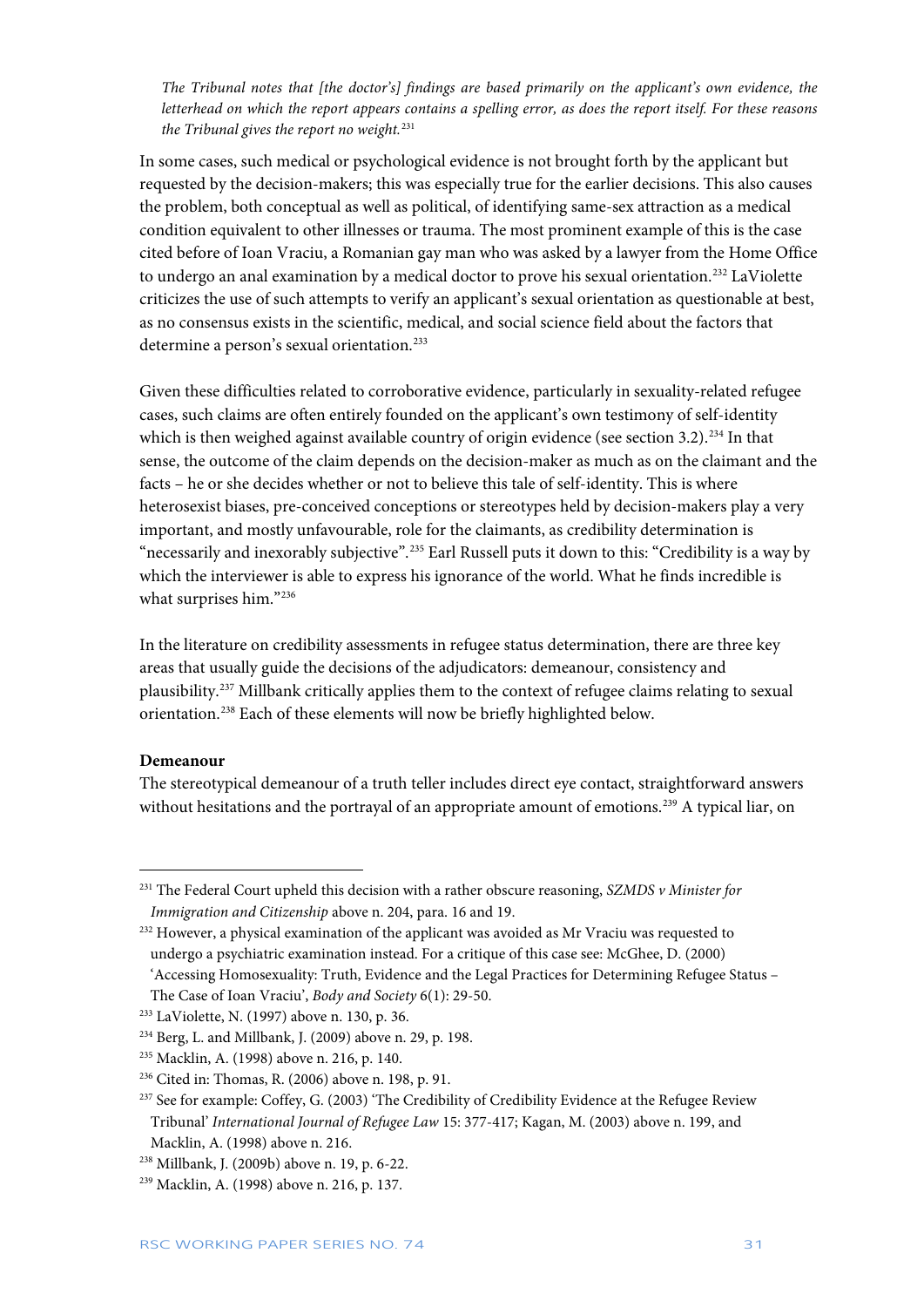*The Tribunal notes that [the doctor's] findings are based primarily on the applicant's own evidence, the letterhead on which the report appears contains a spelling error, as does the report itself. For these reasons the Tribunal gives the report no weight.*[231]

In some cases, such medical or psychological evidence is not brought forth by the applicant but requested by the decision-makers; this was especially true for the earlier decisions. This also causes the problem, both conceptual as well as political, of identifying same-sex attraction as a medical condition equivalent to other illnesses or trauma. The most prominent example of this is the case cited before of Ioan Vraciu, a Romanian gay man who was asked by a lawyer from the Home Office to undergo an anal examination by a medical doctor to prove his sexual orientation.[232] LaViolette criticizes the use of such attempts to verify an applicant's sexual orientation as questionable at best, as no consensus exists in the scientific, medical, and social science field about the factors that determine a person's sexual orientation.[233]

Given these difficulties related to corroborative evidence, particularly in sexuality-related refugee cases, such claims are often entirely founded on the applicant's own testimony of self-identity which is then weighed against available country of origin evidence (see section 3.2).[234] In that sense, the outcome of the claim depends on the decision-maker as much as on the claimant and the facts – he or she decides whether or not to believe this tale of self-identity. This is where heterosexist biases, pre-conceived conceptions or stereotypes held by decision-makers play a very important, and mostly unfavourable, role for the claimants, as credibility determination is "necessarily and inexorably subjective".[235] Earl Russell puts it down to this: "Credibility is a way by which the interviewer is able to express his ignorance of the world. What he finds incredible is what surprises him."[236]

In the literature on credibility assessments in refugee status determination, there are three key areas that usually guide the decisions of the adjudicators: demeanour, consistency and plausibility.[237] Millbank critically applies them to the context of refugee claims relating to sexual orientation.[238] Each of these elements will now be briefly highlighted below.

**Demeanour**

The stereotypical demeanour of a truth teller includes direct eye contact, straightforward answers without hesitations and the portrayal of an appropriate amount of emotions.[239] A typical liar, on

---

[231] The Federal Court upheld this decision with a rather obscure reasoning, *SZMDS v Minister for Immigration and Citizenship* above n. 204, para. 16 and 19.

[232] However, a physical examination of the applicant was avoided as Mr Vraciu was requested to undergo a psychiatric examination instead. For a critique of this case see: McGhee, D. (2000) 'Accessing Homosexuality: Truth, Evidence and the Legal Practices for Determining Refugee Status – The Case of Ioan Vraciu', *Body and Society* 6(1): 29-50.

[233] LaViolette, N. (1997) above n. 130, p. 36.

[234] Berg, L. and Millbank, J. (2009) above n. 29, p. 198.

[235] Macklin, A. (1998) above n. 216, p. 140.

[236] Cited in: Thomas, R. (2006) above n. 198, p. 91.

[237] See for example: Coffey, G. (2003) 'The Credibility of Credibility Evidence at the Refugee Review Tribunal' *International Journal of Refugee Law* 15: 377-417; Kagan, M. (2003) above n. 199, and Macklin, A. (1998) above n. 216.

[238] Millbank, J. (2009b) above n. 19, p. 6-22.

[239] Macklin, A. (1998) above n. 216, p. 137.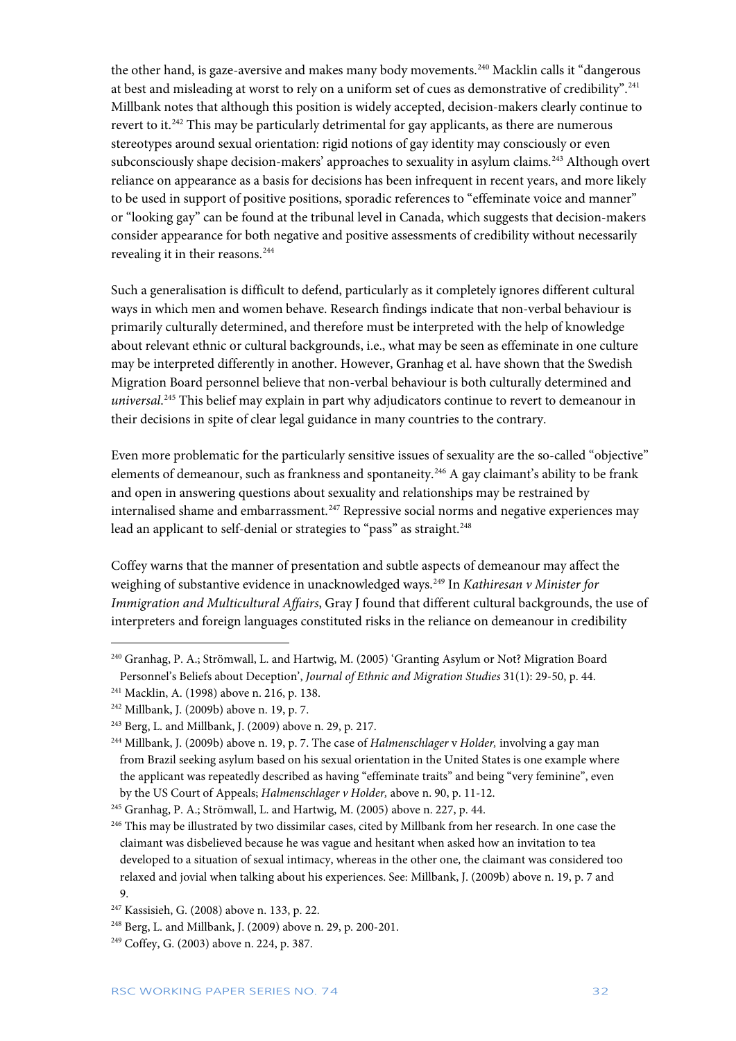the other hand, is gaze-aversive and makes many body movements.[240] Macklin calls it "dangerous at best and misleading at worst to rely on a uniform set of cues as demonstrative of credibility".[241] Millbank notes that although this position is widely accepted, decision-makers clearly continue to revert to it.[242] This may be particularly detrimental for gay applicants, as there are numerous stereotypes around sexual orientation: rigid notions of gay identity may consciously or even subconsciously shape decision-makers' approaches to sexuality in asylum claims.[243] Although overt reliance on appearance as a basis for decisions has been infrequent in recent years, and more likely to be used in support of positive positions, sporadic references to "effeminate voice and manner" or "looking gay" can be found at the tribunal level in Canada, which suggests that decision-makers consider appearance for both negative and positive assessments of credibility without necessarily revealing it in their reasons.[244]

Such a generalisation is difficult to defend, particularly as it completely ignores different cultural ways in which men and women behave. Research findings indicate that non-verbal behaviour is primarily culturally determined, and therefore must be interpreted with the help of knowledge about relevant ethnic or cultural backgrounds, i.e., what may be seen as effeminate in one culture may be interpreted differently in another. However, Granhag et al. have shown that the Swedish Migration Board personnel believe that non-verbal behaviour is both culturally determined and *universal*.[245] This belief may explain in part why adjudicators continue to revert to demeanour in their decisions in spite of clear legal guidance in many countries to the contrary.

Even more problematic for the particularly sensitive issues of sexuality are the so-called "objective" elements of demeanour, such as frankness and spontaneity.[246] A gay claimant's ability to be frank and open in answering questions about sexuality and relationships may be restrained by internalised shame and embarrassment.[247] Repressive social norms and negative experiences may lead an applicant to self-denial or strategies to "pass" as straight.[248]

Coffey warns that the manner of presentation and subtle aspects of demeanour may affect the weighing of substantive evidence in unacknowledged ways.[249] In *Kathiresan v Minister for Immigration and Multicultural Affairs*, Gray J found that different cultural backgrounds, the use of interpreters and foreign languages constituted risks in the reliance on demeanour in credibility

---

[240] Granhag, P. A.; Strömwall, L. and Hartwig, M. (2005) 'Granting Asylum or Not? Migration Board Personnel's Beliefs about Deception', *Journal of Ethnic and Migration Studies* 31(1): 29-50, p. 44.

[241] Macklin, A. (1998) above n. 216, p. 138.

[242] Millbank, J. (2009b) above n. 19, p. 7.

[243] Berg, L. and Millbank, J. (2009) above n. 29, p. 217.

[244] Millbank, J. (2009b) above n. 19, p. 7. The case of *Halmenschlager* v *Holder,* involving a gay man from Brazil seeking asylum based on his sexual orientation in the United States is one example where the applicant was repeatedly described as having "effeminate traits" and being "very feminine", even by the US Court of Appeals; *Halmenschlager v Holder,* above n. 90, p. 11-12.

[245] Granhag, P. A.; Strömwall, L. and Hartwig, M. (2005) above n. 227, p. 44.

[246] This may be illustrated by two dissimilar cases, cited by Millbank from her research. In one case the claimant was disbelieved because he was vague and hesitant when asked how an invitation to tea developed to a situation of sexual intimacy, whereas in the other one, the claimant was considered too relaxed and jovial when talking about his experiences. See: Millbank, J. (2009b) above n. 19, p. 7 and 9.

[247] Kassisieh, G. (2008) above n. 133, p. 22.

[248] Berg, L. and Millbank, J. (2009) above n. 29, p. 200-201.

[249] Coffey, G. (2003) above n. 224, p. 387.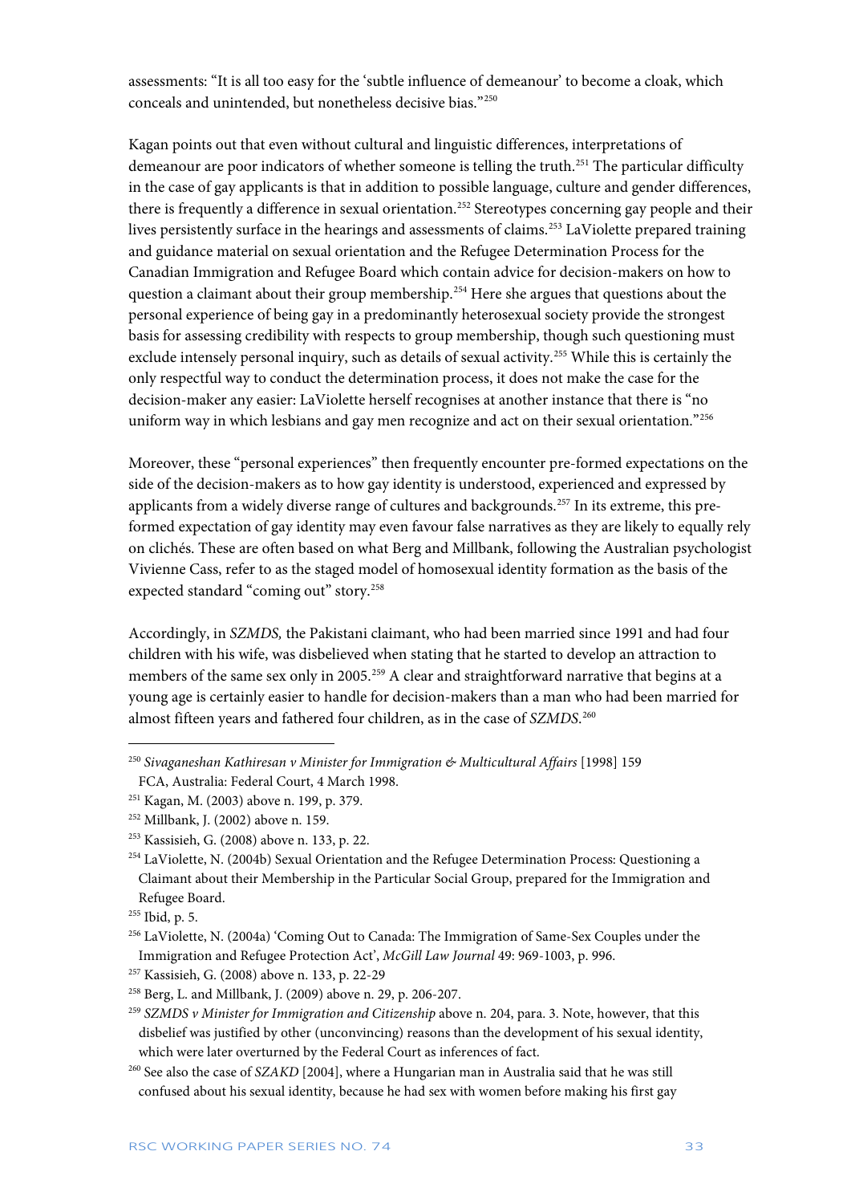assessments: "It is all too easy for the 'subtle influence of demeanour' to become a cloak, which conceals and unintended, but nonetheless decisive bias."[250]

Kagan points out that even without cultural and linguistic differences, interpretations of demeanour are poor indicators of whether someone is telling the truth.[251] The particular difficulty in the case of gay applicants is that in addition to possible language, culture and gender differences, there is frequently a difference in sexual orientation.[252] Stereotypes concerning gay people and their lives persistently surface in the hearings and assessments of claims.[253] LaViolette prepared training and guidance material on sexual orientation and the Refugee Determination Process for the Canadian Immigration and Refugee Board which contain advice for decision-makers on how to question a claimant about their group membership.[254] Here she argues that questions about the personal experience of being gay in a predominantly heterosexual society provide the strongest basis for assessing credibility with respects to group membership, though such questioning must exclude intensely personal inquiry, such as details of sexual activity.[255] While this is certainly the only respectful way to conduct the determination process, it does not make the case for the decision-maker any easier: LaViolette herself recognises at another instance that there is "no uniform way in which lesbians and gay men recognize and act on their sexual orientation."[256]

Moreover, these "personal experiences" then frequently encounter pre-formed expectations on the side of the decision-makers as to how gay identity is understood, experienced and expressed by applicants from a widely diverse range of cultures and backgrounds.[257] In its extreme, this pre-formed expectation of gay identity may even favour false narratives as they are likely to equally rely on clichés. These are often based on what Berg and Millbank, following the Australian psychologist Vivienne Cass, refer to as the staged model of homosexual identity formation as the basis of the expected standard "coming out" story.[258]

Accordingly, in *SZMDS*, the Pakistani claimant, who had been married since 1991 and had four children with his wife, was disbelieved when stating that he started to develop an attraction to members of the same sex only in 2005.[259] A clear and straightforward narrative that begins at a young age is certainly easier to handle for decision-makers than a man who had been married for almost fifteen years and fathered four children, as in the case of *SZMDS*.[260]

---

[250] *Sivaganeshan Kathiresan v Minister for Immigration & Multicultural Affairs* [1998] 159 FCA, Australia: Federal Court, 4 March 1998.

[251] Kagan, M. (2003) above n. 199, p. 379.

[252] Millbank, J. (2002) above n. 159.

[253] Kassisieh, G. (2008) above n. 133, p. 22.

[254] LaViolette, N. (2004b) Sexual Orientation and the Refugee Determination Process: Questioning a Claimant about their Membership in the Particular Social Group, prepared for the Immigration and Refugee Board.

[255] Ibid, p. 5.

[256] LaViolette, N. (2004a) 'Coming Out to Canada: The Immigration of Same-Sex Couples under the Immigration and Refugee Protection Act', *McGill Law Journal* 49: 969-1003, p. 996.

[257] Kassisieh, G. (2008) above n. 133, p. 22-29

[258] Berg, L. and Millbank, J. (2009) above n. 29, p. 206-207.

[259] *SZMDS v Minister for Immigration and Citizenship* above n. 204, para. 3. Note, however, that this disbelief was justified by other (unconvincing) reasons than the development of his sexual identity, which were later overturned by the Federal Court as inferences of fact.

[260] See also the case of *SZAKD* [2004], where a Hungarian man in Australia said that he was still confused about his sexual identity, because he had sex with women before making his first gay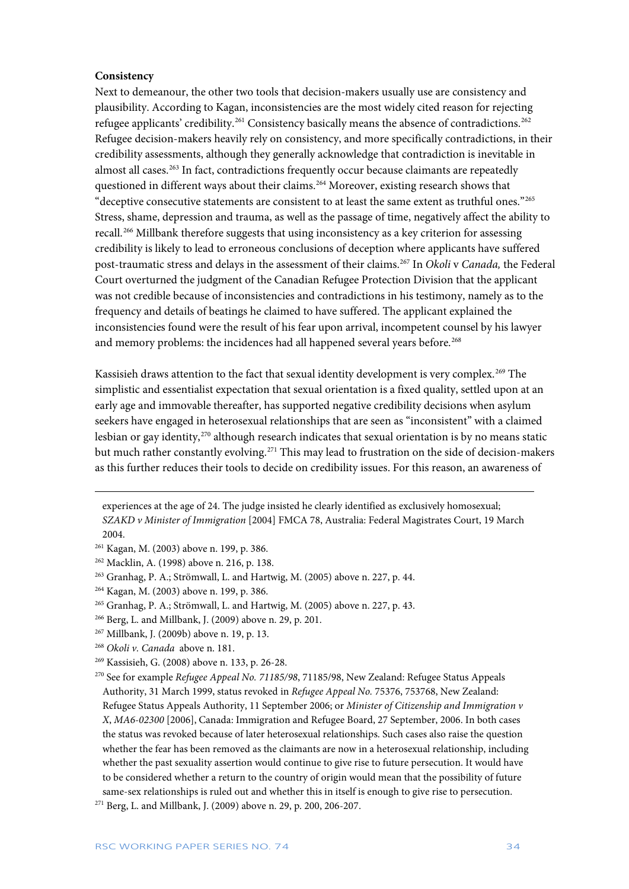**Consistency**

Next to demeanour, the other two tools that decision-makers usually use are consistency and plausibility. According to Kagan, inconsistencies are the most widely cited reason for rejecting refugee applicants' credibility.[261] Consistency basically means the absence of contradictions.[262] Refugee decision-makers heavily rely on consistency, and more specifically contradictions, in their credibility assessments, although they generally acknowledge that contradiction is inevitable in almost all cases.[263] In fact, contradictions frequently occur because claimants are repeatedly questioned in different ways about their claims.[264] Moreover, existing research shows that "deceptive consecutive statements are consistent to at least the same extent as truthful ones."[265] Stress, shame, depression and trauma, as well as the passage of time, negatively affect the ability to recall.[266] Millbank therefore suggests that using inconsistency as a key criterion for assessing credibility is likely to lead to erroneous conclusions of deception where applicants have suffered post-traumatic stress and delays in the assessment of their claims.[267] In *Okoli* v *Canada,* the Federal Court overturned the judgment of the Canadian Refugee Protection Division that the applicant was not credible because of inconsistencies and contradictions in his testimony, namely as to the frequency and details of beatings he claimed to have suffered. The applicant explained the inconsistencies found were the result of his fear upon arrival, incompetent counsel by his lawyer and memory problems: the incidences had all happened several years before.[268]

Kassisieh draws attention to the fact that sexual identity development is very complex.[269] The simplistic and essentialist expectation that sexual orientation is a fixed quality, settled upon at an early age and immovable thereafter, has supported negative credibility decisions when asylum seekers have engaged in heterosexual relationships that are seen as "inconsistent" with a claimed lesbian or gay identity,[270] although research indicates that sexual orientation is by no means static but much rather constantly evolving.[271] This may lead to frustration on the side of decision-makers as this further reduces their tools to decide on credibility issues. For this reason, an awareness of

---

experiences at the age of 24. The judge insisted he clearly identified as exclusively homosexual; *SZAKD v Minister of Immigration* [2004] FMCA 78, Australia: Federal Magistrates Court, 19 March 2004.

[261] Kagan, M. (2003) above n. 199, p. 386.

[262] Macklin, A. (1998) above n. 216, p. 138.

[263] Granhag, P. A.; Strömwall, L. and Hartwig, M. (2005) above n. 227, p. 44.

[264] Kagan, M. (2003) above n. 199, p. 386.

[265] Granhag, P. A.; Strömwall, L. and Hartwig, M. (2005) above n. 227, p. 43.

[266] Berg, L. and Millbank, J. (2009) above n. 29, p. 201.

[267] Millbank, J. (2009b) above n. 19, p. 13.

[268] *Okoli v. Canada* above n. 181.

[269] Kassisieh, G. (2008) above n. 133, p. 26-28.

[270] See for example *Refugee Appeal No. 71185/98*, 71185/98, New Zealand: Refugee Status Appeals Authority, 31 March 1999, status revoked in *Refugee Appeal No.* 75376, 753768, New Zealand: Refugee Status Appeals Authority, 11 September 2006; or *Minister of Citizenship and Immigration v X, MA6-02300* [2006], Canada: Immigration and Refugee Board, 27 September, 2006. In both cases the status was revoked because of later heterosexual relationships. Such cases also raise the question whether the fear has been removed as the claimants are now in a heterosexual relationship, including whether the past sexuality assertion would continue to give rise to future persecution. It would have to be considered whether a return to the country of origin would mean that the possibility of future same-sex relationships is ruled out and whether this in itself is enough to give rise to persecution.

[271] Berg, L. and Millbank, J. (2009) above n. 29, p. 200, 206-207.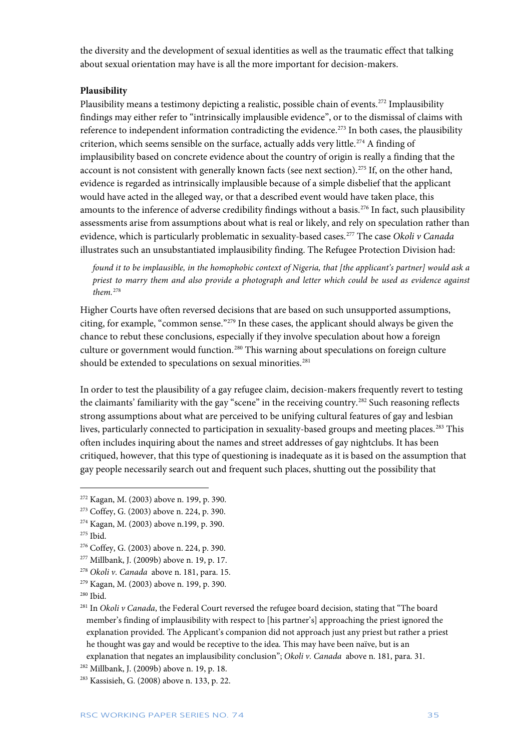the diversity and the development of sexual identities as well as the traumatic effect that talking about sexual orientation may have is all the more important for decision-makers.

**Plausibility**

Plausibility means a testimony depicting a realistic, possible chain of events.[272] Implausibility findings may either refer to "intrinsically implausible evidence", or to the dismissal of claims with reference to independent information contradicting the evidence.[273] In both cases, the plausibility criterion, which seems sensible on the surface, actually adds very little.[274] A finding of implausibility based on concrete evidence about the country of origin is really a finding that the account is not consistent with generally known facts (see next section).[275] If, on the other hand, evidence is regarded as intrinsically implausible because of a simple disbelief that the applicant would have acted in the alleged way, or that a described event would have taken place, this amounts to the inference of adverse credibility findings without a basis.[276] In fact, such plausibility assessments arise from assumptions about what is real or likely, and rely on speculation rather than evidence, which is particularly problematic in sexuality-based cases.[277] The case *Okoli v Canada* illustrates such an unsubstantiated implausibility finding. The Refugee Protection Division had:

> *found it to be implausible, in the homophobic context of Nigeria, that [the applicant's partner] would ask a priest to marry them and also provide a photograph and letter which could be used as evidence against them.*[278]

Higher Courts have often reversed decisions that are based on such unsupported assumptions, citing, for example, "common sense."[279] In these cases, the applicant should always be given the chance to rebut these conclusions, especially if they involve speculation about how a foreign culture or government would function.[280] This warning about speculations on foreign culture should be extended to speculations on sexual minorities.[281]

In order to test the plausibility of a gay refugee claim, decision-makers frequently revert to testing the claimants' familiarity with the gay "scene" in the receiving country.[282] Such reasoning reflects strong assumptions about what are perceived to be unifying cultural features of gay and lesbian lives, particularly connected to participation in sexuality-based groups and meeting places.[283] This often includes inquiring about the names and street addresses of gay nightclubs. It has been critiqued, however, that this type of questioning is inadequate as it is based on the assumption that gay people necessarily search out and frequent such places, shutting out the possibility that

---

[272] Kagan, M. (2003) above n. 199, p. 390.

[273] Coffey, G. (2003) above n. 224, p. 390.

[274] Kagan, M. (2003) above n.199, p. 390.

[275] Ibid.

[276] Coffey, G. (2003) above n. 224, p. 390.

[277] Millbank, J. (2009b) above n. 19, p. 17.

[278] *Okoli v. Canada* above n. 181, para. 15.

[279] Kagan, M. (2003) above n. 199, p. 390.

[280] Ibid.

[281] In *Okoli v Canada*, the Federal Court reversed the refugee board decision, stating that "The board member's finding of implausibility with respect to [his partner's] approaching the priest ignored the explanation provided. The Applicant's companion did not approach just any priest but rather a priest he thought was gay and would be receptive to the idea. This may have been naïve, but is an explanation that negates an implausibility conclusion"; *Okoli v. Canada* above n. 181, para. 31.

[282] Millbank, J. (2009b) above n. 19, p. 18.

[283] Kassisieh, G. (2008) above n. 133, p. 22.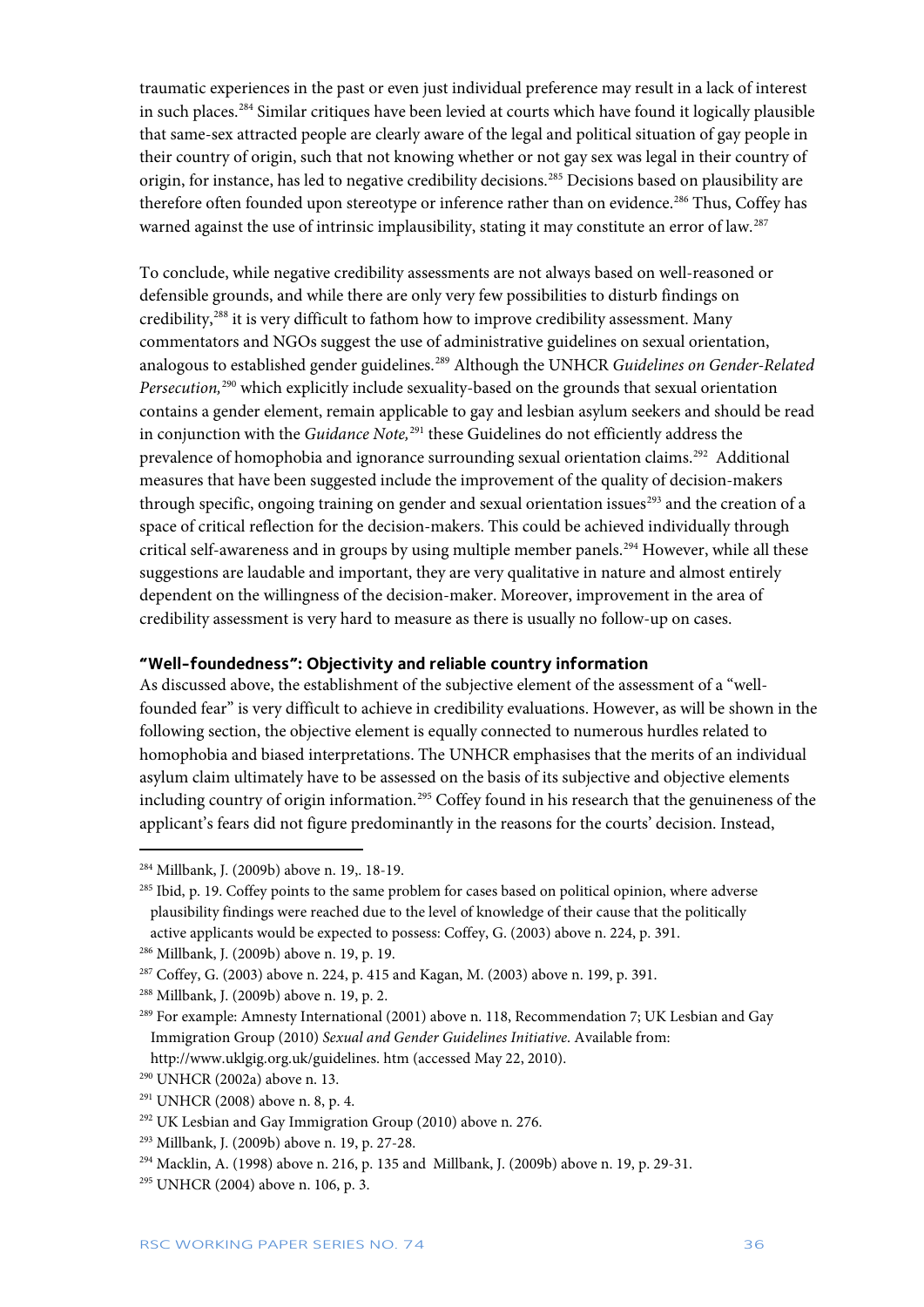traumatic experiences in the past or even just individual preference may result in a lack of interest in such places.[284] Similar critiques have been levied at courts which have found it logically plausible that same-sex attracted people are clearly aware of the legal and political situation of gay people in their country of origin, such that not knowing whether or not gay sex was legal in their country of origin, for instance, has led to negative credibility decisions.[285] Decisions based on plausibility are therefore often founded upon stereotype or inference rather than on evidence.[286] Thus, Coffey has warned against the use of intrinsic implausibility, stating it may constitute an error of law.[287]

To conclude, while negative credibility assessments are not always based on well-reasoned or defensible grounds, and while there are only very few possibilities to disturb findings on credibility,[288] it is very difficult to fathom how to improve credibility assessment. Many commentators and NGOs suggest the use of administrative guidelines on sexual orientation, analogous to established gender guidelines.[289] Although the UNHCR *Guidelines on Gender-Related Persecution,*[290] which explicitly include sexuality-based on the grounds that sexual orientation contains a gender element, remain applicable to gay and lesbian asylum seekers and should be read in conjunction with the *Guidance Note,*[291] these Guidelines do not efficiently address the prevalence of homophobia and ignorance surrounding sexual orientation claims.[292] Additional measures that have been suggested include the improvement of the quality of decision-makers through specific, ongoing training on gender and sexual orientation issues[293] and the creation of a space of critical reflection for the decision-makers. This could be achieved individually through critical self-awareness and in groups by using multiple member panels.[294] However, while all these suggestions are laudable and important, they are very qualitative in nature and almost entirely dependent on the willingness of the decision-maker. Moreover, improvement in the area of credibility assessment is very hard to measure as there is usually no follow-up on cases.

### "Well-foundedness": Objectivity and reliable country information

As discussed above, the establishment of the subjective element of the assessment of a "well-founded fear" is very difficult to achieve in credibility evaluations. However, as will be shown in the following section, the objective element is equally connected to numerous hurdles related to homophobia and biased interpretations. The UNHCR emphasises that the merits of an individual asylum claim ultimately have to be assessed on the basis of its subjective and objective elements including country of origin information.[295] Coffey found in his research that the genuineness of the applicant's fears did not figure predominantly in the reasons for the courts' decision. Instead,

---

[284] Millbank, J. (2009b) above n. 19,. 18-19.

[285] Ibid, p. 19. Coffey points to the same problem for cases based on political opinion, where adverse plausibility findings were reached due to the level of knowledge of their cause that the politically active applicants would be expected to possess: Coffey, G. (2003) above n. 224, p. 391.

[286] Millbank, J. (2009b) above n. 19, p. 19.

[287] Coffey, G. (2003) above n. 224, p. 415 and Kagan, M. (2003) above n. 199, p. 391.

[288] Millbank, J. (2009b) above n. 19, p. 2.

[289] For example: Amnesty International (2001) above n. 118, Recommendation 7; UK Lesbian and Gay Immigration Group (2010) *Sexual and Gender Guidelines Initiative*. Available from: http://www.uklgig.org.uk/guidelines. htm (accessed May 22, 2010).

[290] UNHCR (2002a) above n. 13.

[291] UNHCR (2008) above n. 8, p. 4.

[292] UK Lesbian and Gay Immigration Group (2010) above n. 276.

[293] Millbank, J. (2009b) above n. 19, p. 27-28.

[294] Macklin, A. (1998) above n. 216, p. 135 and Millbank, J. (2009b) above n. 19, p. 29-31.

[295] UNHCR (2004) above n. 106, p. 3.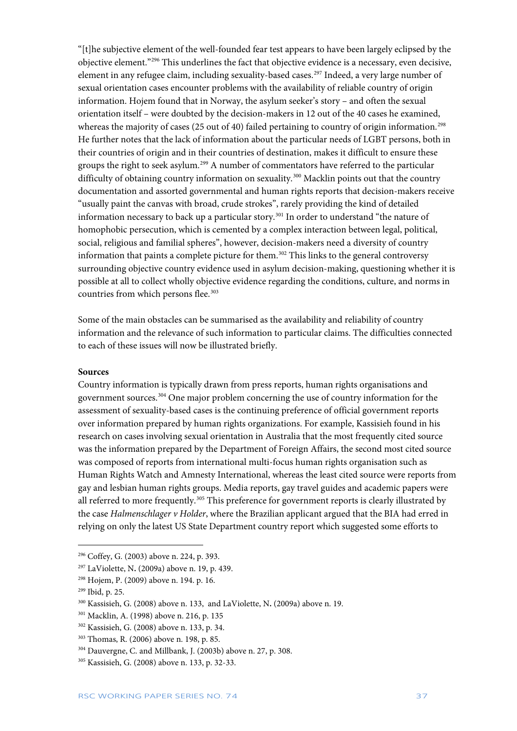"[t]he subjective element of the well-founded fear test appears to have been largely eclipsed by the objective element."[296] This underlines the fact that objective evidence is a necessary, even decisive, element in any refugee claim, including sexuality-based cases.[297] Indeed, a very large number of sexual orientation cases encounter problems with the availability of reliable country of origin information. Hojem found that in Norway, the asylum seeker's story – and often the sexual orientation itself – were doubted by the decision-makers in 12 out of the 40 cases he examined, whereas the majority of cases (25 out of 40) failed pertaining to country of origin information.[298] He further notes that the lack of information about the particular needs of LGBT persons, both in their countries of origin and in their countries of destination, makes it difficult to ensure these groups the right to seek asylum.[299] A number of commentators have referred to the particular difficulty of obtaining country information on sexuality.[300] Macklin points out that the country documentation and assorted governmental and human rights reports that decision-makers receive "usually paint the canvas with broad, crude strokes", rarely providing the kind of detailed information necessary to back up a particular story.[301] In order to understand "the nature of homophobic persecution, which is cemented by a complex interaction between legal, political, social, religious and familial spheres", however, decision-makers need a diversity of country information that paints a complete picture for them.[302] This links to the general controversy surrounding objective country evidence used in asylum decision-making, questioning whether it is possible at all to collect wholly objective evidence regarding the conditions, culture, and norms in countries from which persons flee.[303]

Some of the main obstacles can be summarised as the availability and reliability of country information and the relevance of such information to particular claims. The difficulties connected to each of these issues will now be illustrated briefly.

**Sources**

Country information is typically drawn from press reports, human rights organisations and government sources.[304] One major problem concerning the use of country information for the assessment of sexuality-based cases is the continuing preference of official government reports over information prepared by human rights organizations. For example, Kassisieh found in his research on cases involving sexual orientation in Australia that the most frequently cited source was the information prepared by the Department of Foreign Affairs, the second most cited source was composed of reports from international multi-focus human rights organisation such as Human Rights Watch and Amnesty International, whereas the least cited source were reports from gay and lesbian human rights groups. Media reports, gay travel guides and academic papers were all referred to more frequently.[305] This preference for government reports is clearly illustrated by the case *Halmenschlager v Holder*, where the Brazilian applicant argued that the BIA had erred in relying on only the latest US State Department country report which suggested some efforts to

---

[296] Coffey, G. (2003) above n. 224, p. 393.

[297] LaViolette, N. (2009a) above n. 19, p. 439.

[298] Hojem, P. (2009) above n. 194. p. 16.

[299] Ibid, p. 25.

[300] Kassisieh, G. (2008) above n. 133, and LaViolette, N. (2009a) above n. 19.

[301] Macklin, A. (1998) above n. 216, p. 135

[302] Kassisieh, G. (2008) above n. 133, p. 34.

[303] Thomas, R. (2006) above n. 198, p. 85.

[304] Dauvergne, C. and Millbank, J. (2003b) above n. 27, p. 308.

[305] Kassisieh, G. (2008) above n. 133, p. 32-33.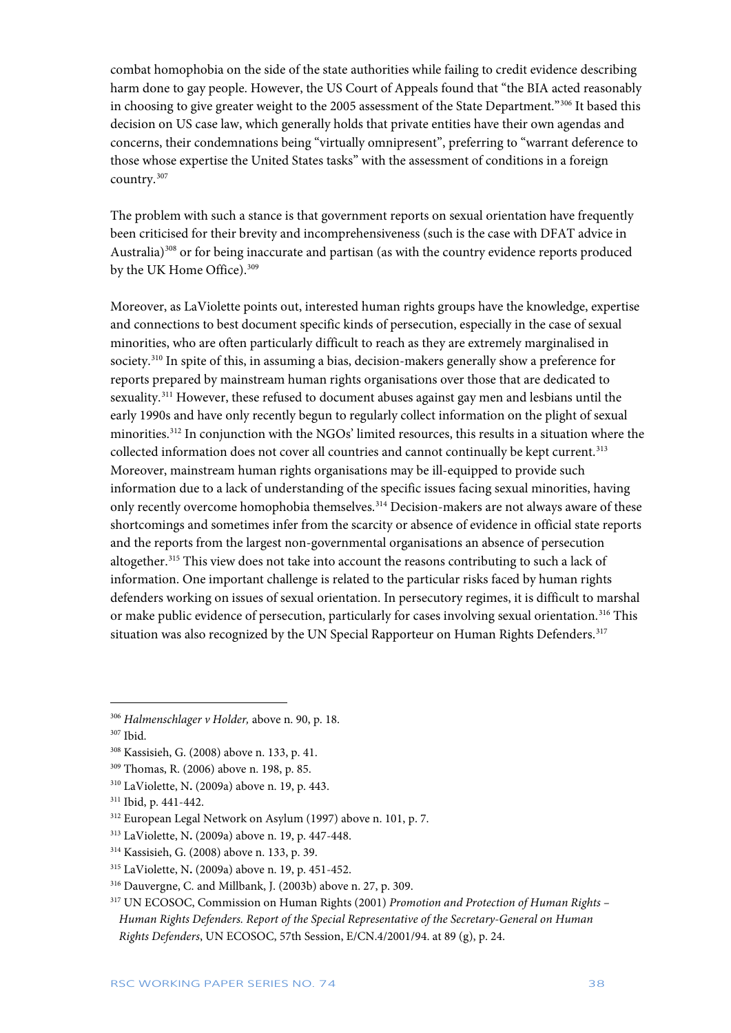combat homophobia on the side of the state authorities while failing to credit evidence describing harm done to gay people. However, the US Court of Appeals found that "the BIA acted reasonably in choosing to give greater weight to the 2005 assessment of the State Department."[306] It based this decision on US case law, which generally holds that private entities have their own agendas and concerns, their condemnations being "virtually omnipresent", preferring to "warrant deference to those whose expertise the United States tasks" with the assessment of conditions in a foreign country.[307]

The problem with such a stance is that government reports on sexual orientation have frequently been criticised for their brevity and incomprehensiveness (such is the case with DFAT advice in Australia)[308] or for being inaccurate and partisan (as with the country evidence reports produced by the UK Home Office).[309]

Moreover, as LaViolette points out, interested human rights groups have the knowledge, expertise and connections to best document specific kinds of persecution, especially in the case of sexual minorities, who are often particularly difficult to reach as they are extremely marginalised in society.[310] In spite of this, in assuming a bias, decision-makers generally show a preference for reports prepared by mainstream human rights organisations over those that are dedicated to sexuality.[311] However, these refused to document abuses against gay men and lesbians until the early 1990s and have only recently begun to regularly collect information on the plight of sexual minorities.[312] In conjunction with the NGOs' limited resources, this results in a situation where the collected information does not cover all countries and cannot continually be kept current.[313] Moreover, mainstream human rights organisations may be ill-equipped to provide such information due to a lack of understanding of the specific issues facing sexual minorities, having only recently overcome homophobia themselves.[314] Decision-makers are not always aware of these shortcomings and sometimes infer from the scarcity or absence of evidence in official state reports and the reports from the largest non-governmental organisations an absence of persecution altogether.[315] This view does not take into account the reasons contributing to such a lack of information. One important challenge is related to the particular risks faced by human rights defenders working on issues of sexual orientation. In persecutory regimes, it is difficult to marshal or make public evidence of persecution, particularly for cases involving sexual orientation.[316] This situation was also recognized by the UN Special Rapporteur on Human Rights Defenders.[317]

---

[306] *Halmenschlager v Holder,* above n. 90, p. 18.

[307] Ibid.

[308] Kassisieh, G. (2008) above n. 133, p. 41.

[309] Thomas, R. (2006) above n. 198, p. 85.

[310] LaViolette, N**.** (2009a) above n. 19, p. 443.

[311] Ibid, p. 441-442.

[312] European Legal Network on Asylum (1997) above n. 101, p. 7.

[313] LaViolette, N**.** (2009a) above n. 19, p. 447-448.

[314] Kassisieh, G. (2008) above n. 133, p. 39.

[315] LaViolette, N**.** (2009a) above n. 19, p. 451-452.

[316] Dauvergne, C. and Millbank, J. (2003b) above n. 27, p. 309.

[317] UN ECOSOC, Commission on Human Rights (2001) *Promotion and Protection of Human Rights – Human Rights Defenders. Report of the Special Representative of the Secretary-General on Human Rights Defenders*, UN ECOSOC, 57th Session, E/CN.4/2001/94. at 89 (g), p. 24.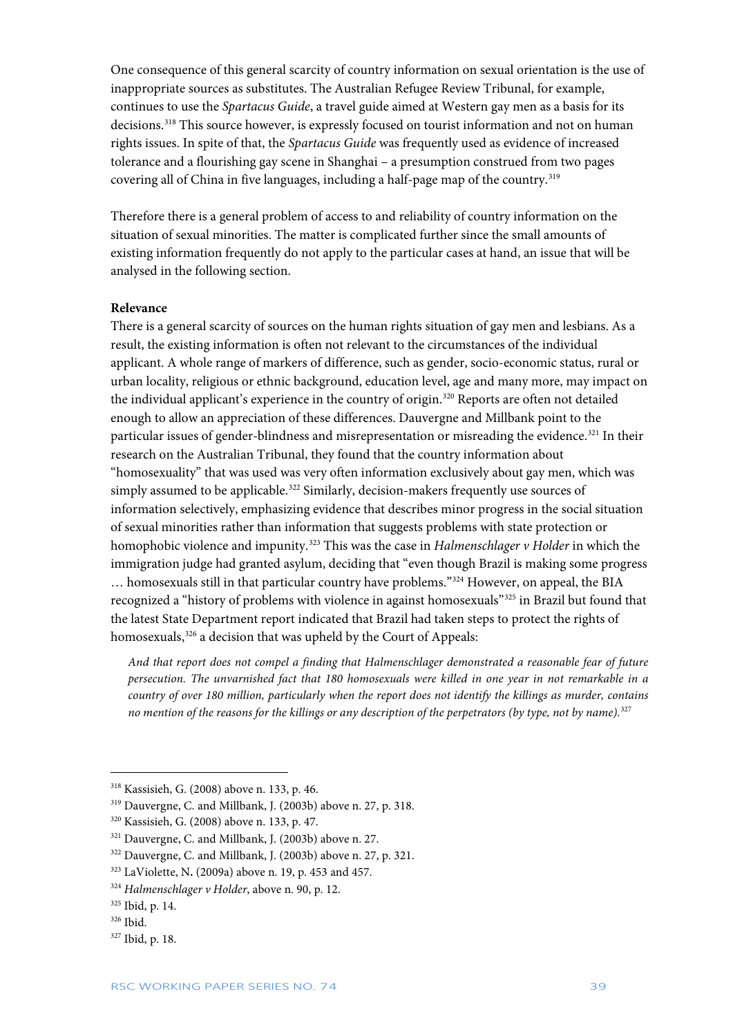One consequence of this general scarcity of country information on sexual orientation is the use of inappropriate sources as substitutes. The Australian Refugee Review Tribunal, for example, continues to use the *Spartacus Guide*, a travel guide aimed at Western gay men as a basis for its decisions.[318] This source however, is expressly focused on tourist information and not on human rights issues. In spite of that, the *Spartacus Guide* was frequently used as evidence of increased tolerance and a flourishing gay scene in Shanghai – a presumption construed from two pages covering all of China in five languages, including a half-page map of the country.[319]

Therefore there is a general problem of access to and reliability of country information on the situation of sexual minorities. The matter is complicated further since the small amounts of existing information frequently do not apply to the particular cases at hand, an issue that will be analysed in the following section.

**Relevance**

There is a general scarcity of sources on the human rights situation of gay men and lesbians. As a result, the existing information is often not relevant to the circumstances of the individual applicant. A whole range of markers of difference, such as gender, socio-economic status, rural or urban locality, religious or ethnic background, education level, age and many more, may impact on the individual applicant's experience in the country of origin.[320] Reports are often not detailed enough to allow an appreciation of these differences. Dauvergne and Millbank point to the particular issues of gender-blindness and misrepresentation or misreading the evidence.[321] In their research on the Australian Tribunal, they found that the country information about "homosexuality" that was used was very often information exclusively about gay men, which was simply assumed to be applicable.[322] Similarly, decision-makers frequently use sources of information selectively, emphasizing evidence that describes minor progress in the social situation of sexual minorities rather than information that suggests problems with state protection or homophobic violence and impunity.[323] This was the case in *Halmenschlager v Holder* in which the immigration judge had granted asylum, deciding that "even though Brazil is making some progress … homosexuals still in that particular country have problems."[324] However, on appeal, the BIA recognized a "history of problems with violence in against homosexuals"[325] in Brazil but found that the latest State Department report indicated that Brazil had taken steps to protect the rights of homosexuals,[326] a decision that was upheld by the Court of Appeals:

> *And that report does not compel a finding that Halmenschlager demonstrated a reasonable fear of future persecution. The unvarnished fact that 180 homosexuals were killed in one year in not remarkable in a country of over 180 million, particularly when the report does not identify the killings as murder, contains no mention of the reasons for the killings or any description of the perpetrators (by type, not by name).*[327]

---

[318] Kassisieh, G. (2008) above n. 133, p. 46.

[319] Dauvergne, C. and Millbank, J. (2003b) above n. 27, p. 318.

[320] Kassisieh, G. (2008) above n. 133, p. 47.

[321] Dauvergne, C. and Millbank, J. (2003b) above n. 27.

[322] Dauvergne, C. and Millbank, J. (2003b) above n. 27, p. 321.

[323] LaViolette, N. (2009a) above n. 19, p. 453 and 457.

[324] *Halmenschlager v Holder*, above n. 90, p. 12.

[325] Ibid, p. 14.

[326] Ibid.

[327] Ibid, p. 18.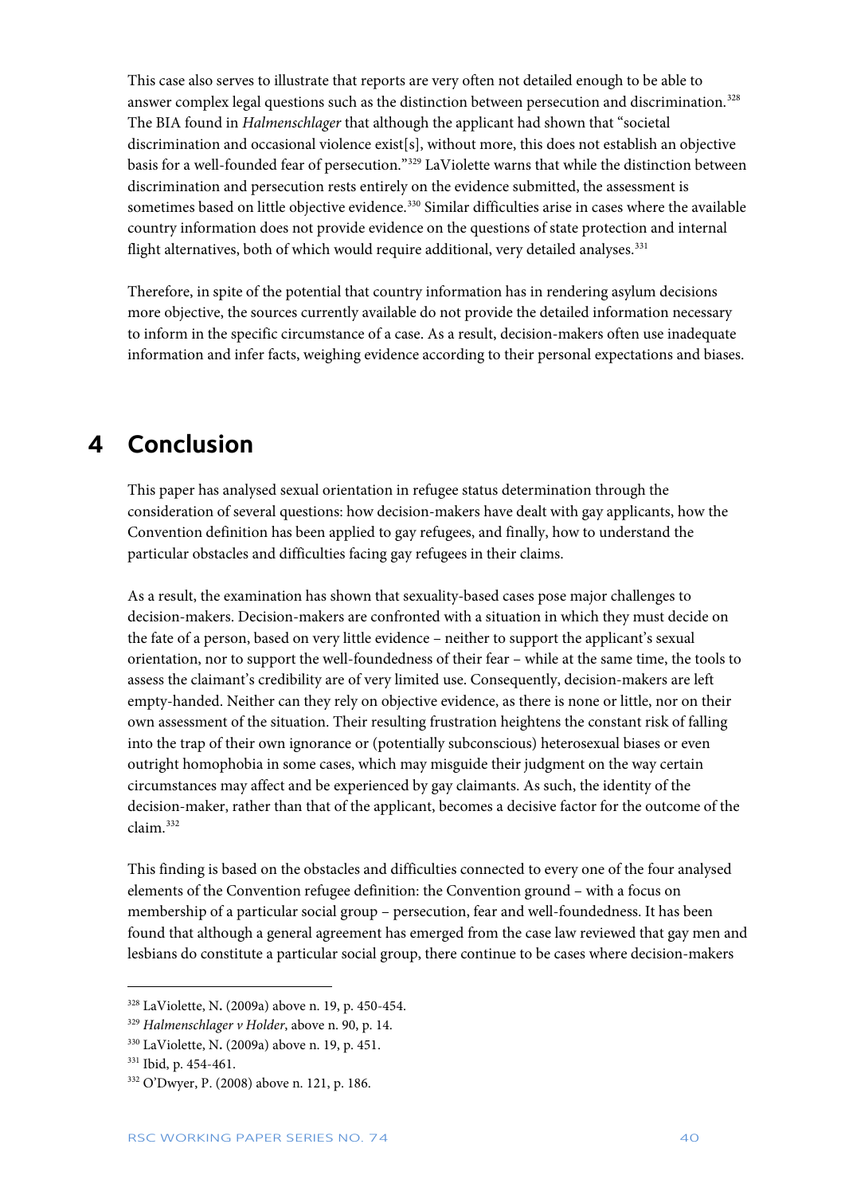This case also serves to illustrate that reports are very often not detailed enough to be able to answer complex legal questions such as the distinction between persecution and discrimination.[328] The BIA found in *Halmenschlager* that although the applicant had shown that "societal discrimination and occasional violence exist[s], without more, this does not establish an objective basis for a well-founded fear of persecution."[329] LaViolette warns that while the distinction between discrimination and persecution rests entirely on the evidence submitted, the assessment is sometimes based on little objective evidence.[330] Similar difficulties arise in cases where the available country information does not provide evidence on the questions of state protection and internal flight alternatives, both of which would require additional, very detailed analyses.[331]

Therefore, in spite of the potential that country information has in rendering asylum decisions more objective, the sources currently available do not provide the detailed information necessary to inform in the specific circumstance of a case. As a result, decision-makers often use inadequate information and infer facts, weighing evidence according to their personal expectations and biases.

# 4 Conclusion

This paper has analysed sexual orientation in refugee status determination through the consideration of several questions: how decision-makers have dealt with gay applicants, how the Convention definition has been applied to gay refugees, and finally, how to understand the particular obstacles and difficulties facing gay refugees in their claims.

As a result, the examination has shown that sexuality-based cases pose major challenges to decision-makers. Decision-makers are confronted with a situation in which they must decide on the fate of a person, based on very little evidence – neither to support the applicant's sexual orientation, nor to support the well-foundedness of their fear – while at the same time, the tools to assess the claimant's credibility are of very limited use. Consequently, decision-makers are left empty-handed. Neither can they rely on objective evidence, as there is none or little, nor on their own assessment of the situation. Their resulting frustration heightens the constant risk of falling into the trap of their own ignorance or (potentially subconscious) heterosexual biases or even outright homophobia in some cases, which may misguide their judgment on the way certain circumstances may affect and be experienced by gay claimants. As such, the identity of the decision-maker, rather than that of the applicant, becomes a decisive factor for the outcome of the claim.[332]

This finding is based on the obstacles and difficulties connected to every one of the four analysed elements of the Convention refugee definition: the Convention ground – with a focus on membership of a particular social group – persecution, fear and well-foundedness. It has been found that although a general agreement has emerged from the case law reviewed that gay men and lesbians do constitute a particular social group, there continue to be cases where decision-makers

---

[328] LaViolette, N. (2009a) above n. 19, p. 450-454.

[329] *Halmenschlager v Holder*, above n. 90, p. 14.

[330] LaViolette, N. (2009a) above n. 19, p. 451.

[331] Ibid, p. 454-461.

[332] O'Dwyer, P. (2008) above n. 121, p. 186.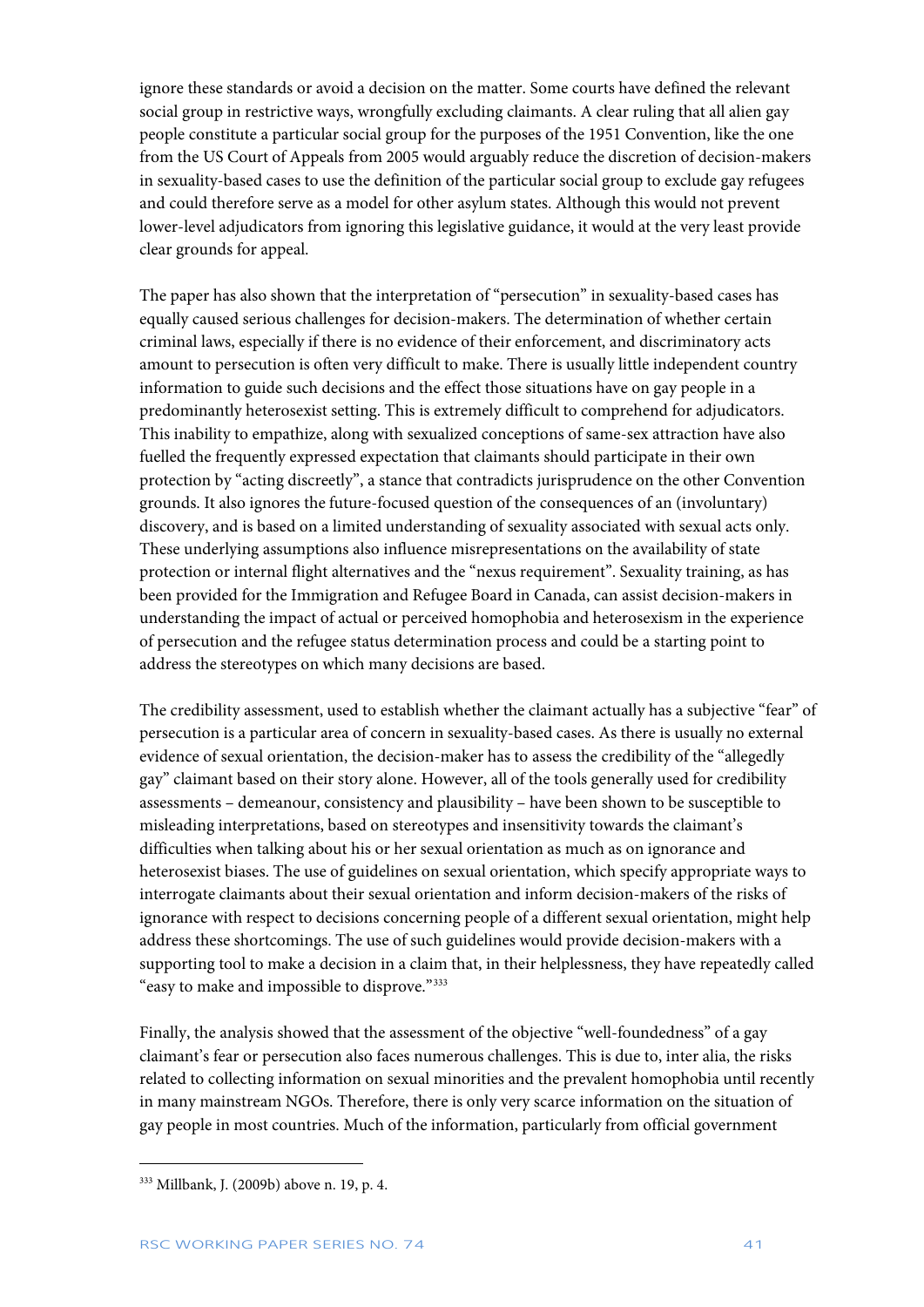ignore these standards or avoid a decision on the matter. Some courts have defined the relevant social group in restrictive ways, wrongfully excluding claimants. A clear ruling that all alien gay people constitute a particular social group for the purposes of the 1951 Convention, like the one from the US Court of Appeals from 2005 would arguably reduce the discretion of decision-makers in sexuality-based cases to use the definition of the particular social group to exclude gay refugees and could therefore serve as a model for other asylum states. Although this would not prevent lower-level adjudicators from ignoring this legislative guidance, it would at the very least provide clear grounds for appeal.

The paper has also shown that the interpretation of "persecution" in sexuality-based cases has equally caused serious challenges for decision-makers. The determination of whether certain criminal laws, especially if there is no evidence of their enforcement, and discriminatory acts amount to persecution is often very difficult to make. There is usually little independent country information to guide such decisions and the effect those situations have on gay people in a predominantly heterosexist setting. This is extremely difficult to comprehend for adjudicators. This inability to empathize, along with sexualized conceptions of same-sex attraction have also fuelled the frequently expressed expectation that claimants should participate in their own protection by "acting discreetly", a stance that contradicts jurisprudence on the other Convention grounds. It also ignores the future-focused question of the consequences of an (involuntary) discovery, and is based on a limited understanding of sexuality associated with sexual acts only. These underlying assumptions also influence misrepresentations on the availability of state protection or internal flight alternatives and the "nexus requirement". Sexuality training, as has been provided for the Immigration and Refugee Board in Canada, can assist decision-makers in understanding the impact of actual or perceived homophobia and heterosexism in the experience of persecution and the refugee status determination process and could be a starting point to address the stereotypes on which many decisions are based.

The credibility assessment, used to establish whether the claimant actually has a subjective "fear" of persecution is a particular area of concern in sexuality-based cases. As there is usually no external evidence of sexual orientation, the decision-maker has to assess the credibility of the "allegedly gay" claimant based on their story alone. However, all of the tools generally used for credibility assessments – demeanour, consistency and plausibility – have been shown to be susceptible to misleading interpretations, based on stereotypes and insensitivity towards the claimant's difficulties when talking about his or her sexual orientation as much as on ignorance and heterosexist biases. The use of guidelines on sexual orientation, which specify appropriate ways to interrogate claimants about their sexual orientation and inform decision-makers of the risks of ignorance with respect to decisions concerning people of a different sexual orientation, might help address these shortcomings. The use of such guidelines would provide decision-makers with a supporting tool to make a decision in a claim that, in their helplessness, they have repeatedly called "easy to make and impossible to disprove."[333]

Finally, the analysis showed that the assessment of the objective "well-foundedness" of a gay claimant's fear or persecution also faces numerous challenges. This is due to, inter alia, the risks related to collecting information on sexual minorities and the prevalent homophobia until recently in many mainstream NGOs. Therefore, there is only very scarce information on the situation of gay people in most countries. Much of the information, particularly from official government

[333] Millbank, J. (2009b) above n. 19, p. 4.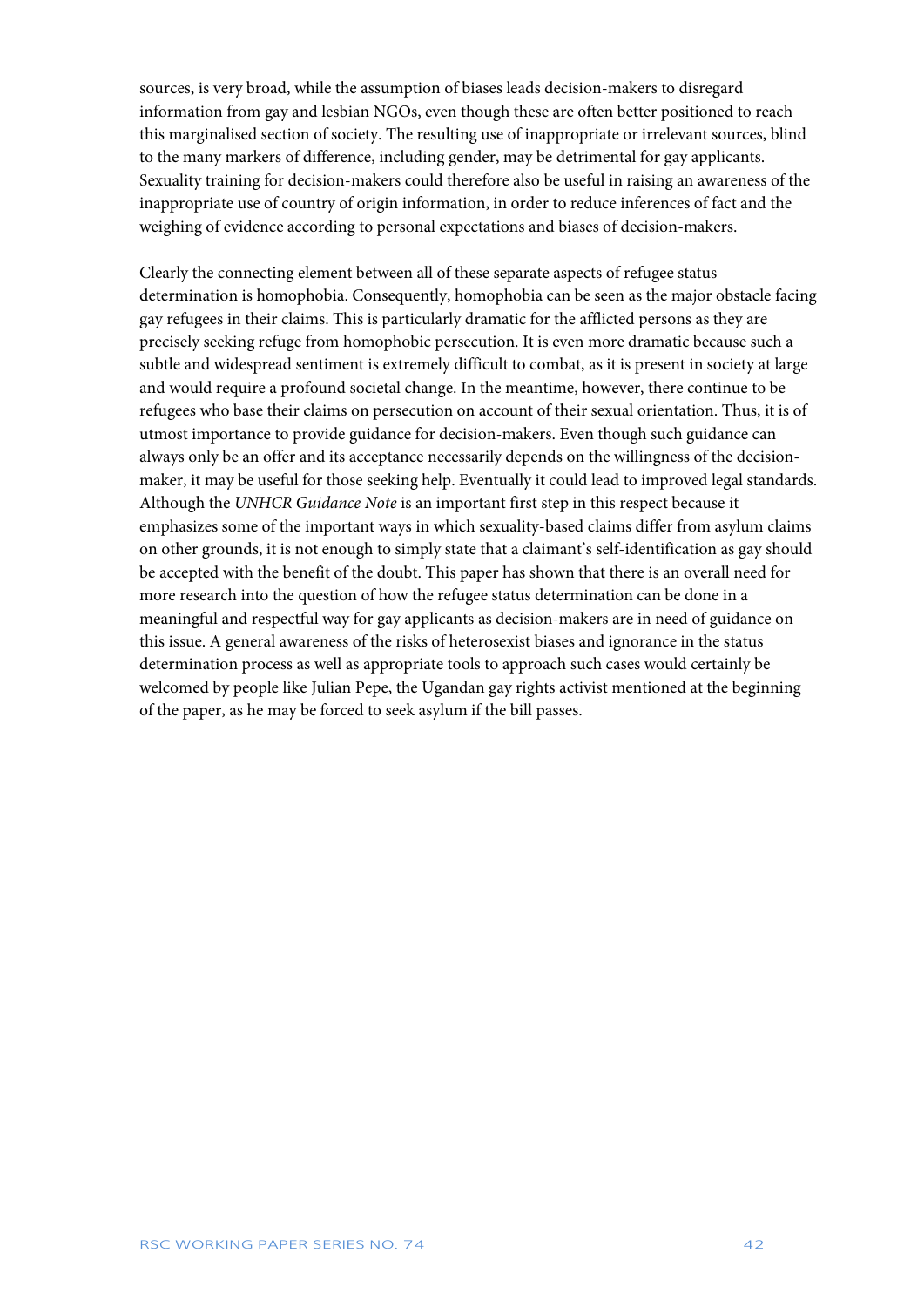sources, is very broad, while the assumption of biases leads decision-makers to disregard information from gay and lesbian NGOs, even though these are often better positioned to reach this marginalised section of society. The resulting use of inappropriate or irrelevant sources, blind to the many markers of difference, including gender, may be detrimental for gay applicants. Sexuality training for decision-makers could therefore also be useful in raising an awareness of the inappropriate use of country of origin information, in order to reduce inferences of fact and the weighing of evidence according to personal expectations and biases of decision-makers.

Clearly the connecting element between all of these separate aspects of refugee status determination is homophobia. Consequently, homophobia can be seen as the major obstacle facing gay refugees in their claims. This is particularly dramatic for the afflicted persons as they are precisely seeking refuge from homophobic persecution. It is even more dramatic because such a subtle and widespread sentiment is extremely difficult to combat, as it is present in society at large and would require a profound societal change. In the meantime, however, there continue to be refugees who base their claims on persecution on account of their sexual orientation. Thus, it is of utmost importance to provide guidance for decision-makers. Even though such guidance can always only be an offer and its acceptance necessarily depends on the willingness of the decision-maker, it may be useful for those seeking help. Eventually it could lead to improved legal standards. Although the *UNHCR Guidance Note* is an important first step in this respect because it emphasizes some of the important ways in which sexuality-based claims differ from asylum claims on other grounds, it is not enough to simply state that a claimant's self-identification as gay should be accepted with the benefit of the doubt. This paper has shown that there is an overall need for more research into the question of how the refugee status determination can be done in a meaningful and respectful way for gay applicants as decision-makers are in need of guidance on this issue. A general awareness of the risks of heterosexist biases and ignorance in the status determination process as well as appropriate tools to approach such cases would certainly be welcomed by people like Julian Pepe, the Ugandan gay rights activist mentioned at the beginning of the paper, as he may be forced to seek asylum if the bill passes.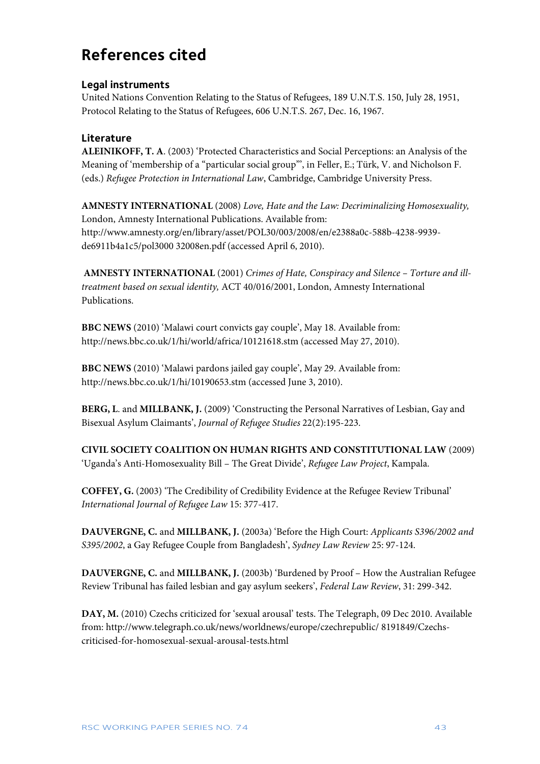# References cited

## Legal instruments

United Nations Convention Relating to the Status of Refugees, 189 U.N.T.S. 150, July 28, 1951, Protocol Relating to the Status of Refugees, 606 U.N.T.S. 267, Dec. 16, 1967.

## Literature

**ALEINIKOFF, T. A**. (2003) 'Protected Characteristics and Social Perceptions: an Analysis of the Meaning of 'membership of a "particular social group"', in Feller, E.; Türk, V. and Nicholson F. (eds.) *Refugee Protection in International Law*, Cambridge, Cambridge University Press.

**AMNESTY INTERNATIONAL** (2008) *Love, Hate and the Law: Decriminalizing Homosexuality,* London, Amnesty International Publications. Available from: http://www.amnesty.org/en/library/asset/POL30/003/2008/en/e2388a0c-588b-4238-9939-de6911b4a1c5/pol3000 32008en.pdf (accessed April 6, 2010).

**AMNESTY INTERNATIONAL** (2001) *Crimes of Hate, Conspiracy and Silence – Torture and ill-treatment based on sexual identity,* ACT 40/016/2001, London, Amnesty International Publications.

**BBC NEWS** (2010) 'Malawi court convicts gay couple', May 18. Available from: http://news.bbc.co.uk/1/hi/world/africa/10121618.stm (accessed May 27, 2010).

**BBC NEWS** (2010) 'Malawi pardons jailed gay couple', May 29. Available from: http://news.bbc.co.uk/1/hi/10190653.stm (accessed June 3, 2010).

**BERG, L**. and **MILLBANK, J.** (2009) 'Constructing the Personal Narratives of Lesbian, Gay and Bisexual Asylum Claimants', *Journal of Refugee Studies* 22(2):195-223.

**CIVIL SOCIETY COALITION ON HUMAN RIGHTS AND CONSTITUTIONAL LAW** (2009) 'Uganda's Anti-Homosexuality Bill – The Great Divide', *Refugee Law Project*, Kampala.

**COFFEY, G.** (2003) 'The Credibility of Credibility Evidence at the Refugee Review Tribunal' *International Journal of Refugee Law* 15: 377-417.

**DAUVERGNE, C.** and **MILLBANK, J.** (2003a) 'Before the High Court: *Applicants S396/2002 and S395/2002*, a Gay Refugee Couple from Bangladesh', *Sydney Law Review* 25: 97-124.

**DAUVERGNE, C.** and **MILLBANK, J.** (2003b) 'Burdened by Proof – How the Australian Refugee Review Tribunal has failed lesbian and gay asylum seekers', *Federal Law Review*, 31: 299-342.

**DAY, M.** (2010) Czechs criticized for 'sexual arousal' tests. The Telegraph, 09 Dec 2010. Available from: http://www.telegraph.co.uk/news/worldnews/europe/czechrepublic/ 8191849/Czechs-criticised-for-homosexual-sexual-arousal-tests.html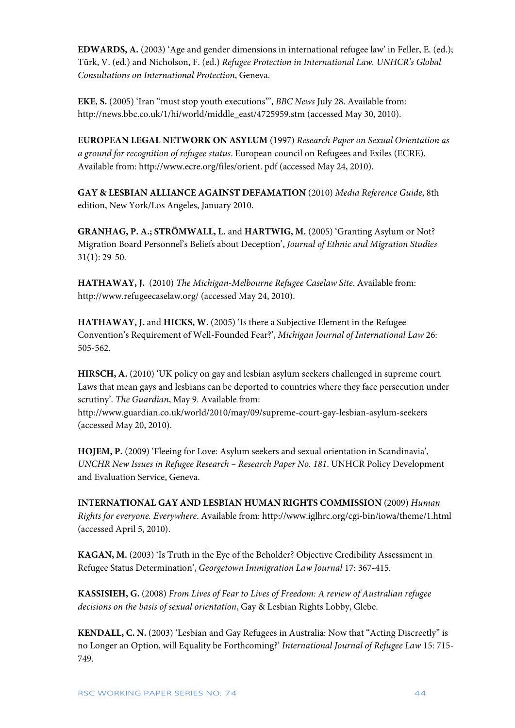**EDWARDS, A.** (2003) 'Age and gender dimensions in international refugee law' in Feller, E. (ed.); Türk, V. (ed.) and Nicholson, F. (ed.) *Refugee Protection in International Law. UNHCR's Global Consultations on International Protection*, Geneva.

**EKE**, **S.** (2005) 'Iran "must stop youth executions"', *BBC News* July 28. Available from: http://news.bbc.co.uk/1/hi/world/middle_east/4725959.stm (accessed May 30, 2010).

**EUROPEAN LEGAL NETWORK ON ASYLUM** (1997) *Research Paper on Sexual Orientation as a ground for recognition of refugee status*. European council on Refugees and Exiles (ECRE). Available from: http://www.ecre.org/files/orient. pdf (accessed May 24, 2010).

**GAY & LESBIAN ALLIANCE AGAINST DEFAMATION** (2010) *Media Reference Guide*, 8th edition, New York/Los Angeles, January 2010.

**GRANHAG, P. A.; STRÖMWALL, L.** and **HARTWIG, M.** (2005) 'Granting Asylum or Not? Migration Board Personnel's Beliefs about Deception', *Journal of Ethnic and Migration Studies* 31(1): 29-50.

**HATHAWAY, J.** (2010) *The Michigan-Melbourne Refugee Caselaw Site*. Available from: http://www.refugeecaselaw.org/ (accessed May 24, 2010).

**HATHAWAY, J.** and **HICKS, W.** (2005) 'Is there a Subjective Element in the Refugee Convention's Requirement of Well-Founded Fear?', *Michigan Journal of International Law* 26: 505-562.

**HIRSCH, A.** (2010) 'UK policy on gay and lesbian asylum seekers challenged in supreme court. Laws that mean gays and lesbians can be deported to countries where they face persecution under scrutiny'. *The Guardian*, May 9. Available from: http://www.guardian.co.uk/world/2010/may/09/supreme-court-gay-lesbian-asylum-seekers (accessed May 20, 2010).

**HOJEM, P.** (2009) 'Fleeing for Love: Asylum seekers and sexual orientation in Scandinavia', *UNCHR New Issues in Refugee Research – Research Paper No. 181*. UNHCR Policy Development and Evaluation Service, Geneva.

**INTERNATIONAL GAY AND LESBIAN HUMAN RIGHTS COMMISSION** (2009) *Human Rights for everyone. Everywhere*. Available from: http://www.iglhrc.org/cgi-bin/iowa/theme/1.html (accessed April 5, 2010).

**KAGAN, M.** (2003) 'Is Truth in the Eye of the Beholder? Objective Credibility Assessment in Refugee Status Determination', *Georgetown Immigration Law Journal* 17: 367-415.

**KASSISIEH, G.** (2008) *From Lives of Fear to Lives of Freedom: A review of Australian refugee decisions on the basis of sexual orientation*, Gay & Lesbian Rights Lobby, Glebe.

**KENDALL, C. N.** (2003) 'Lesbian and Gay Refugees in Australia: Now that "Acting Discreetly" is no Longer an Option, will Equality be Forthcoming?' *International Journal of Refugee Law* 15: 715-749.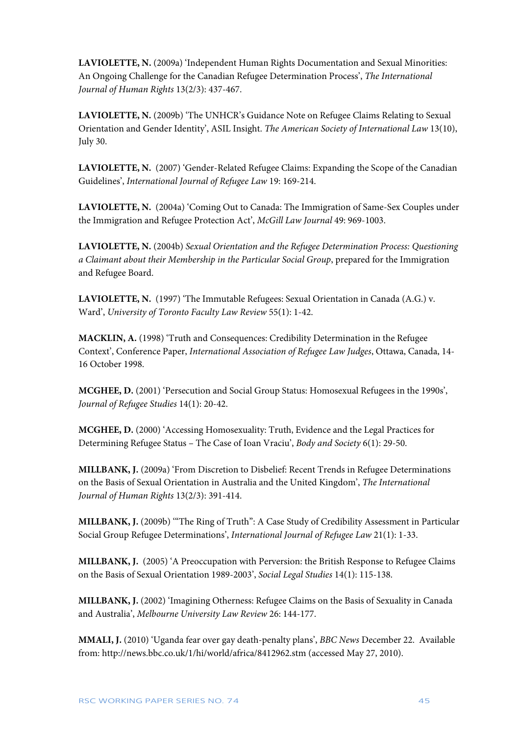**LAVIOLETTE, N.** (2009a) 'Independent Human Rights Documentation and Sexual Minorities: An Ongoing Challenge for the Canadian Refugee Determination Process', *The International Journal of Human Rights* 13(2/3): 437-467.

**LAVIOLETTE, N.** (2009b) 'The UNHCR's Guidance Note on Refugee Claims Relating to Sexual Orientation and Gender Identity', ASIL Insight. *The American Society of International Law* 13(10), July 30.

**LAVIOLETTE, N.** (2007) 'Gender-Related Refugee Claims: Expanding the Scope of the Canadian Guidelines', *International Journal of Refugee Law* 19: 169-214.

**LAVIOLETTE, N.** (2004a) 'Coming Out to Canada: The Immigration of Same-Sex Couples under the Immigration and Refugee Protection Act', *McGill Law Journal* 49: 969-1003.

**LAVIOLETTE, N.** (2004b) *Sexual Orientation and the Refugee Determination Process: Questioning a Claimant about their Membership in the Particular Social Group*, prepared for the Immigration and Refugee Board.

**LAVIOLETTE, N.** (1997) 'The Immutable Refugees: Sexual Orientation in Canada (A.G.) v. Ward', *University of Toronto Faculty Law Review* 55(1): 1-42.

**MACKLIN, A.** (1998) 'Truth and Consequences: Credibility Determination in the Refugee Context', Conference Paper, *International Association of Refugee Law Judges*, Ottawa, Canada, 14-16 October 1998.

**MCGHEE, D.** (2001) 'Persecution and Social Group Status: Homosexual Refugees in the 1990s', *Journal of Refugee Studies* 14(1): 20-42.

**MCGHEE, D.** (2000) 'Accessing Homosexuality: Truth, Evidence and the Legal Practices for Determining Refugee Status – The Case of Ioan Vraciu', *Body and Society* 6(1): 29-50.

**MILLBANK, J.** (2009a) 'From Discretion to Disbelief: Recent Trends in Refugee Determinations on the Basis of Sexual Orientation in Australia and the United Kingdom', *The International Journal of Human Rights* 13(2/3): 391-414.

**MILLBANK, J.** (2009b) '"The Ring of Truth": A Case Study of Credibility Assessment in Particular Social Group Refugee Determinations', *International Journal of Refugee Law* 21(1): 1-33.

**MILLBANK, J.** (2005) 'A Preoccupation with Perversion: the British Response to Refugee Claims on the Basis of Sexual Orientation 1989-2003', *Social Legal Studies* 14(1): 115-138.

**MILLBANK, J.** (2002) 'Imagining Otherness: Refugee Claims on the Basis of Sexuality in Canada and Australia', *Melbourne University Law Review* 26: 144-177.

**MMALI, J.** (2010) 'Uganda fear over gay death-penalty plans', *BBC News* December 22. Available from: http://news.bbc.co.uk/1/hi/world/africa/8412962.stm (accessed May 27, 2010).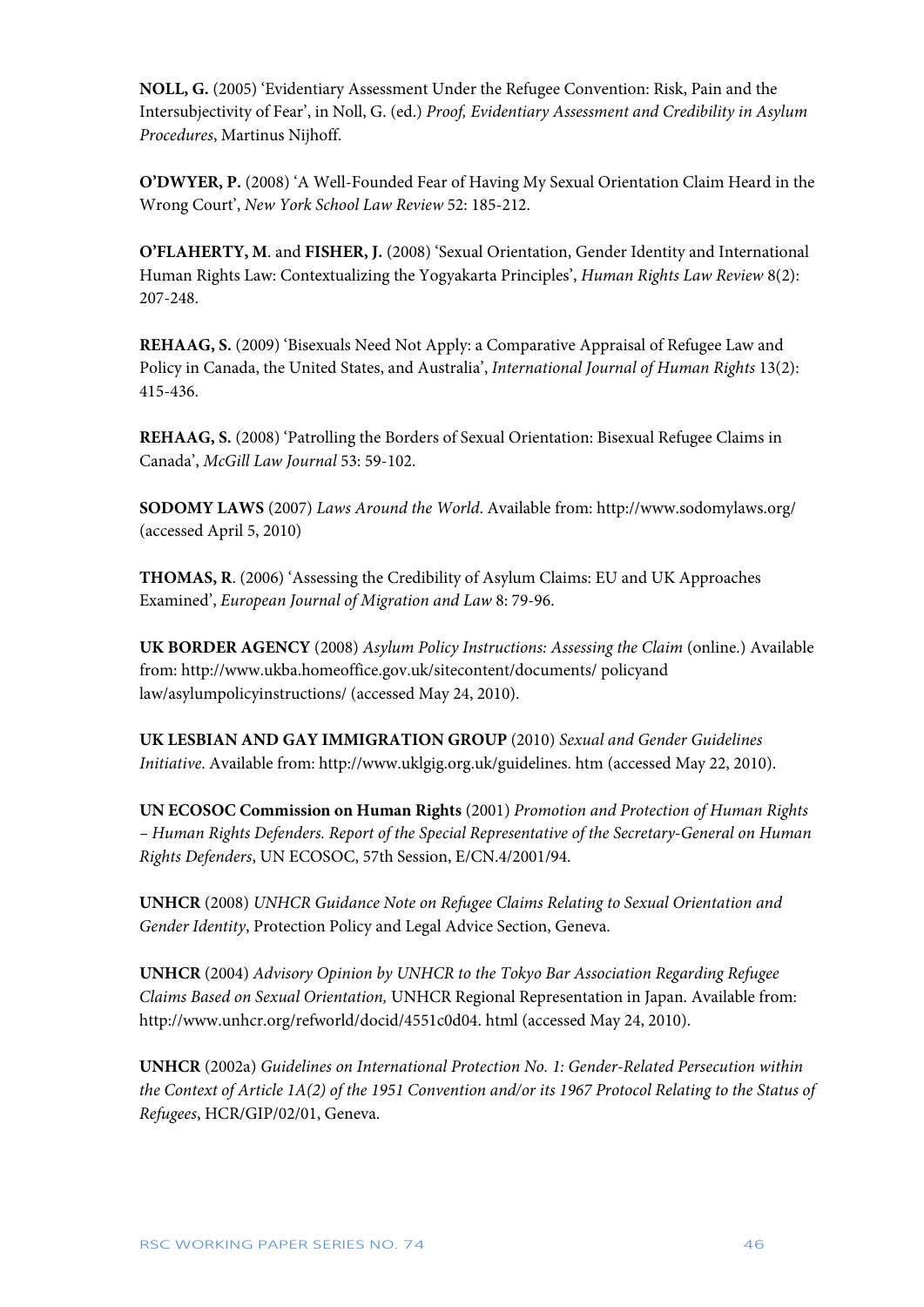**NOLL, G.** (2005) 'Evidentiary Assessment Under the Refugee Convention: Risk, Pain and the Intersubjectivity of Fear', in Noll, G. (ed.) *Proof, Evidentiary Assessment and Credibility in Asylum Procedures*, Martinus Nijhoff.

**O'DWYER, P.** (2008) 'A Well-Founded Fear of Having My Sexual Orientation Claim Heard in the Wrong Court', *New York School Law Review* 52: 185-212.

**O'FLAHERTY, M**. and **FISHER, J.** (2008) 'Sexual Orientation, Gender Identity and International Human Rights Law: Contextualizing the Yogyakarta Principles', *Human Rights Law Review* 8(2): 207-248.

**REHAAG, S.** (2009) 'Bisexuals Need Not Apply: a Comparative Appraisal of Refugee Law and Policy in Canada, the United States, and Australia', *International Journal of Human Rights* 13(2): 415-436.

**REHAAG, S.** (2008) 'Patrolling the Borders of Sexual Orientation: Bisexual Refugee Claims in Canada', *McGill Law Journal* 53: 59-102.

**SODOMY LAWS** (2007) *Laws Around the World*. Available from: http://www.sodomylaws.org/ (accessed April 5, 2010)

**THOMAS, R**. (2006) 'Assessing the Credibility of Asylum Claims: EU and UK Approaches Examined', *European Journal of Migration and Law* 8: 79-96.

**UK BORDER AGENCY** (2008) *Asylum Policy Instructions: Assessing the Claim* (online.) Available from: http://www.ukba.homeoffice.gov.uk/sitecontent/documents/ policyand law/asylumpolicyinstructions/ (accessed May 24, 2010).

**UK LESBIAN AND GAY IMMIGRATION GROUP** (2010) *Sexual and Gender Guidelines Initiative*. Available from: http://www.uklgig.org.uk/guidelines. htm (accessed May 22, 2010).

**UN ECOSOC Commission on Human Rights** (2001) *Promotion and Protection of Human Rights – Human Rights Defenders. Report of the Special Representative of the Secretary-General on Human Rights Defenders*, UN ECOSOC, 57th Session, E/CN.4/2001/94.

**UNHCR** (2008) *UNHCR Guidance Note on Refugee Claims Relating to Sexual Orientation and Gender Identity*, Protection Policy and Legal Advice Section, Geneva.

**UNHCR** (2004) *Advisory Opinion by UNHCR to the Tokyo Bar Association Regarding Refugee Claims Based on Sexual Orientation,* UNHCR Regional Representation in Japan. Available from: http://www.unhcr.org/refworld/docid/4551c0d04. html (accessed May 24, 2010).

**UNHCR** (2002a) *Guidelines on International Protection No. 1: Gender-Related Persecution within the Context of Article 1A(2) of the 1951 Convention and/or its 1967 Protocol Relating to the Status of Refugees*, HCR/GIP/02/01, Geneva.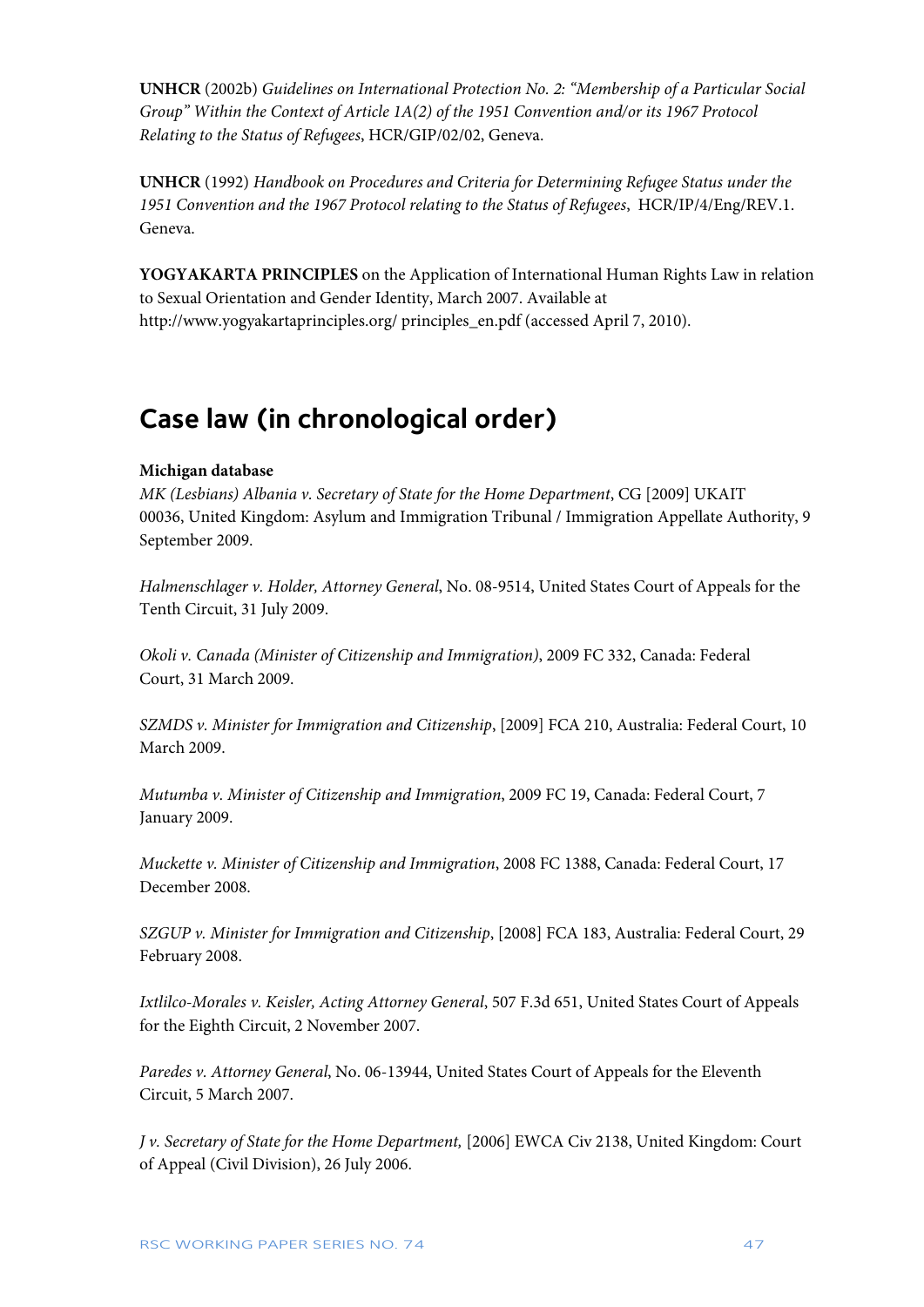**UNHCR** (2002b) *Guidelines on International Protection No. 2: "Membership of a Particular Social Group" Within the Context of Article 1A(2) of the 1951 Convention and/or its 1967 Protocol Relating to the Status of Refugees*, HCR/GIP/02/02, Geneva.

**UNHCR** (1992) *Handbook on Procedures and Criteria for Determining Refugee Status under the 1951 Convention and the 1967 Protocol relating to the Status of Refugees*, HCR/IP/4/Eng/REV.1. Geneva.

**YOGYAKARTA PRINCIPLES** on the Application of International Human Rights Law in relation to Sexual Orientation and Gender Identity, March 2007. Available at http://www.yogyakartaprinciples.org/ principles_en.pdf (accessed April 7, 2010).

## Case law (in chronological order)

**Michigan database**

*MK (Lesbians) Albania v. Secretary of State for the Home Department*, CG [2009] UKAIT 00036, United Kingdom: Asylum and Immigration Tribunal / Immigration Appellate Authority, 9 September 2009.

*Halmenschlager v. Holder, Attorney General*, No. 08-9514, United States Court of Appeals for the Tenth Circuit, 31 July 2009.

*Okoli v. Canada (Minister of Citizenship and Immigration)*, 2009 FC 332, Canada: Federal Court, 31 March 2009.

*SZMDS v. Minister for Immigration and Citizenship*, [2009] FCA 210, Australia: Federal Court, 10 March 2009.

*Mutumba v. Minister of Citizenship and Immigration*, 2009 FC 19, Canada: Federal Court, 7 January 2009.

*Muckette v. Minister of Citizenship and Immigration*, 2008 FC 1388, Canada: Federal Court, 17 December 2008.

*SZGUP v. Minister for Immigration and Citizenship*, [2008] FCA 183, Australia: Federal Court, 29 February 2008.

*Ixtlilco-Morales v. Keisler, Acting Attorney General*, 507 F.3d 651, United States Court of Appeals for the Eighth Circuit, 2 November 2007.

*Paredes v. Attorney General*, No. 06-13944, United States Court of Appeals for the Eleventh Circuit, 5 March 2007.

*J v. Secretary of State for the Home Department,* [2006] EWCA Civ 2138, United Kingdom: Court of Appeal (Civil Division), 26 July 2006.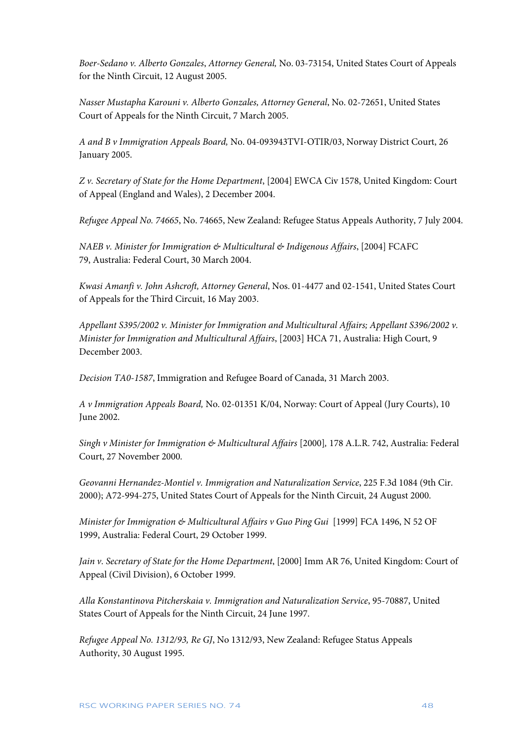*Boer-Sedano v. Alberto Gonzales*, *Attorney General,* No. 03-73154, United States Court of Appeals for the Ninth Circuit, 12 August 2005.

*Nasser Mustapha Karouni v. Alberto Gonzales, Attorney General*, No. 02-72651, United States Court of Appeals for the Ninth Circuit, 7 March 2005.

*A and B v Immigration Appeals Board,* No. 04-093943TVI-OTIR/03, Norway District Court, 26 January 2005.

*Z v. Secretary of State for the Home Department*, [2004] EWCA Civ 1578, United Kingdom: Court of Appeal (England and Wales), 2 December 2004.

*Refugee Appeal No. 74665*, No. 74665, New Zealand: Refugee Status Appeals Authority, 7 July 2004.

*NAEB v. Minister for Immigration & Multicultural & Indigenous Affairs*, [2004] FCAFC 79, Australia: Federal Court, 30 March 2004.

*Kwasi Amanfi v. John Ashcroft, Attorney General*, Nos. 01-4477 and 02-1541, United States Court of Appeals for the Third Circuit, 16 May 2003.

*Appellant S395/2002 v. Minister for Immigration and Multicultural Affairs; Appellant S396/2002 v. Minister for Immigration and Multicultural Affairs*, [2003] HCA 71, Australia: High Court, 9 December 2003.

*Decision TA0-1587*, Immigration and Refugee Board of Canada, 31 March 2003.

*A v Immigration Appeals Board,* No. 02-01351 K/04, Norway: Court of Appeal (Jury Courts), 10 June 2002.

*Singh v Minister for Immigration & Multicultural Affairs* [2000]*,* 178 A.L.R. 742, Australia: Federal Court, 27 November 2000.

*Geovanni Hernandez-Montiel v. Immigration and Naturalization Service*, 225 F.3d 1084 (9th Cir. 2000); A72-994-275, United States Court of Appeals for the Ninth Circuit, 24 August 2000.

*Minister for Immigration & Multicultural Affairs v Guo Ping Gui* [1999] FCA 1496, N 52 OF 1999, Australia: Federal Court, 29 October 1999.

*Jain v. Secretary of State for the Home Department*, [2000] Imm AR 76, United Kingdom: Court of Appeal (Civil Division), 6 October 1999.

*Alla Konstantinova Pitcherskaia v. Immigration and Naturalization Service*, 95-70887, United States Court of Appeals for the Ninth Circuit, 24 June 1997.

*Refugee Appeal No. 1312/93, Re GJ*, No 1312/93, New Zealand: Refugee Status Appeals Authority, 30 August 1995.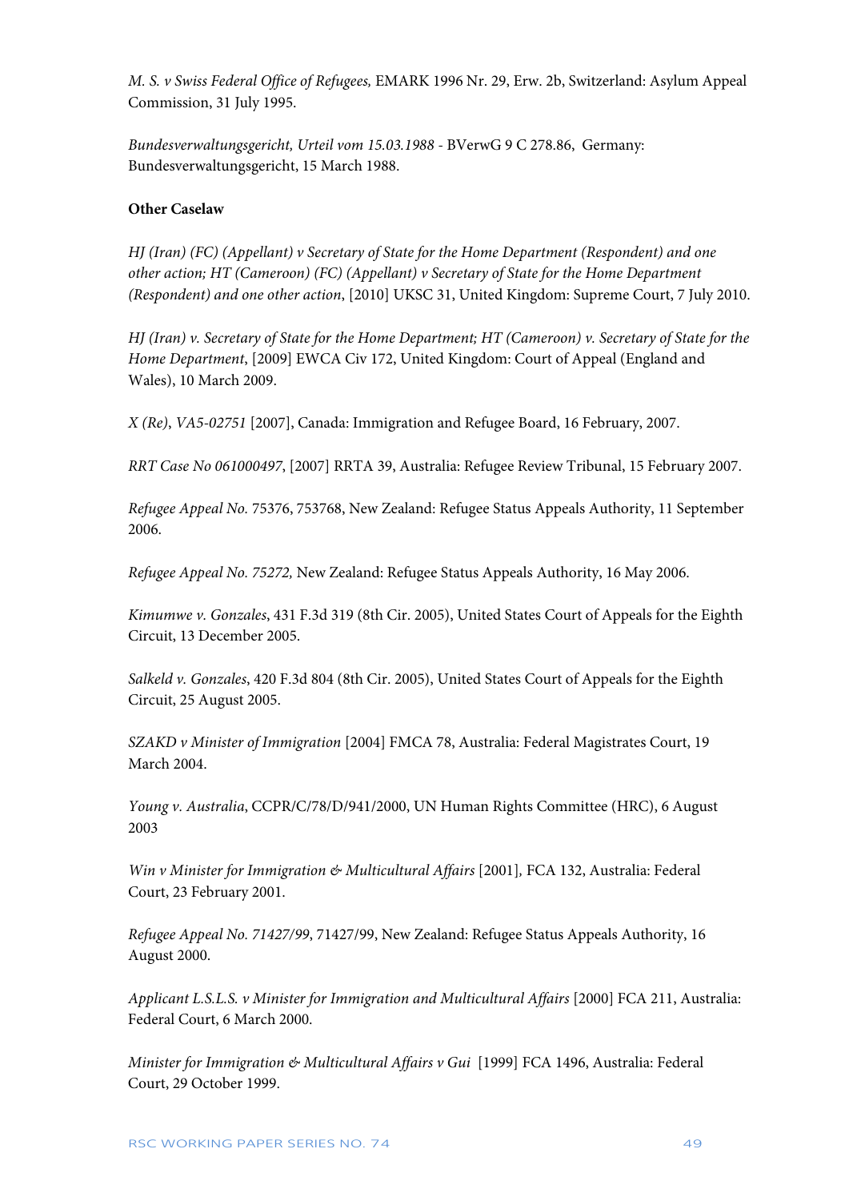*M. S. v Swiss Federal Office of Refugees,* EMARK 1996 Nr. 29, Erw. 2b, Switzerland: Asylum Appeal Commission, 31 July 1995.

*Bundesverwaltungsgericht, Urteil vom 15.03.1988* - BVerwG 9 C 278.86, Germany: Bundesverwaltungsgericht, 15 March 1988.

**Other Caselaw**

*HJ (Iran) (FC) (Appellant) v Secretary of State for the Home Department (Respondent) and one other action; HT (Cameroon) (FC) (Appellant) v Secretary of State for the Home Department (Respondent) and one other action*, [2010] UKSC 31, United Kingdom: Supreme Court, 7 July 2010.

*HJ (Iran) v. Secretary of State for the Home Department; HT (Cameroon) v. Secretary of State for the Home Department*, [2009] EWCA Civ 172, United Kingdom: Court of Appeal (England and Wales), 10 March 2009.

*X (Re)*, *VA5-02751* [2007], Canada: Immigration and Refugee Board, 16 February, 2007.

*RRT Case No 061000497*, [2007] RRTA 39, Australia: Refugee Review Tribunal, 15 February 2007.

*Refugee Appeal No.* 75376, 753768, New Zealand: Refugee Status Appeals Authority, 11 September 2006.

*Refugee Appeal No. 75272,* New Zealand: Refugee Status Appeals Authority, 16 May 2006.

*Kimumwe v. Gonzales*, 431 F.3d 319 (8th Cir. 2005), United States Court of Appeals for the Eighth Circuit, 13 December 2005.

*Salkeld v. Gonzales*, 420 F.3d 804 (8th Cir. 2005), United States Court of Appeals for the Eighth Circuit, 25 August 2005.

*SZAKD v Minister of Immigration* [2004] FMCA 78, Australia: Federal Magistrates Court, 19 March 2004.

*Young v. Australia*, CCPR/C/78/D/941/2000, UN Human Rights Committee (HRC), 6 August 2003

*Win v Minister for Immigration & Multicultural Affairs* [2001]*,* FCA 132, Australia: Federal Court, 23 February 2001.

*Refugee Appeal No. 71427/99*, 71427/99, New Zealand: Refugee Status Appeals Authority, 16 August 2000.

*Applicant L.S.L.S. v Minister for Immigration and Multicultural Affairs* [2000] FCA 211, Australia: Federal Court, 6 March 2000.

*Minister for Immigration & Multicultural Affairs v Gui* [1999] FCA 1496, Australia: Federal Court, 29 October 1999.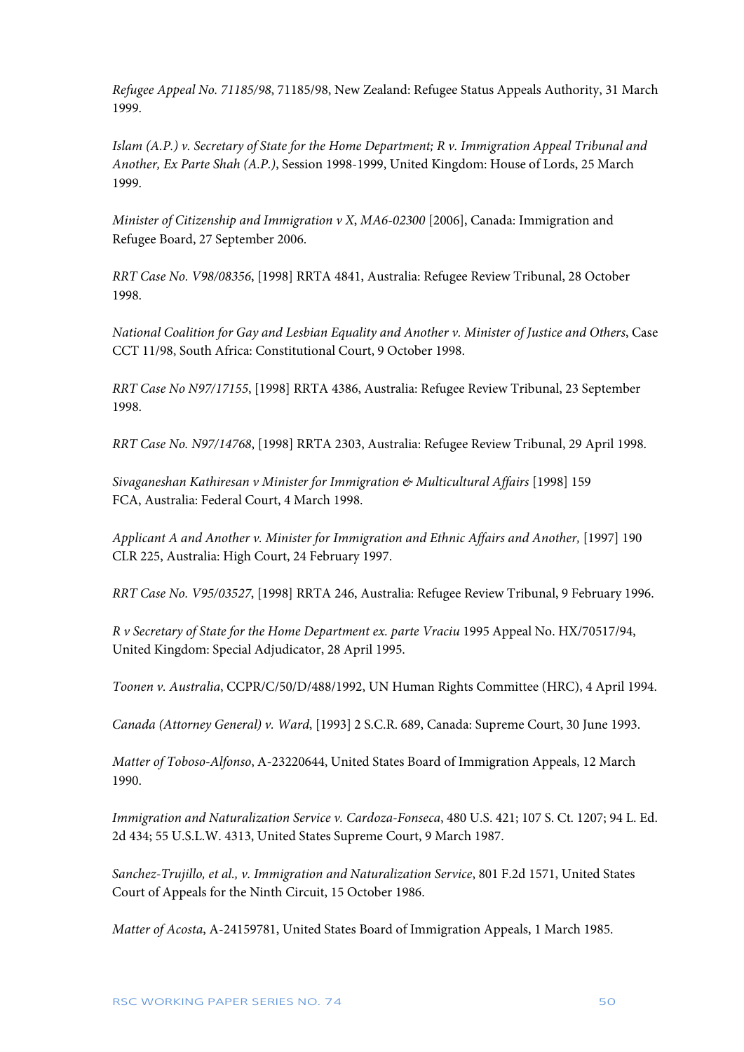*Refugee Appeal No. 71185/98*, 71185/98, New Zealand: Refugee Status Appeals Authority, 31 March 1999.

*Islam (A.P.) v. Secretary of State for the Home Department; R v. Immigration Appeal Tribunal and Another, Ex Parte Shah (A.P.)*, Session 1998-1999, United Kingdom: House of Lords, 25 March 1999.

*Minister of Citizenship and Immigration v X*, *MA6-02300* [2006], Canada: Immigration and Refugee Board, 27 September 2006.

*RRT Case No. V98/08356*, [1998] RRTA 4841, Australia: Refugee Review Tribunal, 28 October 1998.

*National Coalition for Gay and Lesbian Equality and Another v. Minister of Justice and Others*, Case CCT 11/98, South Africa: Constitutional Court, 9 October 1998.

*RRT Case No N97/17155*, [1998] RRTA 4386, Australia: Refugee Review Tribunal, 23 September 1998.

*RRT Case No. N97/14768*, [1998] RRTA 2303, Australia: Refugee Review Tribunal, 29 April 1998.

*Sivaganeshan Kathiresan v Minister for Immigration & Multicultural Affairs* [1998] 159 FCA, Australia: Federal Court, 4 March 1998.

*Applicant A and Another v. Minister for Immigration and Ethnic Affairs and Another,* [1997] 190 CLR 225, Australia: High Court, 24 February 1997.

*RRT Case No. V95/03527*, [1998] RRTA 246, Australia: Refugee Review Tribunal, 9 February 1996.

*R v Secretary of State for the Home Department ex. parte Vraciu* 1995 Appeal No. HX/70517/94, United Kingdom: Special Adjudicator, 28 April 1995.

*Toonen v. Australia*, CCPR/C/50/D/488/1992, UN Human Rights Committee (HRC), 4 April 1994.

*Canada (Attorney General) v. Ward*, [1993] 2 S.C.R. 689, Canada: Supreme Court, 30 June 1993.

*Matter of Toboso-Alfonso*, A-23220644, United States Board of Immigration Appeals, 12 March 1990.

*Immigration and Naturalization Service v. Cardoza-Fonseca*, 480 U.S. 421; 107 S. Ct. 1207; 94 L. Ed. 2d 434; 55 U.S.L.W. 4313, United States Supreme Court, 9 March 1987.

*Sanchez-Trujillo, et al., v. Immigration and Naturalization Service*, 801 F.2d 1571, United States Court of Appeals for the Ninth Circuit, 15 October 1986.

*Matter of Acosta*, A-24159781, United States Board of Immigration Appeals, 1 March 1985.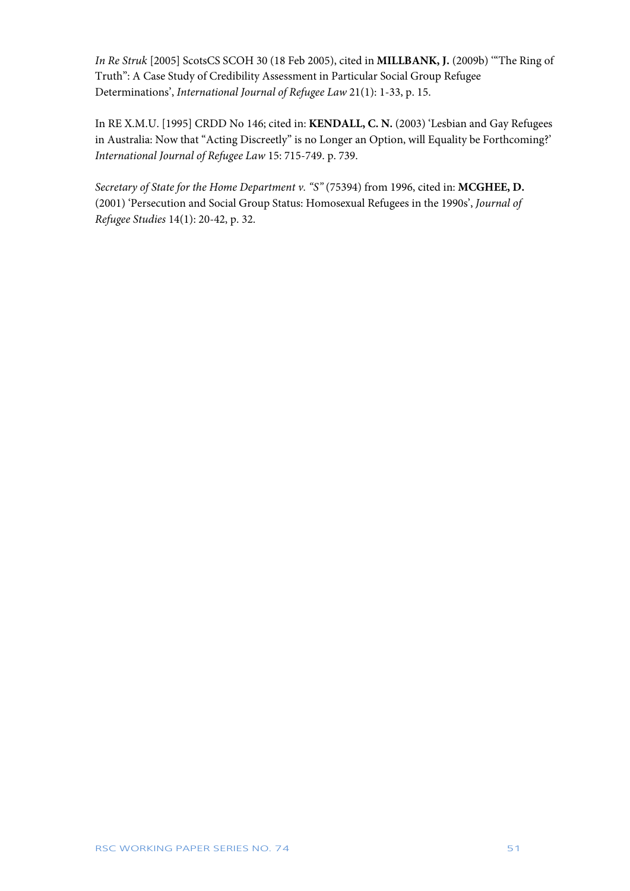*In Re Struk* [2005] ScotsCS SCOH 30 (18 Feb 2005), cited in **MILLBANK, J.** (2009b) '"The Ring of Truth": A Case Study of Credibility Assessment in Particular Social Group Refugee Determinations', *International Journal of Refugee Law* 21(1): 1-33, p. 15.

In RE X.M.U. [1995] CRDD No 146; cited in: **KENDALL, C. N.** (2003) 'Lesbian and Gay Refugees in Australia: Now that "Acting Discreetly" is no Longer an Option, will Equality be Forthcoming?' *International Journal of Refugee Law* 15: 715-749. p. 739.

*Secretary of State for the Home Department v. "S"* (75394) from 1996, cited in: **MCGHEE, D.** (2001) 'Persecution and Social Group Status: Homosexual Refugees in the 1990s', *Journal of Refugee Studies* 14(1): 20-42, p. 32.